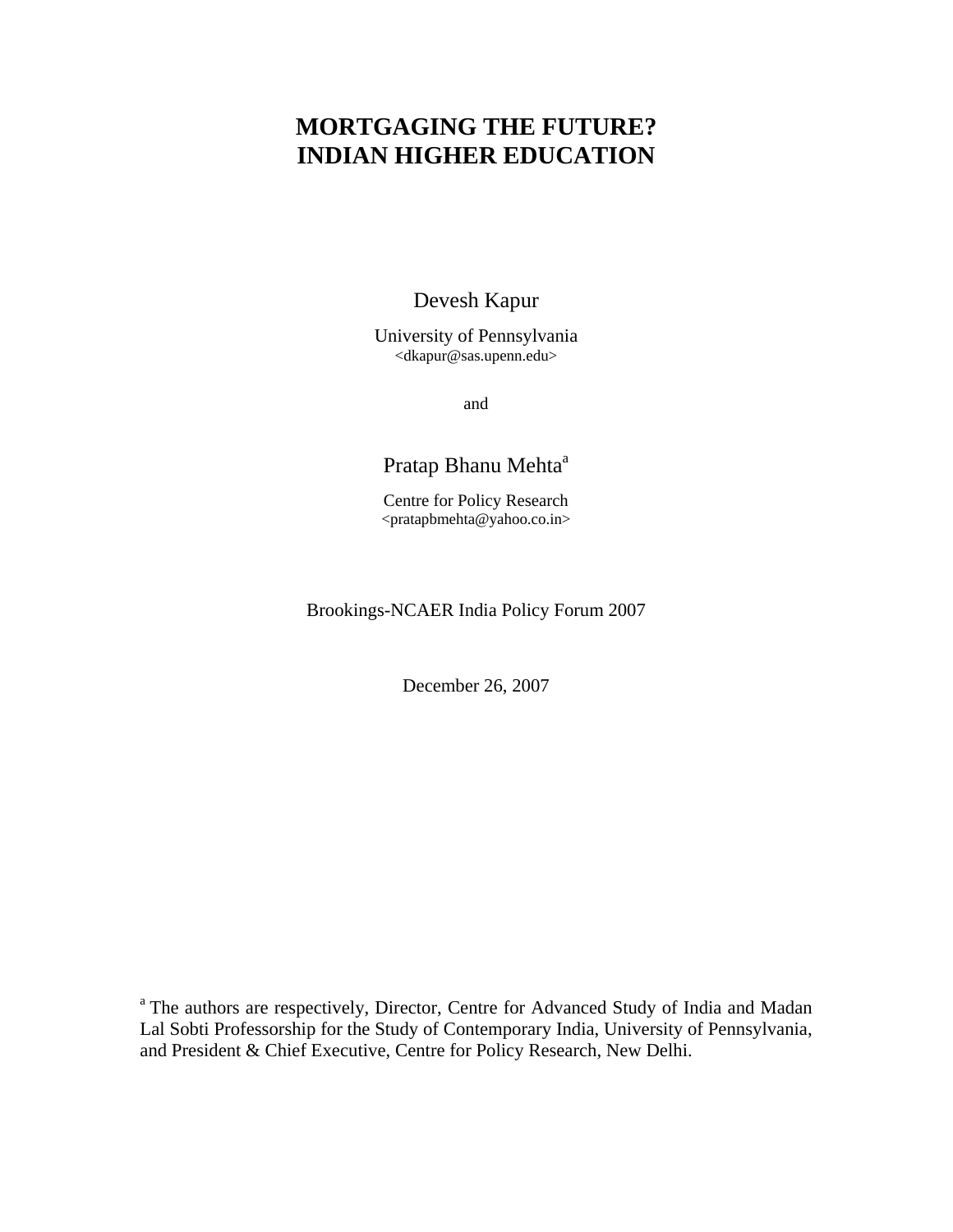# MORTGAGING THE FUTURE? INDIAN HIGHER EDUCATION

Devesh Kapur

University of Pennsylvania
<dkapur@sas.upenn.edu>

and

Pratap Bhanu Mehta[a]

Centre for Policy Research
<pratapbmehta@yahoo.co.in>

Brookings-NCAER India Policy Forum 2007

December 26, 2007

[a] The authors are respectively, Director, Centre for Advanced Study of India and Madan Lal Sobti Professorship for the Study of Contemporary India, University of Pennsylvania, and President & Chief Executive, Centre for Policy Research, New Delhi.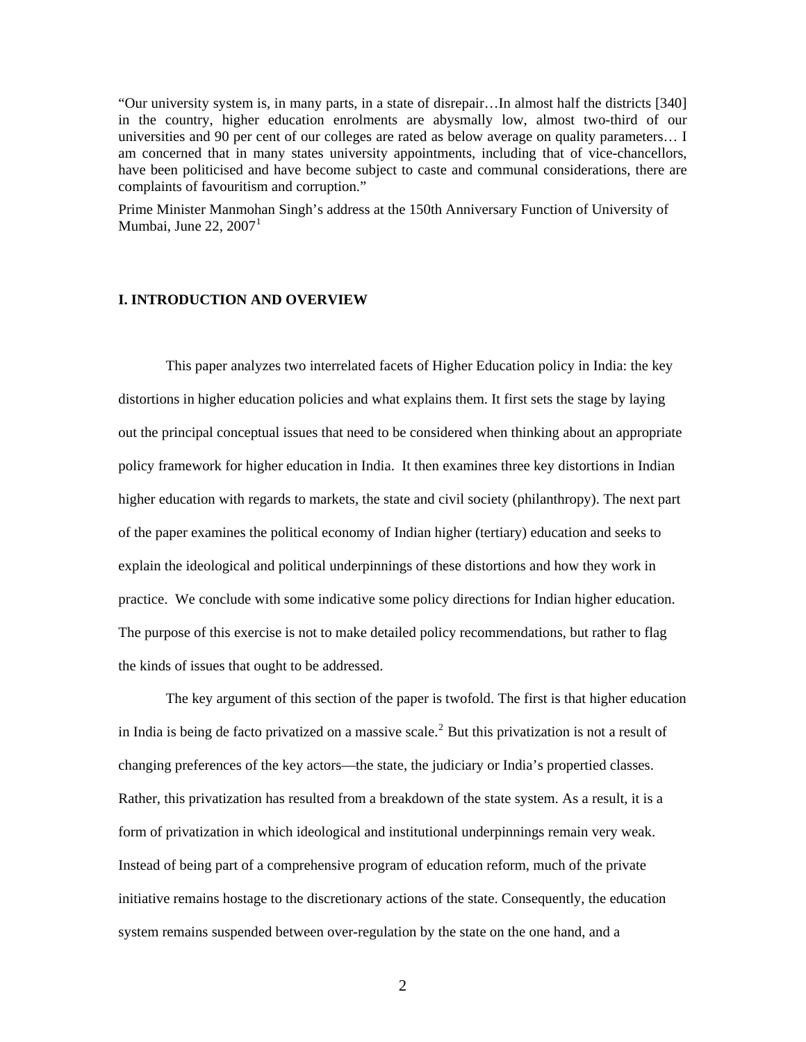"Our university system is, in many parts, in a state of disrepair…In almost half the districts [340] in the country, higher education enrolments are abysmally low, almost two-third of our universities and 90 per cent of our colleges are rated as below average on quality parameters… I am concerned that in many states university appointments, including that of vice-chancellors, have been politicised and have become subject to caste and communal considerations, there are complaints of favouritism and corruption."

Prime Minister Manmohan Singh's address at the 150th Anniversary Function of University of Mumbai, June 22, 2007[1]

## I. INTRODUCTION AND OVERVIEW

This paper analyzes two interrelated facets of Higher Education policy in India: the key distortions in higher education policies and what explains them. It first sets the stage by laying out the principal conceptual issues that need to be considered when thinking about an appropriate policy framework for higher education in India. It then examines three key distortions in Indian higher education with regards to markets, the state and civil society (philanthropy). The next part of the paper examines the political economy of Indian higher (tertiary) education and seeks to explain the ideological and political underpinnings of these distortions and how they work in practice. We conclude with some indicative some policy directions for Indian higher education. The purpose of this exercise is not to make detailed policy recommendations, but rather to flag the kinds of issues that ought to be addressed.

The key argument of this section of the paper is twofold. The first is that higher education in India is being de facto privatized on a massive scale.[2] But this privatization is not a result of changing preferences of the key actors—the state, the judiciary or India's propertied classes. Rather, this privatization has resulted from a breakdown of the state system. As a result, it is a form of privatization in which ideological and institutional underpinnings remain very weak. Instead of being part of a comprehensive program of education reform, much of the private initiative remains hostage to the discretionary actions of the state. Consequently, the education system remains suspended between over-regulation by the state on the one hand, and a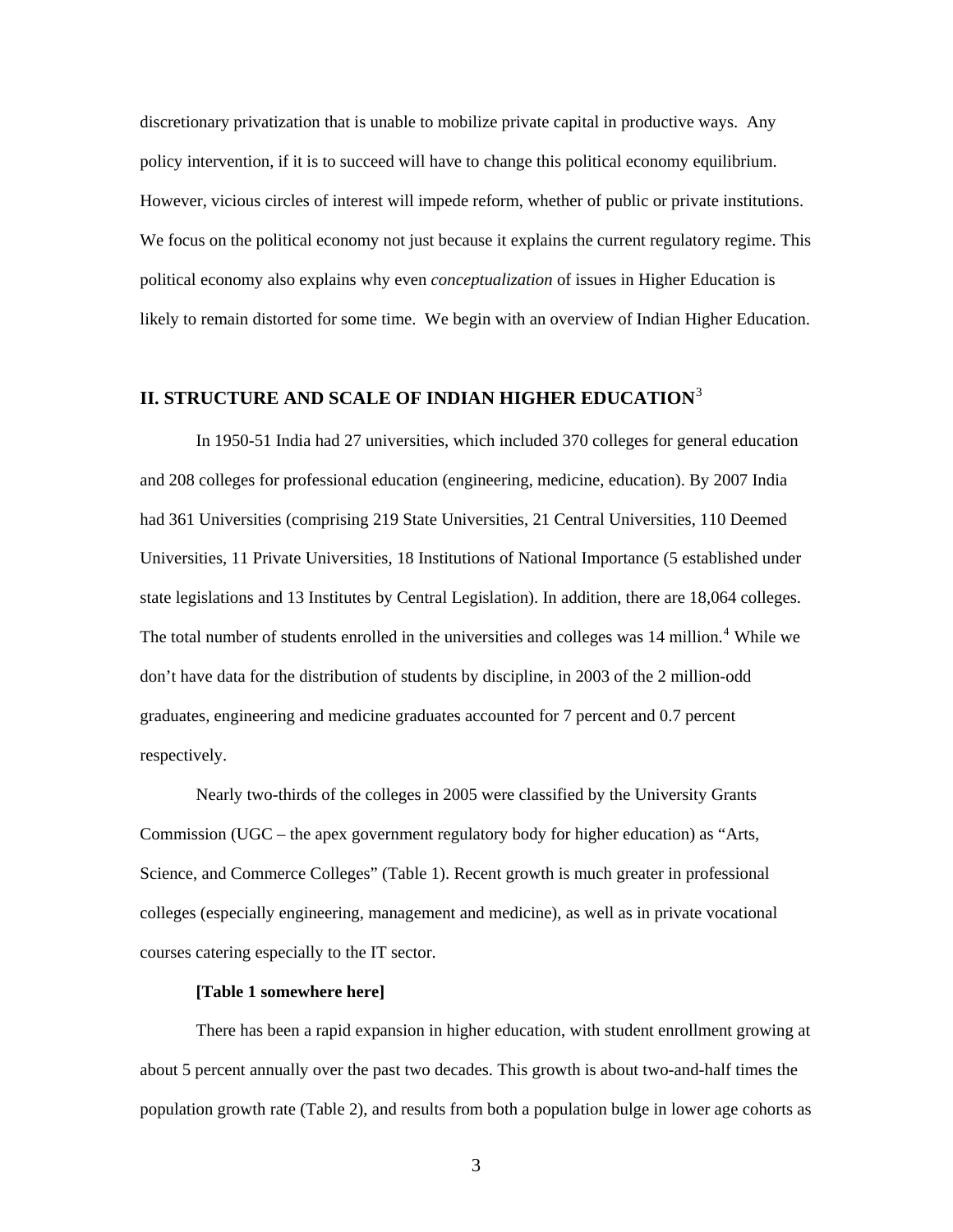discretionary privatization that is unable to mobilize private capital in productive ways. Any policy intervention, if it is to succeed will have to change this political economy equilibrium. However, vicious circles of interest will impede reform, whether of public or private institutions. We focus on the political economy not just because it explains the current regulatory regime. This political economy also explains why even *conceptualization* of issues in Higher Education is likely to remain distorted for some time. We begin with an overview of Indian Higher Education.

## II. STRUCTURE AND SCALE OF INDIAN HIGHER EDUCATION[3]

In 1950-51 India had 27 universities, which included 370 colleges for general education and 208 colleges for professional education (engineering, medicine, education). By 2007 India had 361 Universities (comprising 219 State Universities, 21 Central Universities, 110 Deemed Universities, 11 Private Universities, 18 Institutions of National Importance (5 established under state legislations and 13 Institutes by Central Legislation). In addition, there are 18,064 colleges. The total number of students enrolled in the universities and colleges was 14 million.[4] While we don't have data for the distribution of students by discipline, in 2003 of the 2 million-odd graduates, engineering and medicine graduates accounted for 7 percent and 0.7 percent respectively.

Nearly two-thirds of the colleges in 2005 were classified by the University Grants Commission (UGC – the apex government regulatory body for higher education) as "Arts, Science, and Commerce Colleges" (Table 1). Recent growth is much greater in professional colleges (especially engineering, management and medicine), as well as in private vocational courses catering especially to the IT sector.

**[Table 1 somewhere here]**

There has been a rapid expansion in higher education, with student enrollment growing at about 5 percent annually over the past two decades. This growth is about two-and-half times the population growth rate (Table 2), and results from both a population bulge in lower age cohorts as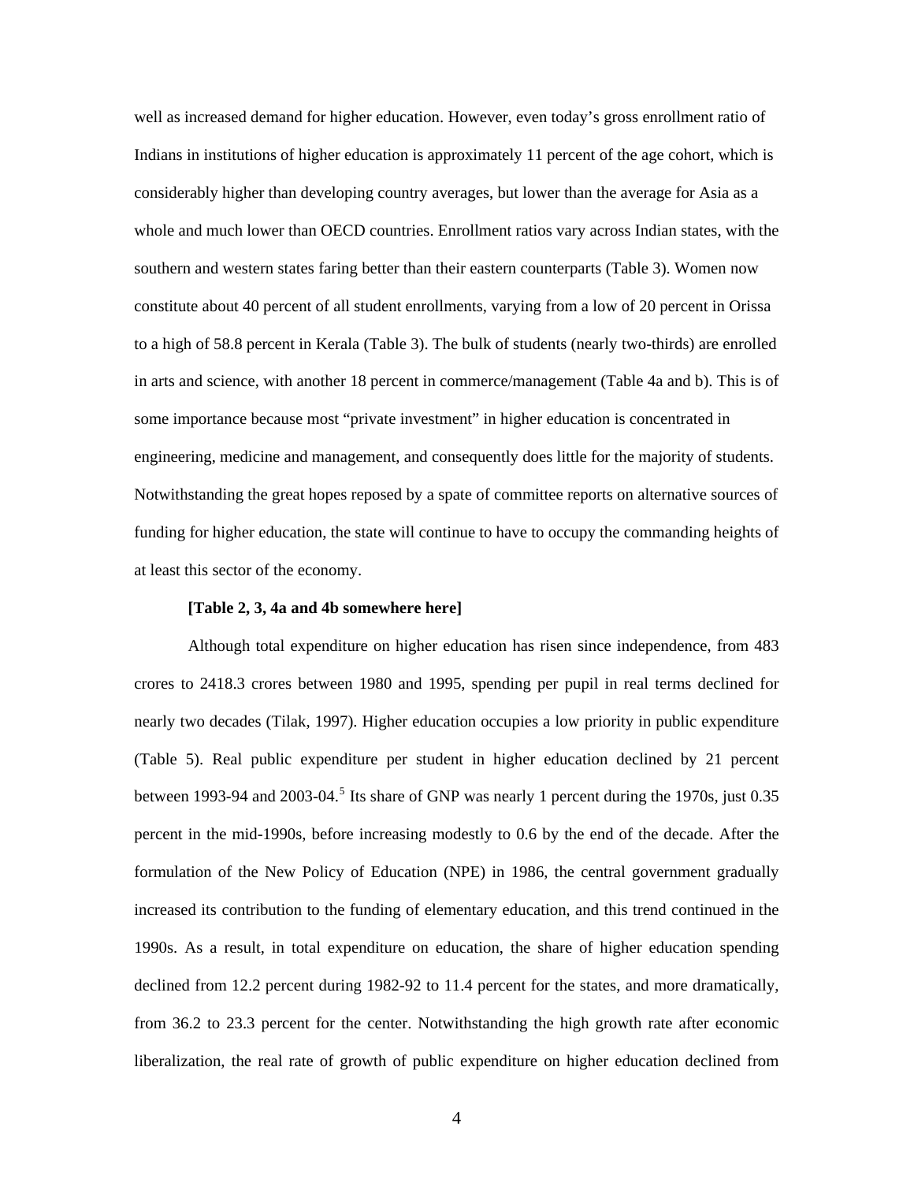well as increased demand for higher education. However, even today's gross enrollment ratio of Indians in institutions of higher education is approximately 11 percent of the age cohort, which is considerably higher than developing country averages, but lower than the average for Asia as a whole and much lower than OECD countries. Enrollment ratios vary across Indian states, with the southern and western states faring better than their eastern counterparts (Table 3). Women now constitute about 40 percent of all student enrollments, varying from a low of 20 percent in Orissa to a high of 58.8 percent in Kerala (Table 3). The bulk of students (nearly two-thirds) are enrolled in arts and science, with another 18 percent in commerce/management (Table 4a and b). This is of some importance because most "private investment" in higher education is concentrated in engineering, medicine and management, and consequently does little for the majority of students. Notwithstanding the great hopes reposed by a spate of committee reports on alternative sources of funding for higher education, the state will continue to have to occupy the commanding heights of at least this sector of the economy.

**[Table 2, 3, 4a and 4b somewhere here]**

Although total expenditure on higher education has risen since independence, from 483 crores to 2418.3 crores between 1980 and 1995, spending per pupil in real terms declined for nearly two decades (Tilak, 1997). Higher education occupies a low priority in public expenditure (Table 5). Real public expenditure per student in higher education declined by 21 percent between 1993-94 and 2003-04.[5] Its share of GNP was nearly 1 percent during the 1970s, just 0.35 percent in the mid-1990s, before increasing modestly to 0.6 by the end of the decade. After the formulation of the New Policy of Education (NPE) in 1986, the central government gradually increased its contribution to the funding of elementary education, and this trend continued in the 1990s. As a result, in total expenditure on education, the share of higher education spending declined from 12.2 percent during 1982-92 to 11.4 percent for the states, and more dramatically, from 36.2 to 23.3 percent for the center. Notwithstanding the high growth rate after economic liberalization, the real rate of growth of public expenditure on higher education declined from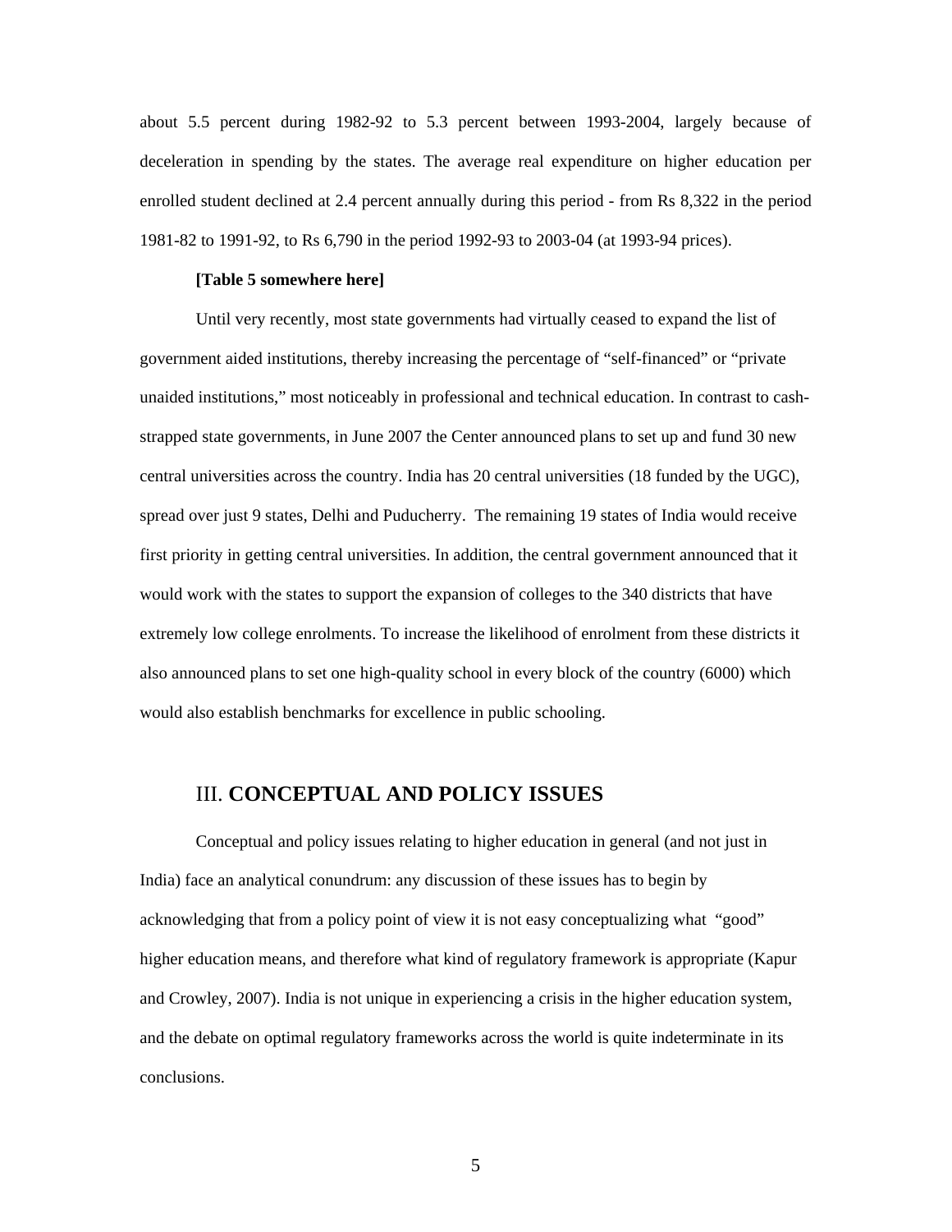about 5.5 percent during 1982-92 to 5.3 percent between 1993-2004, largely because of deceleration in spending by the states. The average real expenditure on higher education per enrolled student declined at 2.4 percent annually during this period - from Rs 8,322 in the period 1981-82 to 1991-92, to Rs 6,790 in the period 1992-93 to 2003-04 (at 1993-94 prices).

**[Table 5 somewhere here]**

Until very recently, most state governments had virtually ceased to expand the list of government aided institutions, thereby increasing the percentage of "self-financed" or "private unaided institutions," most noticeably in professional and technical education. In contrast to cash-strapped state governments, in June 2007 the Center announced plans to set up and fund 30 new central universities across the country. India has 20 central universities (18 funded by the UGC), spread over just 9 states, Delhi and Puducherry. The remaining 19 states of India would receive first priority in getting central universities. In addition, the central government announced that it would work with the states to support the expansion of colleges to the 340 districts that have extremely low college enrolments. To increase the likelihood of enrolment from these districts it also announced plans to set one high-quality school in every block of the country (6000) which would also establish benchmarks for excellence in public schooling.

## III. **CONCEPTUAL AND POLICY ISSUES**

Conceptual and policy issues relating to higher education in general (and not just in India) face an analytical conundrum: any discussion of these issues has to begin by acknowledging that from a policy point of view it is not easy conceptualizing what "good" higher education means, and therefore what kind of regulatory framework is appropriate (Kapur and Crowley, 2007). India is not unique in experiencing a crisis in the higher education system, and the debate on optimal regulatory frameworks across the world is quite indeterminate in its conclusions.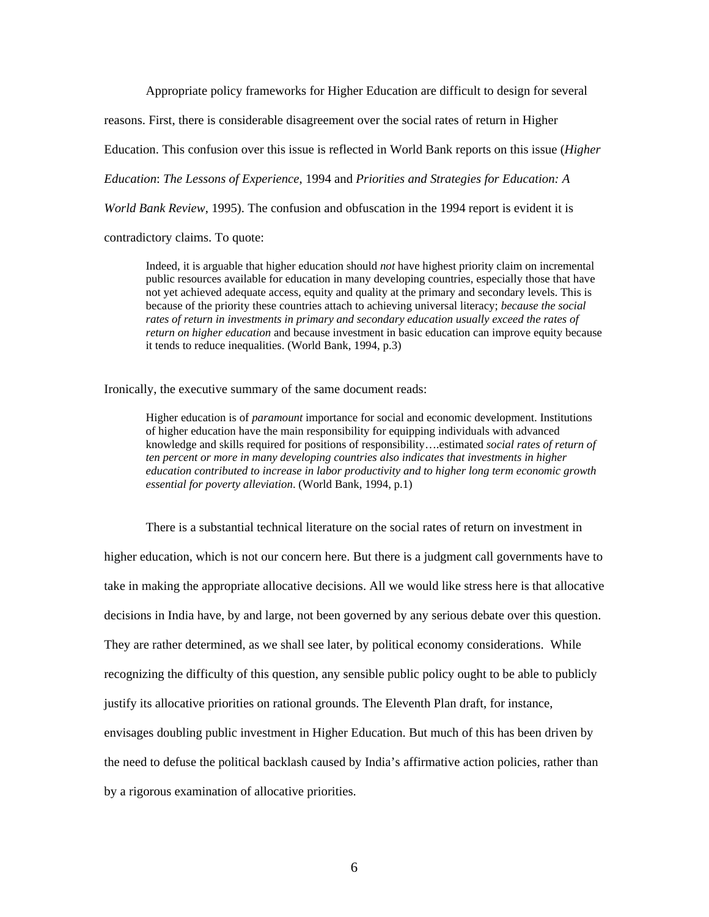Appropriate policy frameworks for Higher Education are difficult to design for several reasons. First, there is considerable disagreement over the social rates of return in Higher Education. This confusion over this issue is reflected in World Bank reports on this issue (*Higher Education*: *The Lessons of Experience*, 1994 and *Priorities and Strategies for Education: A World Bank Review*, 1995). The confusion and obfuscation in the 1994 report is evident it is contradictory claims. To quote:

> Indeed, it is arguable that higher education should *not* have highest priority claim on incremental public resources available for education in many developing countries, especially those that have not yet achieved adequate access, equity and quality at the primary and secondary levels. This is because of the priority these countries attach to achieving universal literacy; *because the social rates of return in investments in primary and secondary education usually exceed the rates of return on higher education* and because investment in basic education can improve equity because it tends to reduce inequalities. (World Bank, 1994, p.3)

Ironically, the executive summary of the same document reads:

> Higher education is of *paramount* importance for social and economic development. Institutions of higher education have the main responsibility for equipping individuals with advanced knowledge and skills required for positions of responsibility….estimated *social rates of return of ten percent or more in many developing countries also indicates that investments in higher education contributed to increase in labor productivity and to higher long term economic growth essential for poverty alleviation*. (World Bank, 1994, p.1)

There is a substantial technical literature on the social rates of return on investment in higher education, which is not our concern here. But there is a judgment call governments have to take in making the appropriate allocative decisions. All we would like stress here is that allocative decisions in India have, by and large, not been governed by any serious debate over this question. They are rather determined, as we shall see later, by political economy considerations. While recognizing the difficulty of this question, any sensible public policy ought to be able to publicly justify its allocative priorities on rational grounds. The Eleventh Plan draft, for instance, envisages doubling public investment in Higher Education. But much of this has been driven by the need to defuse the political backlash caused by India's affirmative action policies, rather than by a rigorous examination of allocative priorities.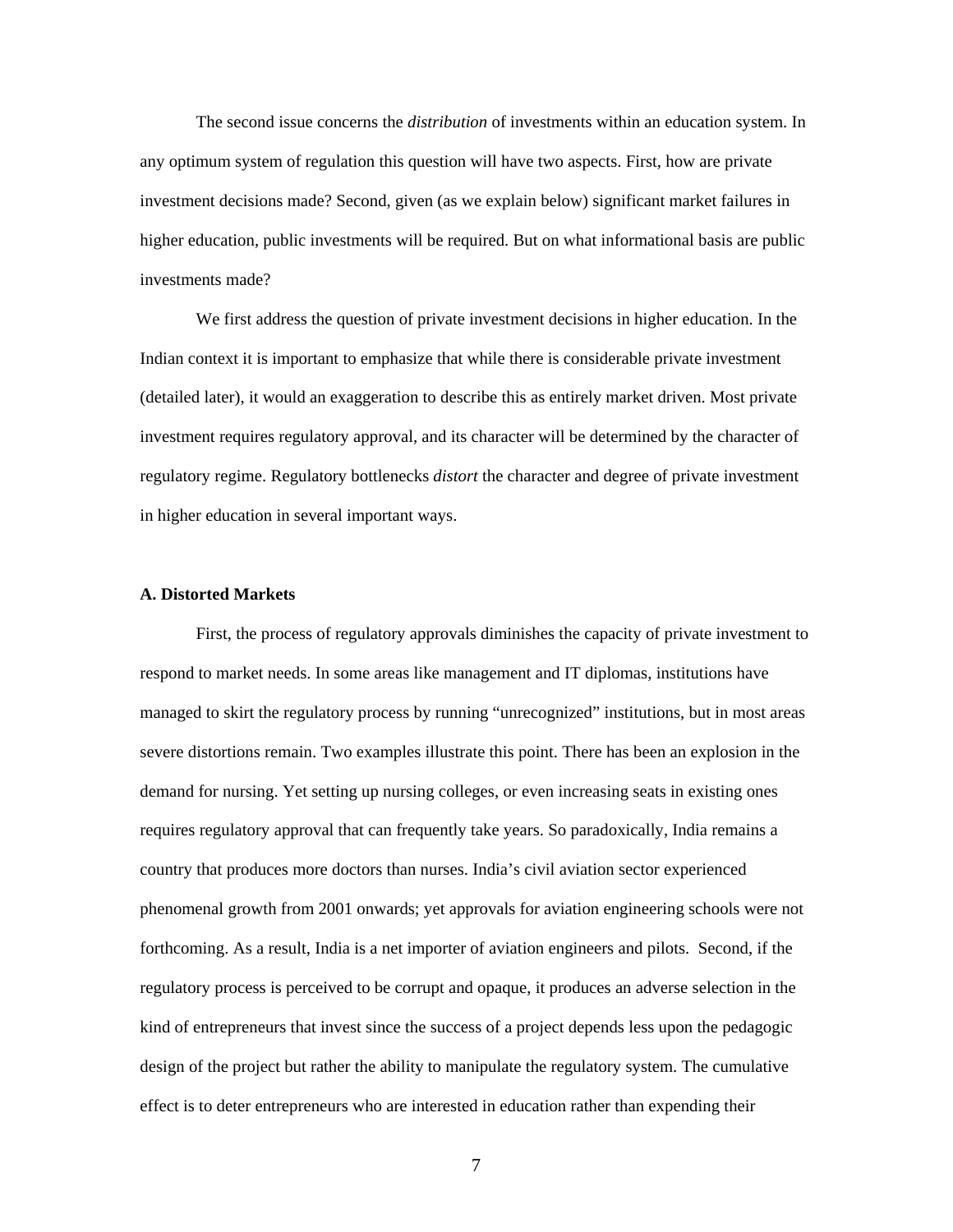The second issue concerns the *distribution* of investments within an education system. In any optimum system of regulation this question will have two aspects. First, how are private investment decisions made? Second, given (as we explain below) significant market failures in higher education, public investments will be required. But on what informational basis are public investments made?

We first address the question of private investment decisions in higher education. In the Indian context it is important to emphasize that while there is considerable private investment (detailed later), it would an exaggeration to describe this as entirely market driven. Most private investment requires regulatory approval, and its character will be determined by the character of regulatory regime. Regulatory bottlenecks *distort* the character and degree of private investment in higher education in several important ways.

**A. Distorted Markets**

First, the process of regulatory approvals diminishes the capacity of private investment to respond to market needs. In some areas like management and IT diplomas, institutions have managed to skirt the regulatory process by running "unrecognized" institutions, but in most areas severe distortions remain. Two examples illustrate this point. There has been an explosion in the demand for nursing. Yet setting up nursing colleges, or even increasing seats in existing ones requires regulatory approval that can frequently take years. So paradoxically, India remains a country that produces more doctors than nurses. India's civil aviation sector experienced phenomenal growth from 2001 onwards; yet approvals for aviation engineering schools were not forthcoming. As a result, India is a net importer of aviation engineers and pilots. Second, if the regulatory process is perceived to be corrupt and opaque, it produces an adverse selection in the kind of entrepreneurs that invest since the success of a project depends less upon the pedagogic design of the project but rather the ability to manipulate the regulatory system. The cumulative effect is to deter entrepreneurs who are interested in education rather than expending their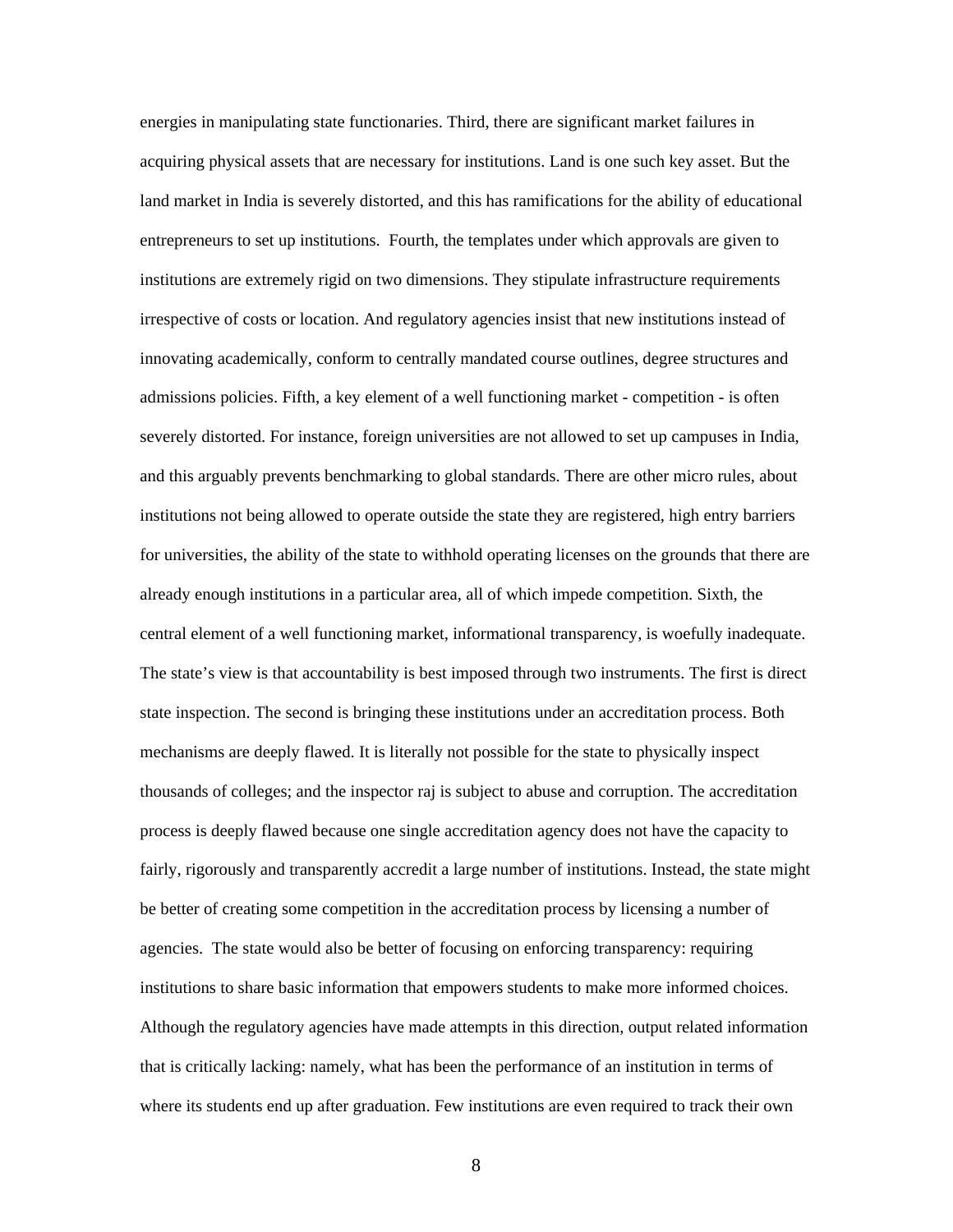energies in manipulating state functionaries. Third, there are significant market failures in acquiring physical assets that are necessary for institutions. Land is one such key asset. But the land market in India is severely distorted, and this has ramifications for the ability of educational entrepreneurs to set up institutions. Fourth, the templates under which approvals are given to institutions are extremely rigid on two dimensions. They stipulate infrastructure requirements irrespective of costs or location. And regulatory agencies insist that new institutions instead of innovating academically, conform to centrally mandated course outlines, degree structures and admissions policies. Fifth, a key element of a well functioning market - competition - is often severely distorted. For instance, foreign universities are not allowed to set up campuses in India, and this arguably prevents benchmarking to global standards. There are other micro rules, about institutions not being allowed to operate outside the state they are registered, high entry barriers for universities, the ability of the state to withhold operating licenses on the grounds that there are already enough institutions in a particular area, all of which impede competition. Sixth, the central element of a well functioning market, informational transparency, is woefully inadequate. The state's view is that accountability is best imposed through two instruments. The first is direct state inspection. The second is bringing these institutions under an accreditation process. Both mechanisms are deeply flawed. It is literally not possible for the state to physically inspect thousands of colleges; and the inspector raj is subject to abuse and corruption. The accreditation process is deeply flawed because one single accreditation agency does not have the capacity to fairly, rigorously and transparently accredit a large number of institutions. Instead, the state might be better of creating some competition in the accreditation process by licensing a number of agencies. The state would also be better of focusing on enforcing transparency: requiring institutions to share basic information that empowers students to make more informed choices. Although the regulatory agencies have made attempts in this direction, output related information that is critically lacking: namely, what has been the performance of an institution in terms of where its students end up after graduation. Few institutions are even required to track their own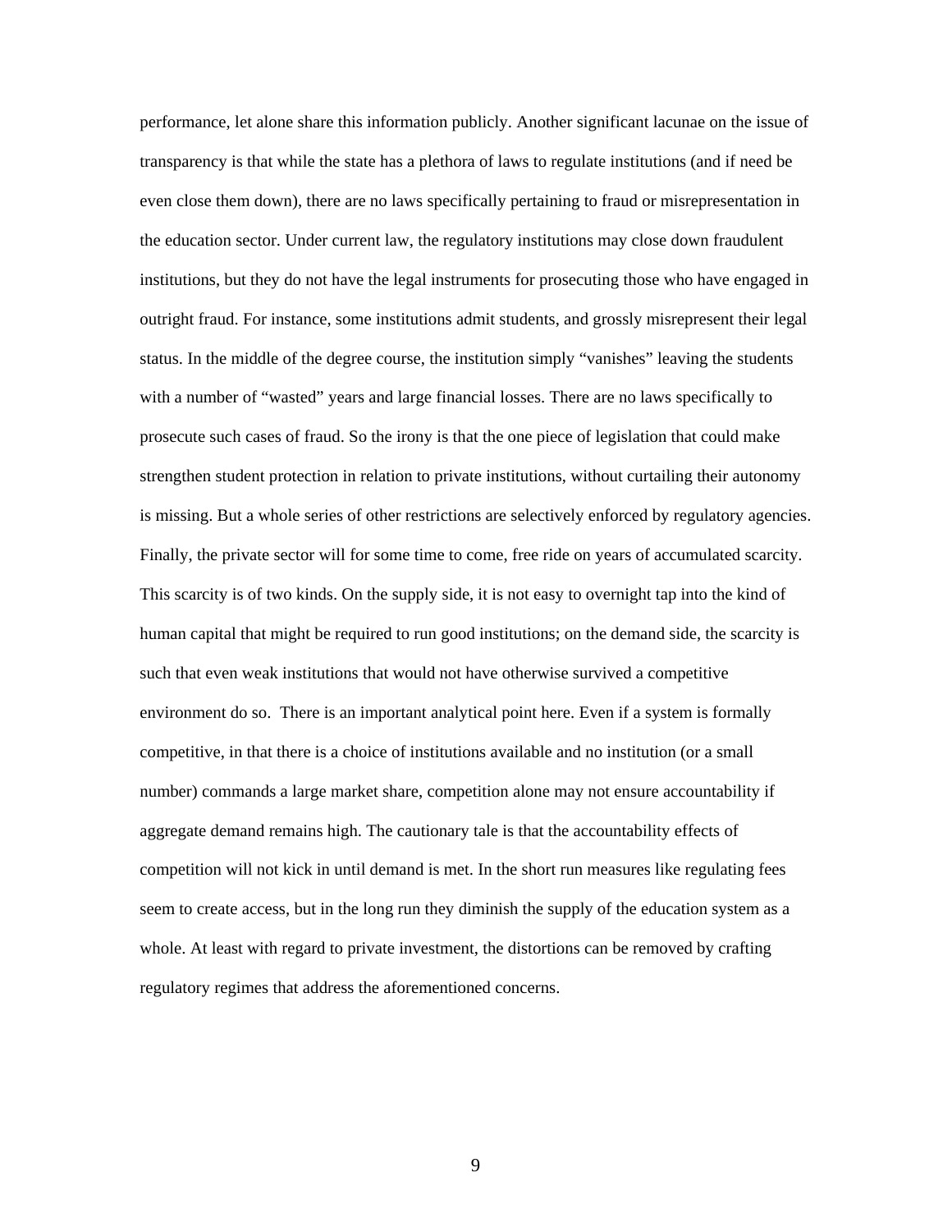performance, let alone share this information publicly. Another significant lacunae on the issue of transparency is that while the state has a plethora of laws to regulate institutions (and if need be even close them down), there are no laws specifically pertaining to fraud or misrepresentation in the education sector. Under current law, the regulatory institutions may close down fraudulent institutions, but they do not have the legal instruments for prosecuting those who have engaged in outright fraud. For instance, some institutions admit students, and grossly misrepresent their legal status. In the middle of the degree course, the institution simply "vanishes" leaving the students with a number of "wasted" years and large financial losses. There are no laws specifically to prosecute such cases of fraud. So the irony is that the one piece of legislation that could make strengthen student protection in relation to private institutions, without curtailing their autonomy is missing. But a whole series of other restrictions are selectively enforced by regulatory agencies. Finally, the private sector will for some time to come, free ride on years of accumulated scarcity. This scarcity is of two kinds. On the supply side, it is not easy to overnight tap into the kind of human capital that might be required to run good institutions; on the demand side, the scarcity is such that even weak institutions that would not have otherwise survived a competitive environment do so. There is an important analytical point here. Even if a system is formally competitive, in that there is a choice of institutions available and no institution (or a small number) commands a large market share, competition alone may not ensure accountability if aggregate demand remains high. The cautionary tale is that the accountability effects of competition will not kick in until demand is met. In the short run measures like regulating fees seem to create access, but in the long run they diminish the supply of the education system as a whole. At least with regard to private investment, the distortions can be removed by crafting regulatory regimes that address the aforementioned concerns.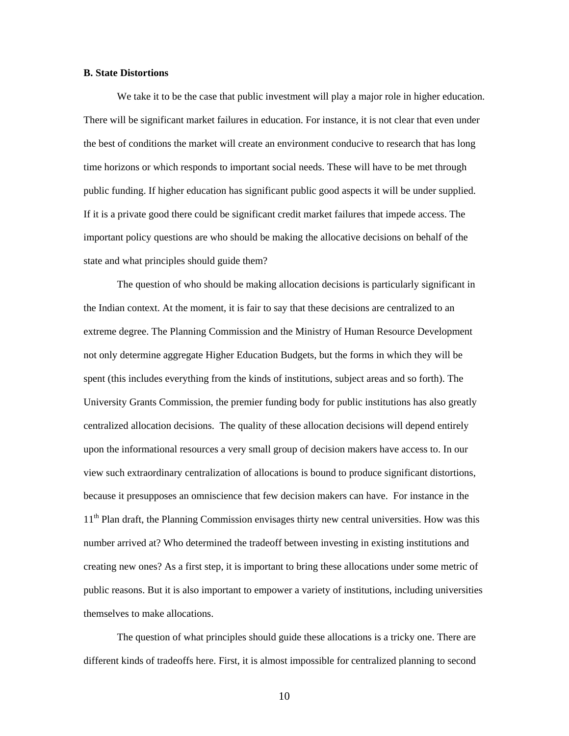**B. State Distortions**

We take it to be the case that public investment will play a major role in higher education. There will be significant market failures in education. For instance, it is not clear that even under the best of conditions the market will create an environment conducive to research that has long time horizons or which responds to important social needs. These will have to be met through public funding. If higher education has significant public good aspects it will be under supplied. If it is a private good there could be significant credit market failures that impede access. The important policy questions are who should be making the allocative decisions on behalf of the state and what principles should guide them?

The question of who should be making allocation decisions is particularly significant in the Indian context. At the moment, it is fair to say that these decisions are centralized to an extreme degree. The Planning Commission and the Ministry of Human Resource Development not only determine aggregate Higher Education Budgets, but the forms in which they will be spent (this includes everything from the kinds of institutions, subject areas and so forth). The University Grants Commission, the premier funding body for public institutions has also greatly centralized allocation decisions. The quality of these allocation decisions will depend entirely upon the informational resources a very small group of decision makers have access to. In our view such extraordinary centralization of allocations is bound to produce significant distortions, because it presupposes an omniscience that few decision makers can have. For instance in the 11th Plan draft, the Planning Commission envisages thirty new central universities. How was this number arrived at? Who determined the tradeoff between investing in existing institutions and creating new ones? As a first step, it is important to bring these allocations under some metric of public reasons. But it is also important to empower a variety of institutions, including universities themselves to make allocations.

The question of what principles should guide these allocations is a tricky one. There are different kinds of tradeoffs here. First, it is almost impossible for centralized planning to second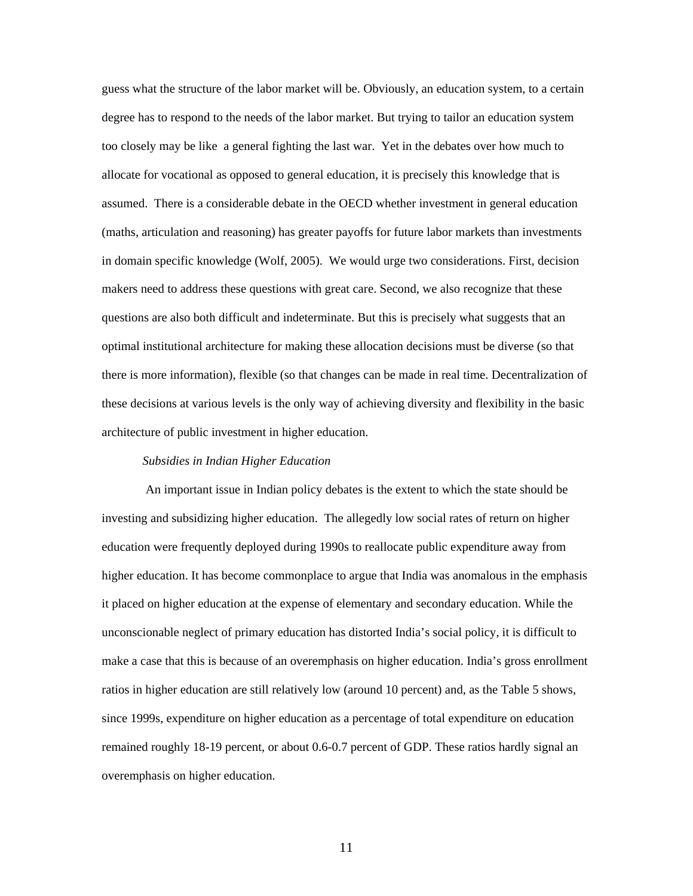guess what the structure of the labor market will be. Obviously, an education system, to a certain degree has to respond to the needs of the labor market. But trying to tailor an education system too closely may be like a general fighting the last war. Yet in the debates over how much to allocate for vocational as opposed to general education, it is precisely this knowledge that is assumed. There is a considerable debate in the OECD whether investment in general education (maths, articulation and reasoning) has greater payoffs for future labor markets than investments in domain specific knowledge (Wolf, 2005). We would urge two considerations. First, decision makers need to address these questions with great care. Second, we also recognize that these questions are also both difficult and indeterminate. But this is precisely what suggests that an optimal institutional architecture for making these allocation decisions must be diverse (so that there is more information), flexible (so that changes can be made in real time. Decentralization of these decisions at various levels is the only way of achieving diversity and flexibility in the basic architecture of public investment in higher education.

*Subsidies in Indian Higher Education*

An important issue in Indian policy debates is the extent to which the state should be investing and subsidizing higher education. The allegedly low social rates of return on higher education were frequently deployed during 1990s to reallocate public expenditure away from higher education. It has become commonplace to argue that India was anomalous in the emphasis it placed on higher education at the expense of elementary and secondary education. While the unconscionable neglect of primary education has distorted India's social policy, it is difficult to make a case that this is because of an overemphasis on higher education. India's gross enrollment ratios in higher education are still relatively low (around 10 percent) and, as the Table 5 shows, since 1999s, expenditure on higher education as a percentage of total expenditure on education remained roughly 18-19 percent, or about 0.6-0.7 percent of GDP. These ratios hardly signal an overemphasis on higher education.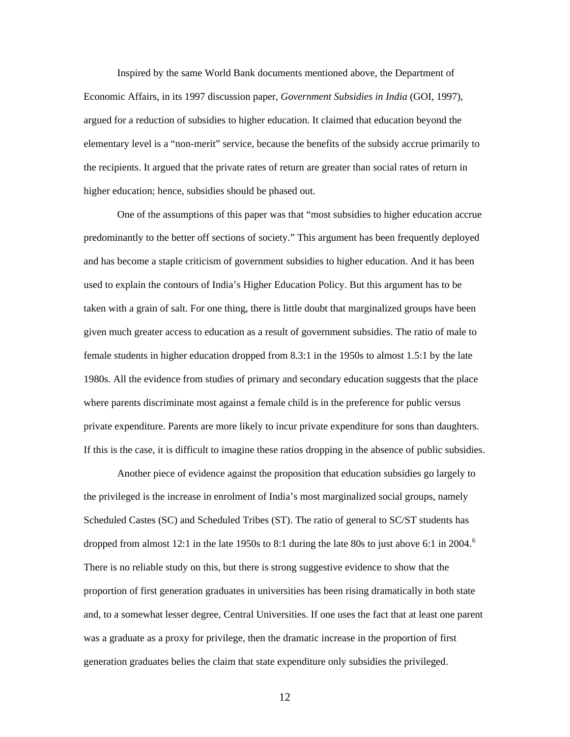Inspired by the same World Bank documents mentioned above, the Department of Economic Affairs, in its 1997 discussion paper, *Government Subsidies in India* (GOI, 1997), argued for a reduction of subsidies to higher education. It claimed that education beyond the elementary level is a "non-merit" service, because the benefits of the subsidy accrue primarily to the recipients. It argued that the private rates of return are greater than social rates of return in higher education; hence, subsidies should be phased out.

One of the assumptions of this paper was that "most subsidies to higher education accrue predominantly to the better off sections of society." This argument has been frequently deployed and has become a staple criticism of government subsidies to higher education. And it has been used to explain the contours of India's Higher Education Policy. But this argument has to be taken with a grain of salt. For one thing, there is little doubt that marginalized groups have been given much greater access to education as a result of government subsidies. The ratio of male to female students in higher education dropped from 8.3:1 in the 1950s to almost 1.5:1 by the late 1980s. All the evidence from studies of primary and secondary education suggests that the place where parents discriminate most against a female child is in the preference for public versus private expenditure. Parents are more likely to incur private expenditure for sons than daughters. If this is the case, it is difficult to imagine these ratios dropping in the absence of public subsidies.

Another piece of evidence against the proposition that education subsidies go largely to the privileged is the increase in enrolment of India's most marginalized social groups, namely Scheduled Castes (SC) and Scheduled Tribes (ST). The ratio of general to SC/ST students has dropped from almost 12:1 in the late 1950s to 8:1 during the late 80s to just above 6:1 in 2004.[6] There is no reliable study on this, but there is strong suggestive evidence to show that the proportion of first generation graduates in universities has been rising dramatically in both state and, to a somewhat lesser degree, Central Universities. If one uses the fact that at least one parent was a graduate as a proxy for privilege, then the dramatic increase in the proportion of first generation graduates belies the claim that state expenditure only subsidies the privileged.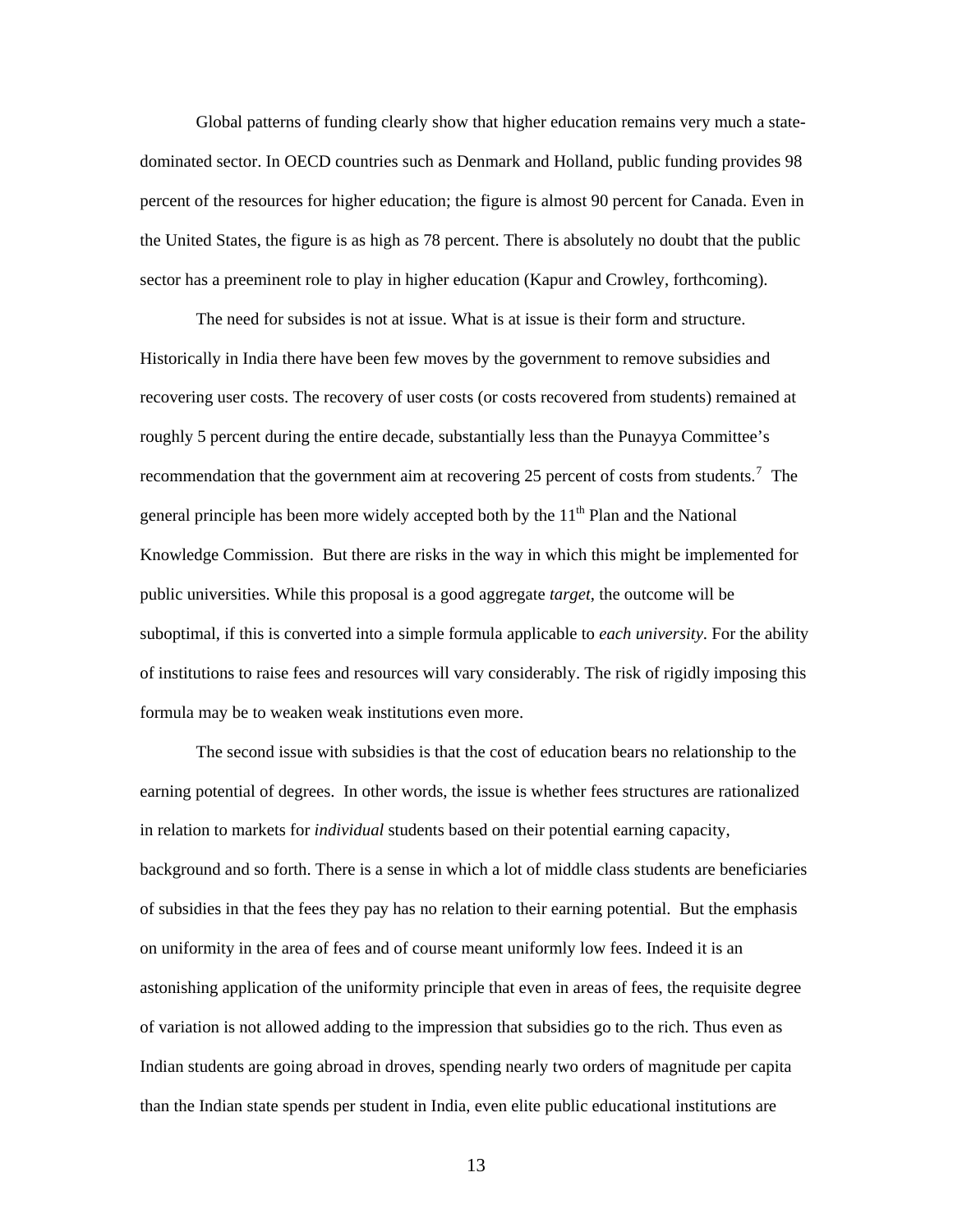Global patterns of funding clearly show that higher education remains very much a state-dominated sector. In OECD countries such as Denmark and Holland, public funding provides 98 percent of the resources for higher education; the figure is almost 90 percent for Canada. Even in the United States, the figure is as high as 78 percent. There is absolutely no doubt that the public sector has a preeminent role to play in higher education (Kapur and Crowley, forthcoming).

The need for subsides is not at issue. What is at issue is their form and structure. Historically in India there have been few moves by the government to remove subsidies and recovering user costs. The recovery of user costs (or costs recovered from students) remained at roughly 5 percent during the entire decade, substantially less than the Punayya Committee's recommendation that the government aim at recovering 25 percent of costs from students.[7] The general principle has been more widely accepted both by the 11th Plan and the National Knowledge Commission. But there are risks in the way in which this might be implemented for public universities. While this proposal is a good aggregate *target*, the outcome will be suboptimal, if this is converted into a simple formula applicable to *each university*. For the ability of institutions to raise fees and resources will vary considerably. The risk of rigidly imposing this formula may be to weaken weak institutions even more.

The second issue with subsidies is that the cost of education bears no relationship to the earning potential of degrees. In other words, the issue is whether fees structures are rationalized in relation to markets for *individual* students based on their potential earning capacity, background and so forth. There is a sense in which a lot of middle class students are beneficiaries of subsidies in that the fees they pay has no relation to their earning potential. But the emphasis on uniformity in the area of fees and of course meant uniformly low fees. Indeed it is an astonishing application of the uniformity principle that even in areas of fees, the requisite degree of variation is not allowed adding to the impression that subsidies go to the rich. Thus even as Indian students are going abroad in droves, spending nearly two orders of magnitude per capita than the Indian state spends per student in India, even elite public educational institutions are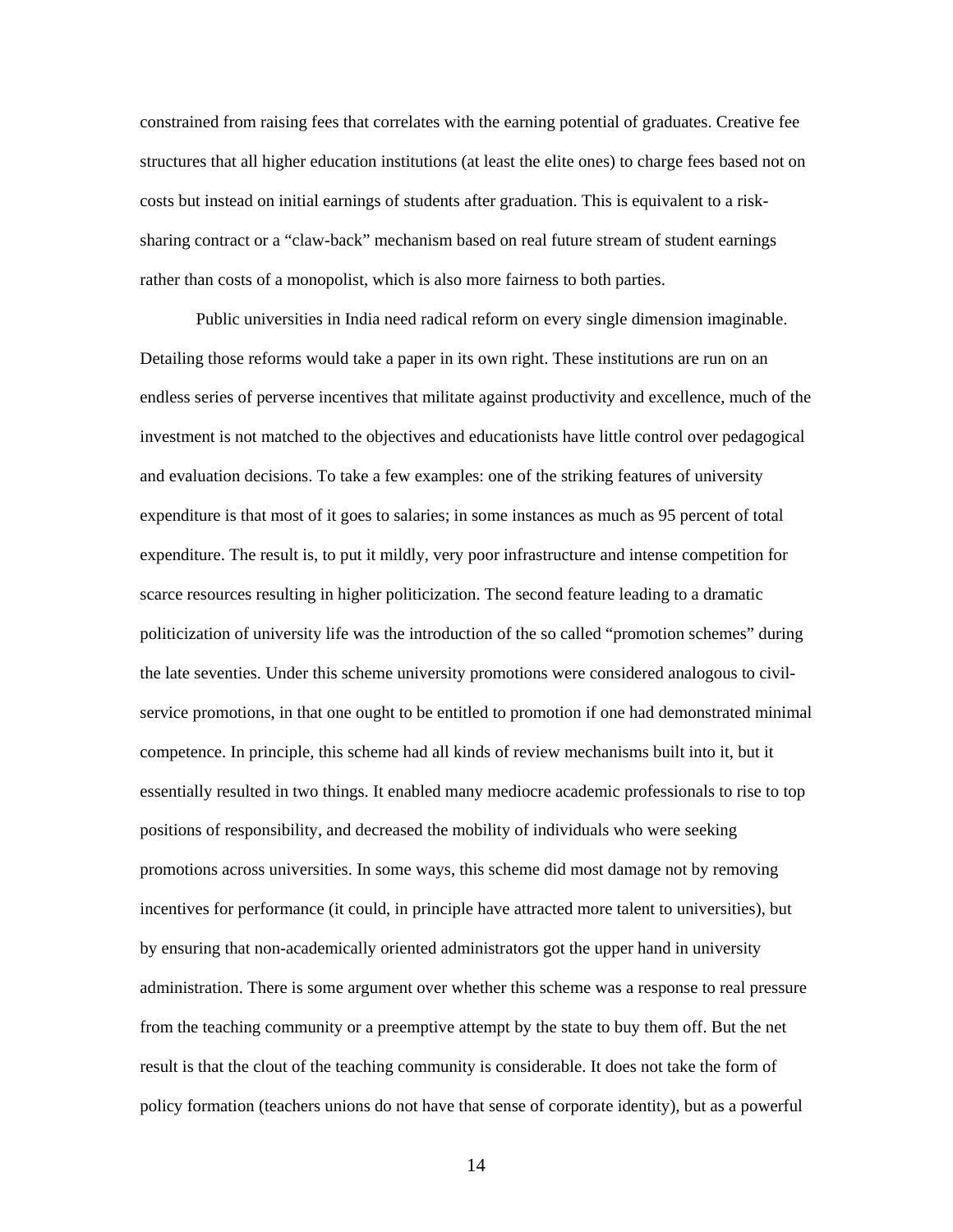constrained from raising fees that correlates with the earning potential of graduates. Creative fee structures that all higher education institutions (at least the elite ones) to charge fees based not on costs but instead on initial earnings of students after graduation. This is equivalent to a risk-sharing contract or a "claw-back" mechanism based on real future stream of student earnings rather than costs of a monopolist, which is also more fairness to both parties.

Public universities in India need radical reform on every single dimension imaginable. Detailing those reforms would take a paper in its own right. These institutions are run on an endless series of perverse incentives that militate against productivity and excellence, much of the investment is not matched to the objectives and educationists have little control over pedagogical and evaluation decisions. To take a few examples: one of the striking features of university expenditure is that most of it goes to salaries; in some instances as much as 95 percent of total expenditure. The result is, to put it mildly, very poor infrastructure and intense competition for scarce resources resulting in higher politicization. The second feature leading to a dramatic politicization of university life was the introduction of the so called "promotion schemes" during the late seventies. Under this scheme university promotions were considered analogous to civil-service promotions, in that one ought to be entitled to promotion if one had demonstrated minimal competence. In principle, this scheme had all kinds of review mechanisms built into it, but it essentially resulted in two things. It enabled many mediocre academic professionals to rise to top positions of responsibility, and decreased the mobility of individuals who were seeking promotions across universities. In some ways, this scheme did most damage not by removing incentives for performance (it could, in principle have attracted more talent to universities), but by ensuring that non-academically oriented administrators got the upper hand in university administration. There is some argument over whether this scheme was a response to real pressure from the teaching community or a preemptive attempt by the state to buy them off. But the net result is that the clout of the teaching community is considerable. It does not take the form of policy formation (teachers unions do not have that sense of corporate identity), but as a powerful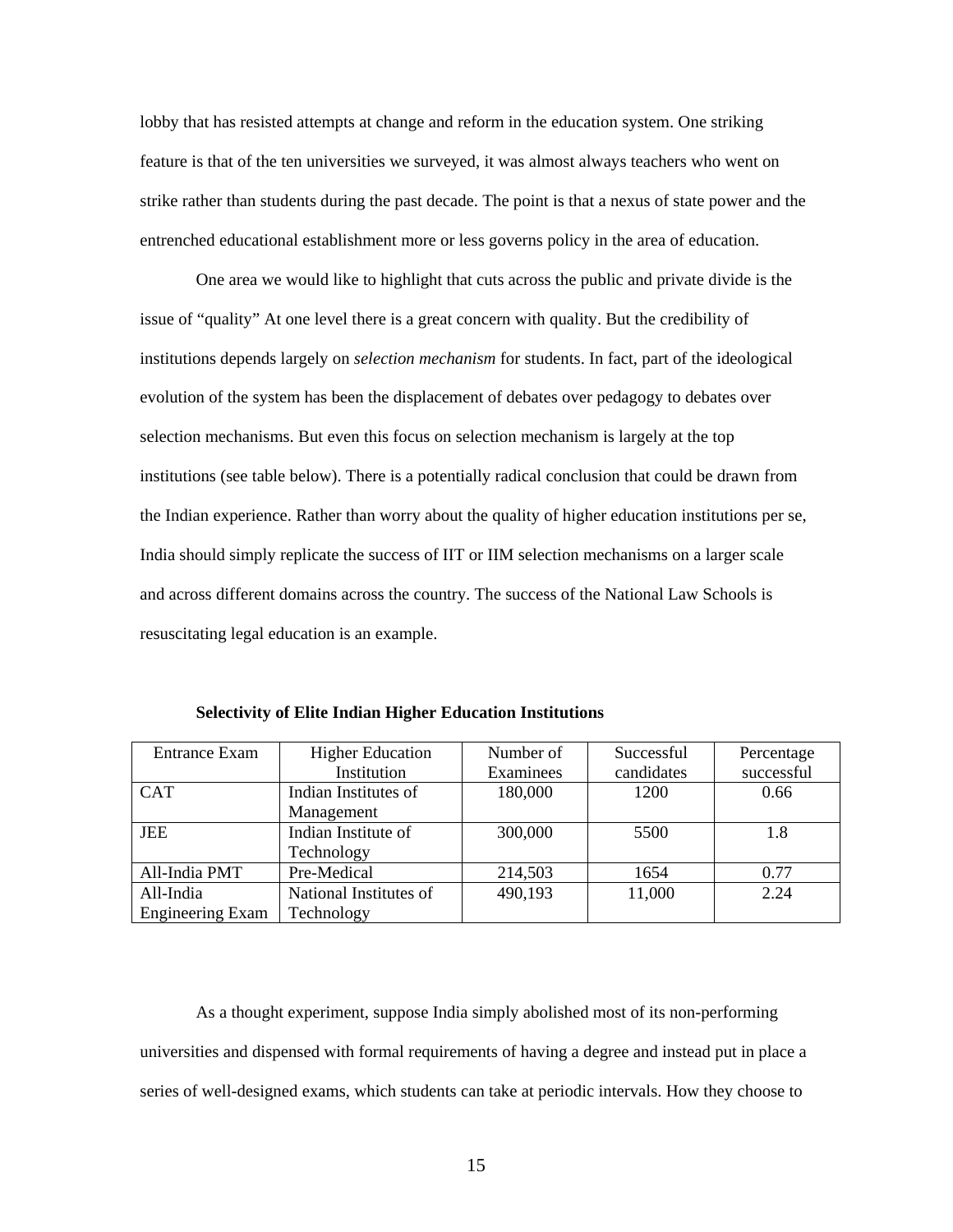lobby that has resisted attempts at change and reform in the education system. One striking feature is that of the ten universities we surveyed, it was almost always teachers who went on strike rather than students during the past decade. The point is that a nexus of state power and the entrenched educational establishment more or less governs policy in the area of education.

One area we would like to highlight that cuts across the public and private divide is the issue of "quality" At one level there is a great concern with quality. But the credibility of institutions depends largely on *selection mechanism* for students. In fact, part of the ideological evolution of the system has been the displacement of debates over pedagogy to debates over selection mechanisms. But even this focus on selection mechanism is largely at the top institutions (see table below). There is a potentially radical conclusion that could be drawn from the Indian experience. Rather than worry about the quality of higher education institutions per se, India should simply replicate the success of IIT or IIM selection mechanisms on a larger scale and across different domains across the country. The success of the National Law Schools is resuscitating legal education is an example.

**Selectivity of Elite Indian Higher Education Institutions**

| Entrance Exam | Higher Education Institution | Number of Examinees | Successful candidates | Percentage successful |
|---|---|---|---|---|
| CAT | Indian Institutes of Management | 180,000 | 1200 | 0.66 |
| JEE | Indian Institute of Technology | 300,000 | 5500 | 1.8 |
| All-India PMT | Pre-Medical | 214,503 | 1654 | 0.77 |
| All-India Engineering Exam | National Institutes of Technology | 490,193 | 11,000 | 2.24 |

As a thought experiment, suppose India simply abolished most of its non-performing universities and dispensed with formal requirements of having a degree and instead put in place a series of well-designed exams, which students can take at periodic intervals. How they choose to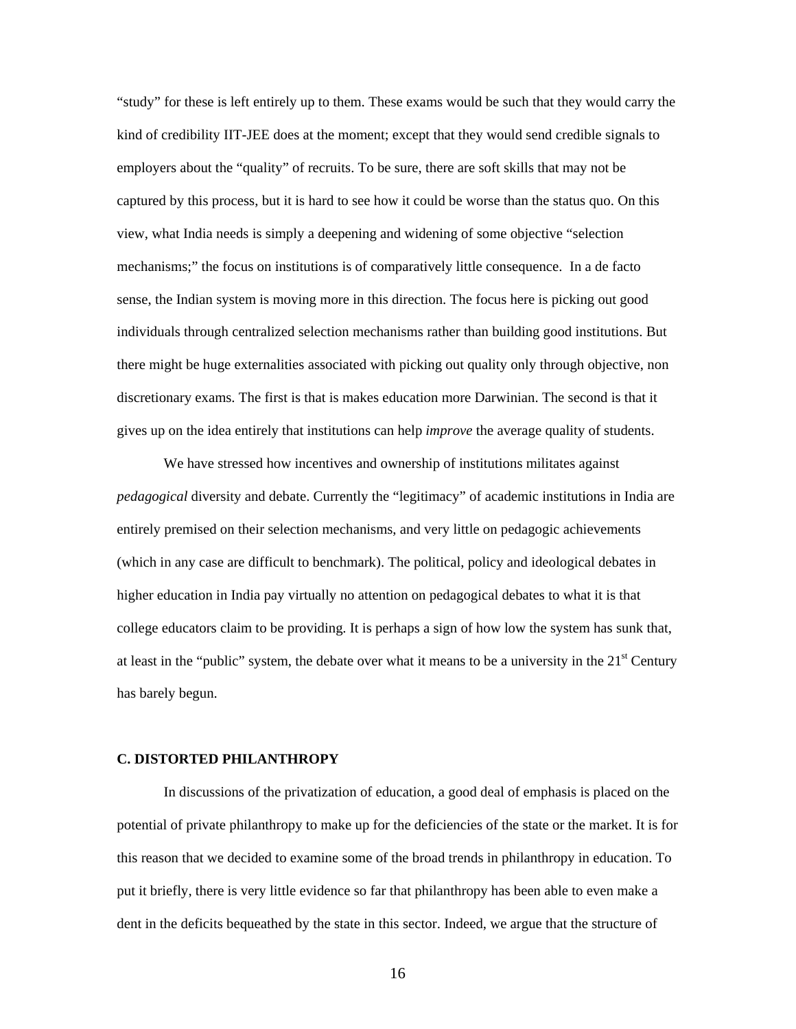"study" for these is left entirely up to them. These exams would be such that they would carry the kind of credibility IIT-JEE does at the moment; except that they would send credible signals to employers about the "quality" of recruits. To be sure, there are soft skills that may not be captured by this process, but it is hard to see how it could be worse than the status quo. On this view, what India needs is simply a deepening and widening of some objective "selection mechanisms;" the focus on institutions is of comparatively little consequence. In a de facto sense, the Indian system is moving more in this direction. The focus here is picking out good individuals through centralized selection mechanisms rather than building good institutions. But there might be huge externalities associated with picking out quality only through objective, non discretionary exams. The first is that is makes education more Darwinian. The second is that it gives up on the idea entirely that institutions can help *improve* the average quality of students.

We have stressed how incentives and ownership of institutions militates against *pedagogical* diversity and debate. Currently the "legitimacy" of academic institutions in India are entirely premised on their selection mechanisms, and very little on pedagogic achievements (which in any case are difficult to benchmark). The political, policy and ideological debates in higher education in India pay virtually no attention on pedagogical debates to what it is that college educators claim to be providing. It is perhaps a sign of how low the system has sunk that, at least in the "public" system, the debate over what it means to be a university in the 21st Century has barely begun.

### C. DISTORTED PHILANTHROPY

In discussions of the privatization of education, a good deal of emphasis is placed on the potential of private philanthropy to make up for the deficiencies of the state or the market. It is for this reason that we decided to examine some of the broad trends in philanthropy in education. To put it briefly, there is very little evidence so far that philanthropy has been able to even make a dent in the deficits bequeathed by the state in this sector. Indeed, we argue that the structure of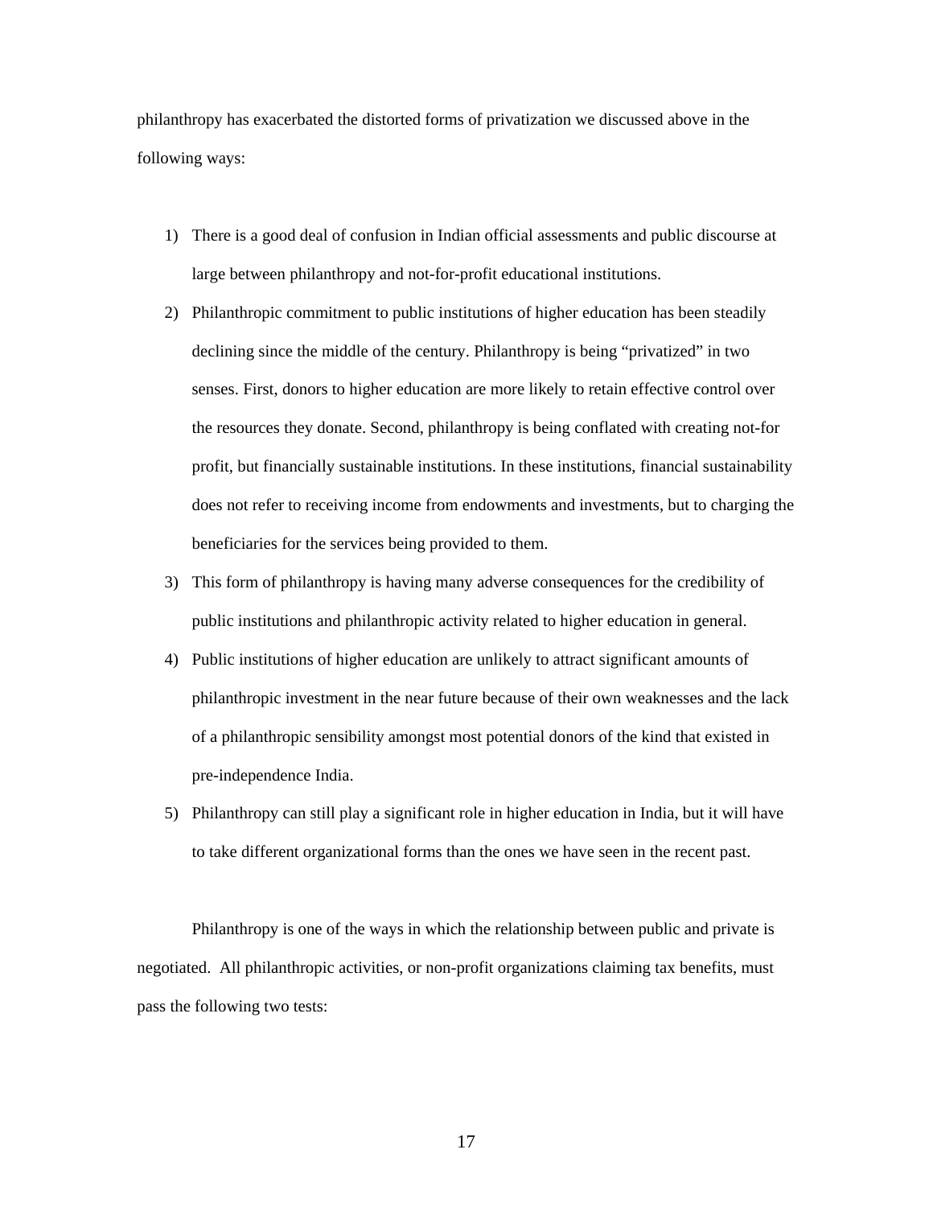philanthropy has exacerbated the distorted forms of privatization we discussed above in the following ways:

1) There is a good deal of confusion in Indian official assessments and public discourse at large between philanthropy and not-for-profit educational institutions.
2) Philanthropic commitment to public institutions of higher education has been steadily declining since the middle of the century. Philanthropy is being "privatized" in two senses. First, donors to higher education are more likely to retain effective control over the resources they donate. Second, philanthropy is being conflated with creating not-for profit, but financially sustainable institutions. In these institutions, financial sustainability does not refer to receiving income from endowments and investments, but to charging the beneficiaries for the services being provided to them.
3) This form of philanthropy is having many adverse consequences for the credibility of public institutions and philanthropic activity related to higher education in general.
4) Public institutions of higher education are unlikely to attract significant amounts of philanthropic investment in the near future because of their own weaknesses and the lack of a philanthropic sensibility amongst most potential donors of the kind that existed in pre-independence India.
5) Philanthropy can still play a significant role in higher education in India, but it will have to take different organizational forms than the ones we have seen in the recent past.

Philanthropy is one of the ways in which the relationship between public and private is negotiated. All philanthropic activities, or non-profit organizations claiming tax benefits, must pass the following two tests: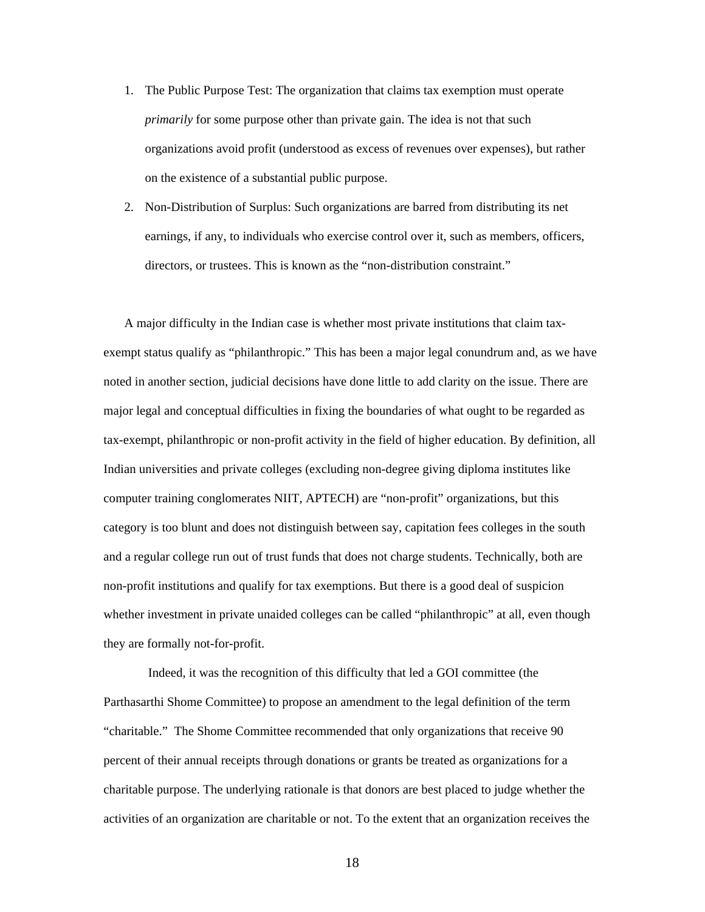1. The Public Purpose Test: The organization that claims tax exemption must operate *primarily* for some purpose other than private gain. The idea is not that such organizations avoid profit (understood as excess of revenues over expenses), but rather on the existence of a substantial public purpose.
2. Non-Distribution of Surplus: Such organizations are barred from distributing its net earnings, if any, to individuals who exercise control over it, such as members, officers, directors, or trustees. This is known as the "non-distribution constraint."

A major difficulty in the Indian case is whether most private institutions that claim tax-exempt status qualify as "philanthropic." This has been a major legal conundrum and, as we have noted in another section, judicial decisions have done little to add clarity on the issue. There are major legal and conceptual difficulties in fixing the boundaries of what ought to be regarded as tax-exempt, philanthropic or non-profit activity in the field of higher education. By definition, all Indian universities and private colleges (excluding non-degree giving diploma institutes like computer training conglomerates NIIT, APTECH) are "non-profit" organizations, but this category is too blunt and does not distinguish between say, capitation fees colleges in the south and a regular college run out of trust funds that does not charge students. Technically, both are non-profit institutions and qualify for tax exemptions. But there is a good deal of suspicion whether investment in private unaided colleges can be called "philanthropic" at all, even though they are formally not-for-profit.

Indeed, it was the recognition of this difficulty that led a GOI committee (the Parthasarthi Shome Committee) to propose an amendment to the legal definition of the term "charitable." The Shome Committee recommended that only organizations that receive 90 percent of their annual receipts through donations or grants be treated as organizations for a charitable purpose. The underlying rationale is that donors are best placed to judge whether the activities of an organization are charitable or not. To the extent that an organization receives the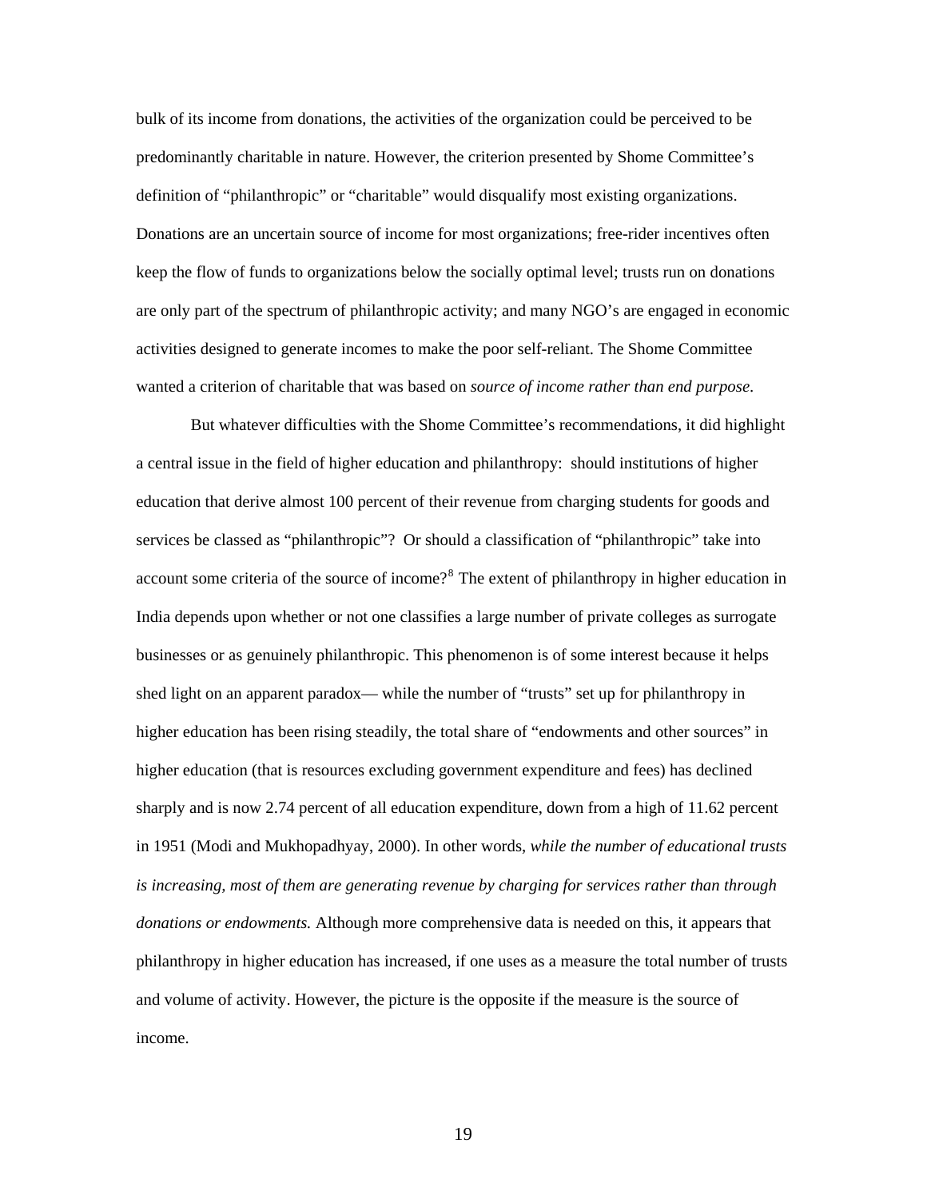bulk of its income from donations, the activities of the organization could be perceived to be predominantly charitable in nature. However, the criterion presented by Shome Committee's definition of "philanthropic" or "charitable" would disqualify most existing organizations. Donations are an uncertain source of income for most organizations; free-rider incentives often keep the flow of funds to organizations below the socially optimal level; trusts run on donations are only part of the spectrum of philanthropic activity; and many NGO's are engaged in economic activities designed to generate incomes to make the poor self-reliant. The Shome Committee wanted a criterion of charitable that was based on *source of income rather than end purpose*.

But whatever difficulties with the Shome Committee's recommendations, it did highlight a central issue in the field of higher education and philanthropy: should institutions of higher education that derive almost 100 percent of their revenue from charging students for goods and services be classed as "philanthropic"? Or should a classification of "philanthropic" take into account some criteria of the source of income?[8] The extent of philanthropy in higher education in India depends upon whether or not one classifies a large number of private colleges as surrogate businesses or as genuinely philanthropic. This phenomenon is of some interest because it helps shed light on an apparent paradox— while the number of "trusts" set up for philanthropy in higher education has been rising steadily, the total share of "endowments and other sources" in higher education (that is resources excluding government expenditure and fees) has declined sharply and is now 2.74 percent of all education expenditure, down from a high of 11.62 percent in 1951 (Modi and Mukhopadhyay, 2000). In other words, *while the number of educational trusts is increasing, most of them are generating revenue by charging for services rather than through donations or endowments.* Although more comprehensive data is needed on this, it appears that philanthropy in higher education has increased, if one uses as a measure the total number of trusts and volume of activity. However, the picture is the opposite if the measure is the source of income.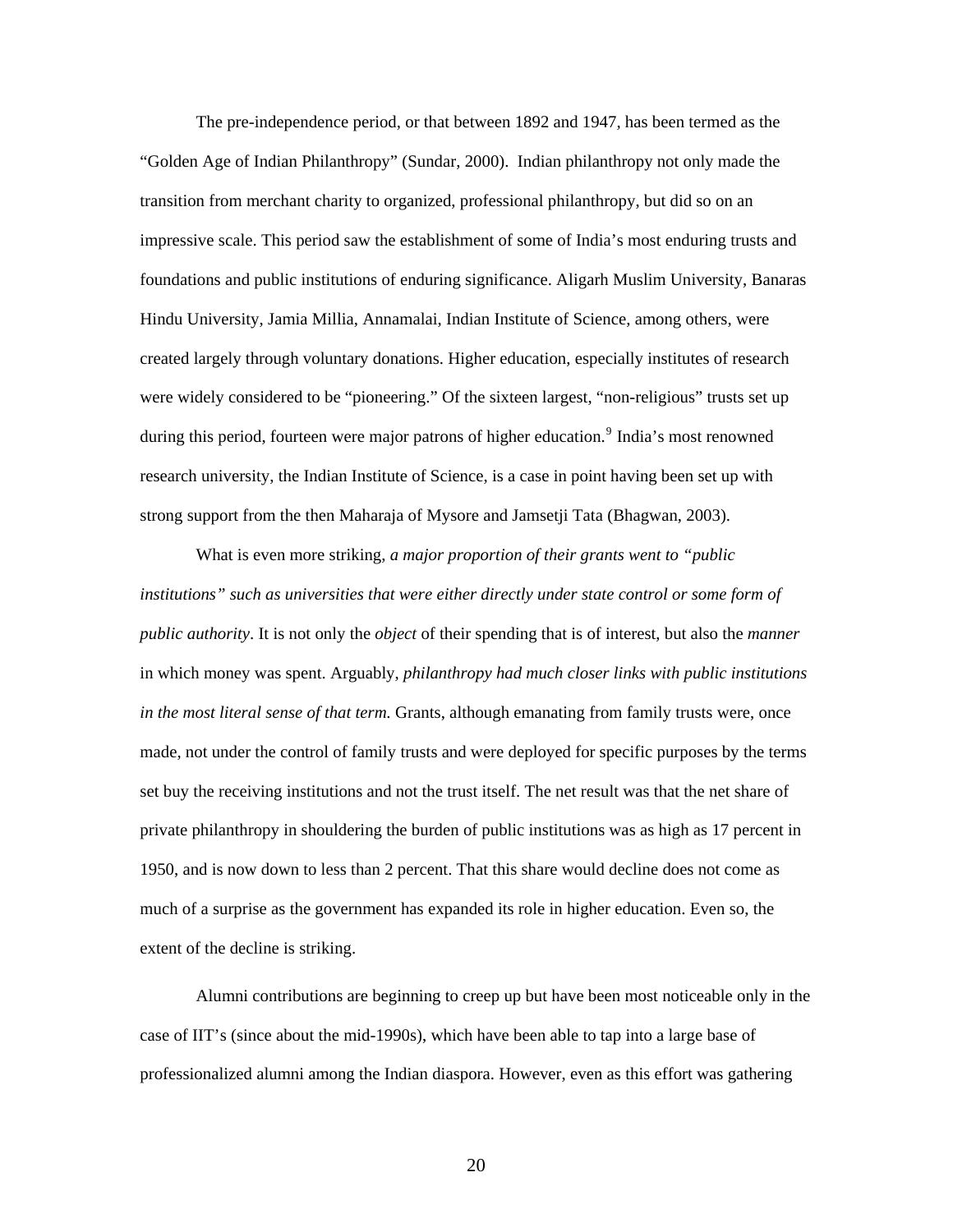The pre-independence period, or that between 1892 and 1947, has been termed as the "Golden Age of Indian Philanthropy" (Sundar, 2000). Indian philanthropy not only made the transition from merchant charity to organized, professional philanthropy, but did so on an impressive scale. This period saw the establishment of some of India's most enduring trusts and foundations and public institutions of enduring significance. Aligarh Muslim University, Banaras Hindu University, Jamia Millia, Annamalai, Indian Institute of Science, among others, were created largely through voluntary donations. Higher education, especially institutes of research were widely considered to be "pioneering." Of the sixteen largest, "non-religious" trusts set up during this period, fourteen were major patrons of higher education.[9] India's most renowned research university, the Indian Institute of Science, is a case in point having been set up with strong support from the then Maharaja of Mysore and Jamsetji Tata (Bhagwan, 2003).

What is even more striking, *a major proportion of their grants went to "public institutions" such as universities that were either directly under state control or some form of public authority*. It is not only the *object* of their spending that is of interest, but also the *manner* in which money was spent. Arguably, *philanthropy had much closer links with public institutions in the most literal sense of that term.* Grants, although emanating from family trusts were, once made, not under the control of family trusts and were deployed for specific purposes by the terms set buy the receiving institutions and not the trust itself. The net result was that the net share of private philanthropy in shouldering the burden of public institutions was as high as 17 percent in 1950, and is now down to less than 2 percent. That this share would decline does not come as much of a surprise as the government has expanded its role in higher education. Even so, the extent of the decline is striking.

Alumni contributions are beginning to creep up but have been most noticeable only in the case of IIT's (since about the mid-1990s), which have been able to tap into a large base of professionalized alumni among the Indian diaspora. However, even as this effort was gathering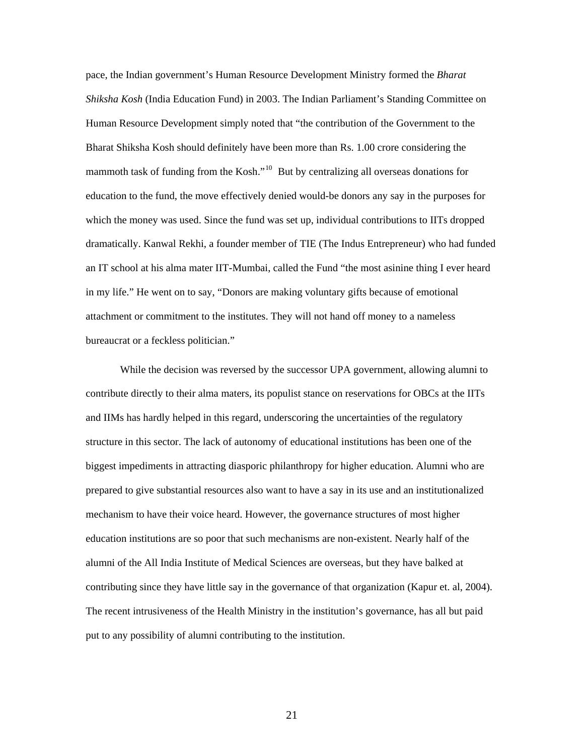pace, the Indian government's Human Resource Development Ministry formed the *Bharat Shiksha Kosh* (India Education Fund) in 2003. The Indian Parliament's Standing Committee on Human Resource Development simply noted that "the contribution of the Government to the Bharat Shiksha Kosh should definitely have been more than Rs. 1.00 crore considering the mammoth task of funding from the Kosh."[10] But by centralizing all overseas donations for education to the fund, the move effectively denied would-be donors any say in the purposes for which the money was used. Since the fund was set up, individual contributions to IITs dropped dramatically. Kanwal Rekhi, a founder member of TIE (The Indus Entrepreneur) who had funded an IT school at his alma mater IIT-Mumbai, called the Fund "the most asinine thing I ever heard in my life." He went on to say, "Donors are making voluntary gifts because of emotional attachment or commitment to the institutes. They will not hand off money to a nameless bureaucrat or a feckless politician."

While the decision was reversed by the successor UPA government, allowing alumni to contribute directly to their alma maters, its populist stance on reservations for OBCs at the IITs and IIMs has hardly helped in this regard, underscoring the uncertainties of the regulatory structure in this sector. The lack of autonomy of educational institutions has been one of the biggest impediments in attracting diasporic philanthropy for higher education. Alumni who are prepared to give substantial resources also want to have a say in its use and an institutionalized mechanism to have their voice heard. However, the governance structures of most higher education institutions are so poor that such mechanisms are non-existent. Nearly half of the alumni of the All India Institute of Medical Sciences are overseas, but they have balked at contributing since they have little say in the governance of that organization (Kapur et. al, 2004). The recent intrusiveness of the Health Ministry in the institution's governance, has all but paid put to any possibility of alumni contributing to the institution.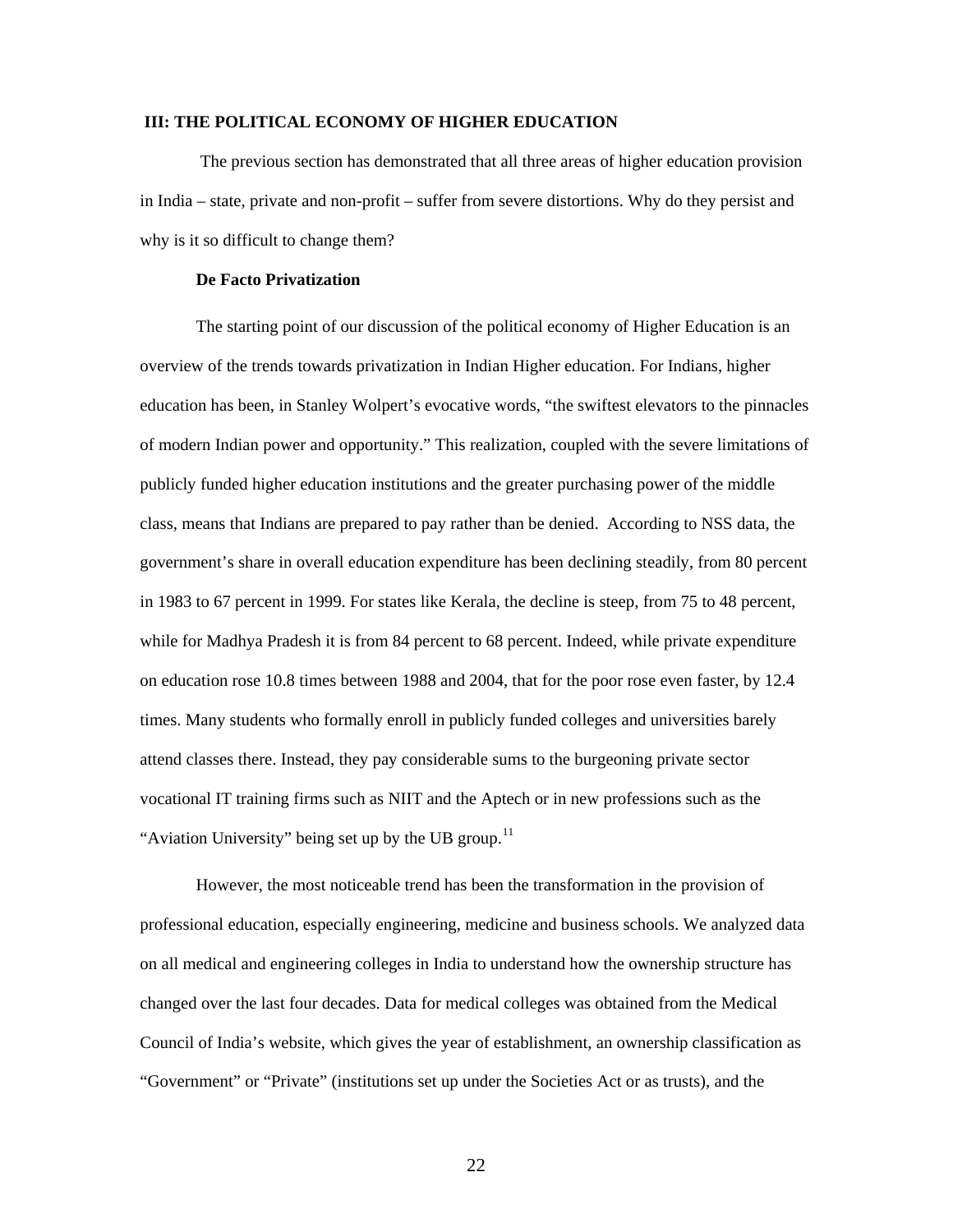## III: THE POLITICAL ECONOMY OF HIGHER EDUCATION

The previous section has demonstrated that all three areas of higher education provision in India – state, private and non-profit – suffer from severe distortions. Why do they persist and why is it so difficult to change them?

### De Facto Privatization

The starting point of our discussion of the political economy of Higher Education is an overview of the trends towards privatization in Indian Higher education. For Indians, higher education has been, in Stanley Wolpert's evocative words, "the swiftest elevators to the pinnacles of modern Indian power and opportunity." This realization, coupled with the severe limitations of publicly funded higher education institutions and the greater purchasing power of the middle class, means that Indians are prepared to pay rather than be denied. According to NSS data, the government's share in overall education expenditure has been declining steadily, from 80 percent in 1983 to 67 percent in 1999. For states like Kerala, the decline is steep, from 75 to 48 percent, while for Madhya Pradesh it is from 84 percent to 68 percent. Indeed, while private expenditure on education rose 10.8 times between 1988 and 2004, that for the poor rose even faster, by 12.4 times. Many students who formally enroll in publicly funded colleges and universities barely attend classes there. Instead, they pay considerable sums to the burgeoning private sector vocational IT training firms such as NIIT and the Aptech or in new professions such as the "Aviation University" being set up by the UB group.[11]

However, the most noticeable trend has been the transformation in the provision of professional education, especially engineering, medicine and business schools. We analyzed data on all medical and engineering colleges in India to understand how the ownership structure has changed over the last four decades. Data for medical colleges was obtained from the Medical Council of India's website, which gives the year of establishment, an ownership classification as "Government" or "Private" (institutions set up under the Societies Act or as trusts), and the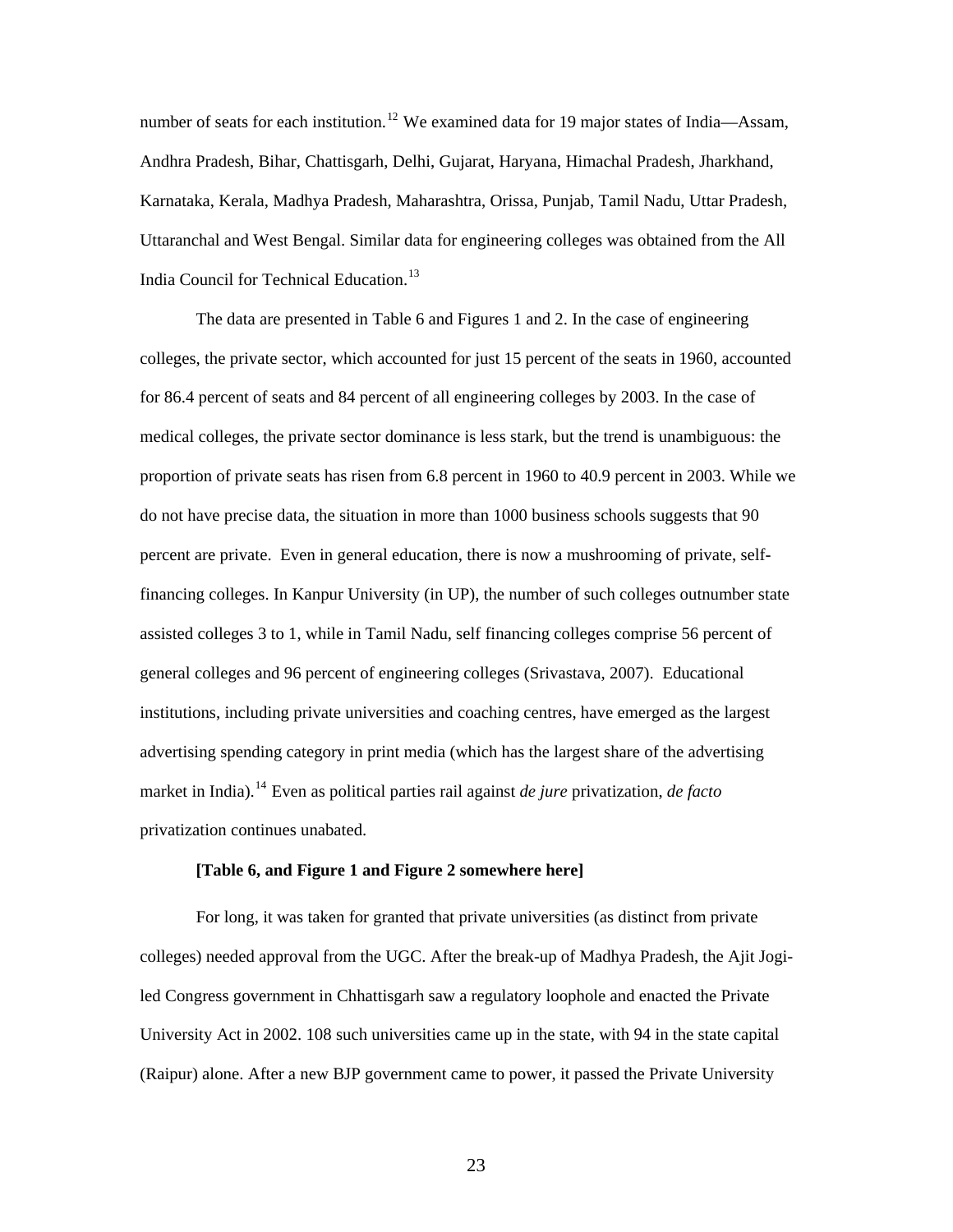number of seats for each institution.[12] We examined data for 19 major states of India—Assam, Andhra Pradesh, Bihar, Chattisgarh, Delhi, Gujarat, Haryana, Himachal Pradesh, Jharkhand, Karnataka, Kerala, Madhya Pradesh, Maharashtra, Orissa, Punjab, Tamil Nadu, Uttar Pradesh, Uttaranchal and West Bengal. Similar data for engineering colleges was obtained from the All India Council for Technical Education.[13]

The data are presented in Table 6 and Figures 1 and 2. In the case of engineering colleges, the private sector, which accounted for just 15 percent of the seats in 1960, accounted for 86.4 percent of seats and 84 percent of all engineering colleges by 2003. In the case of medical colleges, the private sector dominance is less stark, but the trend is unambiguous: the proportion of private seats has risen from 6.8 percent in 1960 to 40.9 percent in 2003. While we do not have precise data, the situation in more than 1000 business schools suggests that 90 percent are private. Even in general education, there is now a mushrooming of private, self-financing colleges. In Kanpur University (in UP), the number of such colleges outnumber state assisted colleges 3 to 1, while in Tamil Nadu, self financing colleges comprise 56 percent of general colleges and 96 percent of engineering colleges (Srivastava, 2007). Educational institutions, including private universities and coaching centres, have emerged as the largest advertising spending category in print media (which has the largest share of the advertising market in India).[14] Even as political parties rail against *de jure* privatization, *de facto* privatization continues unabated.

**[Table 6, and Figure 1 and Figure 2 somewhere here]**

For long, it was taken for granted that private universities (as distinct from private colleges) needed approval from the UGC. After the break-up of Madhya Pradesh, the Ajit Jogi-led Congress government in Chhattisgarh saw a regulatory loophole and enacted the Private University Act in 2002. 108 such universities came up in the state, with 94 in the state capital (Raipur) alone. After a new BJP government came to power, it passed the Private University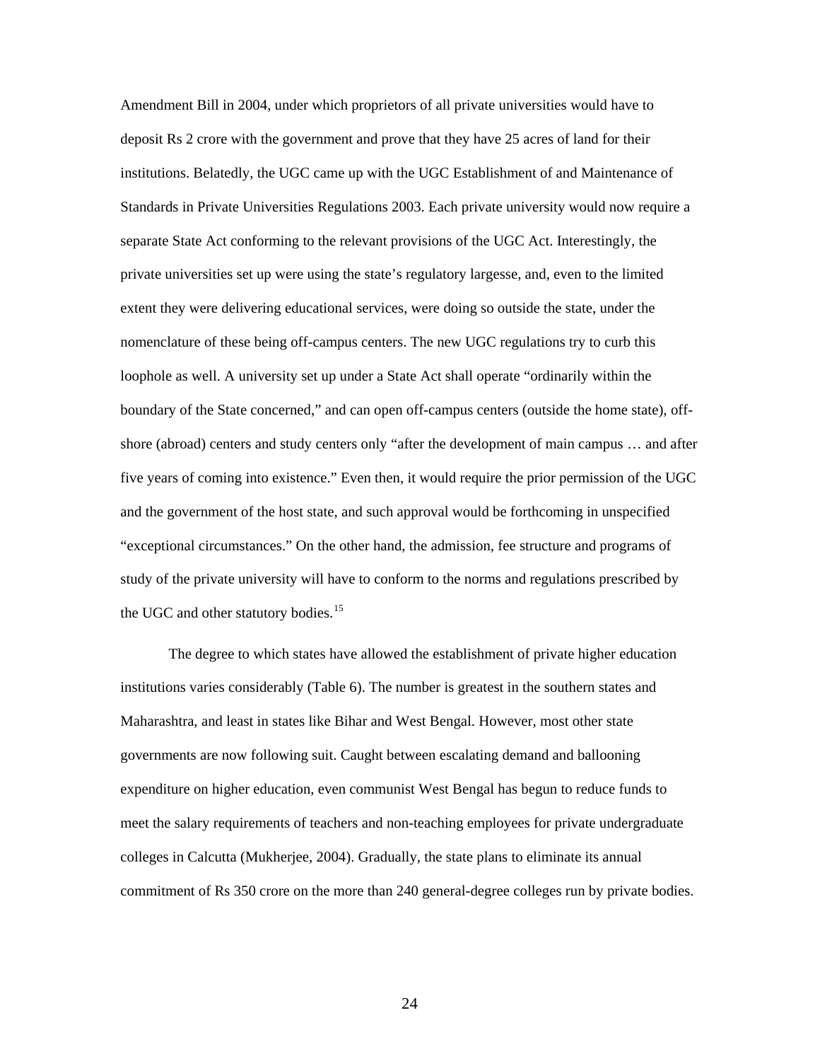Amendment Bill in 2004, under which proprietors of all private universities would have to deposit Rs 2 crore with the government and prove that they have 25 acres of land for their institutions. Belatedly, the UGC came up with the UGC Establishment of and Maintenance of Standards in Private Universities Regulations 2003. Each private university would now require a separate State Act conforming to the relevant provisions of the UGC Act. Interestingly, the private universities set up were using the state's regulatory largesse, and, even to the limited extent they were delivering educational services, were doing so outside the state, under the nomenclature of these being off-campus centers. The new UGC regulations try to curb this loophole as well. A university set up under a State Act shall operate "ordinarily within the boundary of the State concerned," and can open off-campus centers (outside the home state), off-shore (abroad) centers and study centers only "after the development of main campus … and after five years of coming into existence." Even then, it would require the prior permission of the UGC and the government of the host state, and such approval would be forthcoming in unspecified "exceptional circumstances." On the other hand, the admission, fee structure and programs of study of the private university will have to conform to the norms and regulations prescribed by the UGC and other statutory bodies.[15]

The degree to which states have allowed the establishment of private higher education institutions varies considerably (Table 6). The number is greatest in the southern states and Maharashtra, and least in states like Bihar and West Bengal. However, most other state governments are now following suit. Caught between escalating demand and ballooning expenditure on higher education, even communist West Bengal has begun to reduce funds to meet the salary requirements of teachers and non-teaching employees for private undergraduate colleges in Calcutta (Mukherjee, 2004). Gradually, the state plans to eliminate its annual commitment of Rs 350 crore on the more than 240 general-degree colleges run by private bodies.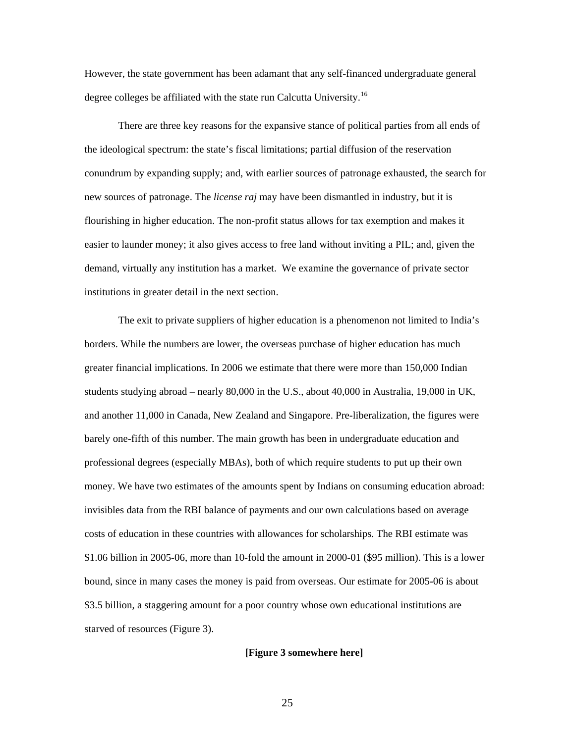However, the state government has been adamant that any self-financed undergraduate general degree colleges be affiliated with the state run Calcutta University.[16]

There are three key reasons for the expansive stance of political parties from all ends of the ideological spectrum: the state's fiscal limitations; partial diffusion of the reservation conundrum by expanding supply; and, with earlier sources of patronage exhausted, the search for new sources of patronage. The *license raj* may have been dismantled in industry, but it is flourishing in higher education. The non-profit status allows for tax exemption and makes it easier to launder money; it also gives access to free land without inviting a PIL; and, given the demand, virtually any institution has a market. We examine the governance of private sector institutions in greater detail in the next section.

The exit to private suppliers of higher education is a phenomenon not limited to India's borders. While the numbers are lower, the overseas purchase of higher education has much greater financial implications. In 2006 we estimate that there were more than 150,000 Indian students studying abroad – nearly 80,000 in the U.S., about 40,000 in Australia, 19,000 in UK, and another 11,000 in Canada, New Zealand and Singapore. Pre-liberalization, the figures were barely one-fifth of this number. The main growth has been in undergraduate education and professional degrees (especially MBAs), both of which require students to put up their own money. We have two estimates of the amounts spent by Indians on consuming education abroad: invisibles data from the RBI balance of payments and our own calculations based on average costs of education in these countries with allowances for scholarships. The RBI estimate was $1.06 billion in 2005-06, more than 10-fold the amount in 2000-01 ($95 million). This is a lower bound, since in many cases the money is paid from overseas. Our estimate for 2005-06 is about $3.5 billion, a staggering amount for a poor country whose own educational institutions are starved of resources (Figure 3).

**[Figure 3 somewhere here]**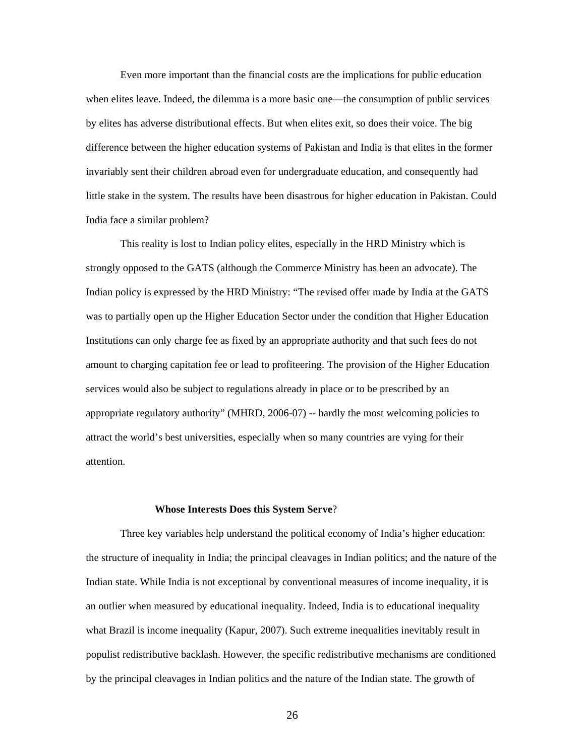Even more important than the financial costs are the implications for public education when elites leave. Indeed, the dilemma is a more basic one—the consumption of public services by elites has adverse distributional effects. But when elites exit, so does their voice. The big difference between the higher education systems of Pakistan and India is that elites in the former invariably sent their children abroad even for undergraduate education, and consequently had little stake in the system. The results have been disastrous for higher education in Pakistan. Could India face a similar problem?

This reality is lost to Indian policy elites, especially in the HRD Ministry which is strongly opposed to the GATS (although the Commerce Ministry has been an advocate). The Indian policy is expressed by the HRD Ministry: "The revised offer made by India at the GATS was to partially open up the Higher Education Sector under the condition that Higher Education Institutions can only charge fee as fixed by an appropriate authority and that such fees do not amount to charging capitation fee or lead to profiteering. The provision of the Higher Education services would also be subject to regulations already in place or to be prescribed by an appropriate regulatory authority" (MHRD, 2006-07) -- hardly the most welcoming policies to attract the world's best universities, especially when so many countries are vying for their attention.

## Whose Interests Does this System Serve?

Three key variables help understand the political economy of India's higher education: the structure of inequality in India; the principal cleavages in Indian politics; and the nature of the Indian state. While India is not exceptional by conventional measures of income inequality, it is an outlier when measured by educational inequality. Indeed, India is to educational inequality what Brazil is income inequality (Kapur, 2007). Such extreme inequalities inevitably result in populist redistributive backlash. However, the specific redistributive mechanisms are conditioned by the principal cleavages in Indian politics and the nature of the Indian state. The growth of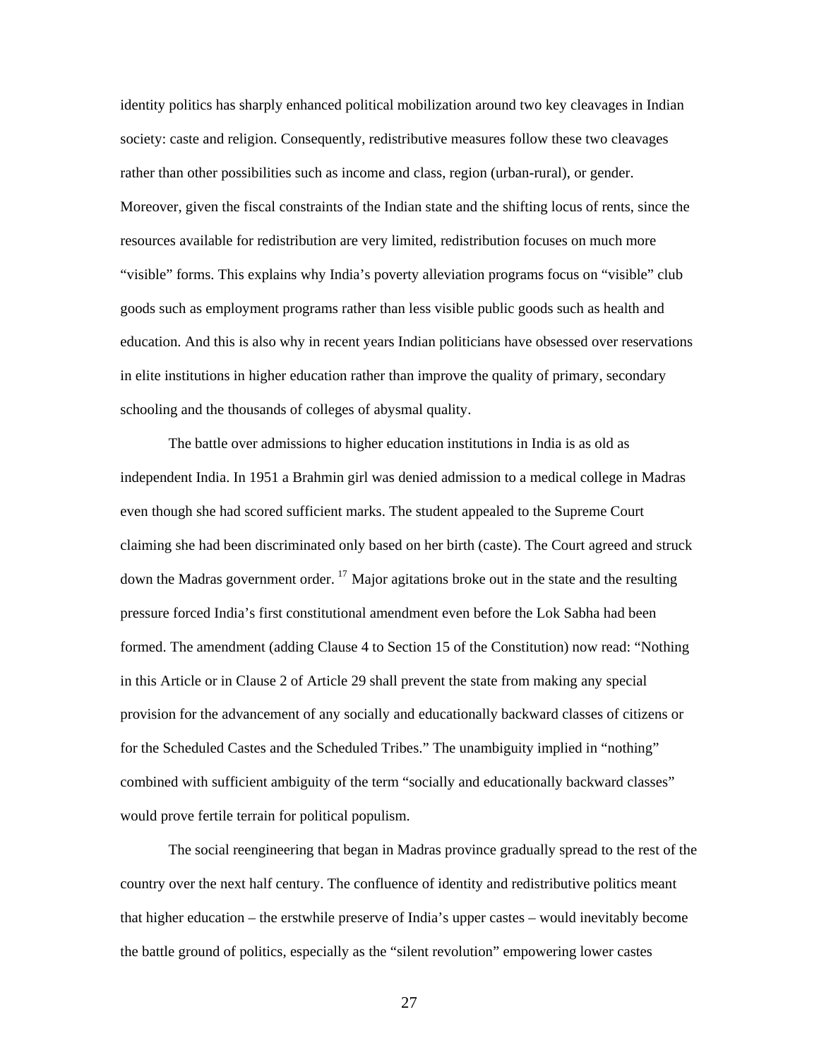identity politics has sharply enhanced political mobilization around two key cleavages in Indian society: caste and religion. Consequently, redistributive measures follow these two cleavages rather than other possibilities such as income and class, region (urban-rural), or gender. Moreover, given the fiscal constraints of the Indian state and the shifting locus of rents, since the resources available for redistribution are very limited, redistribution focuses on much more “visible” forms. This explains why India’s poverty alleviation programs focus on “visible” club goods such as employment programs rather than less visible public goods such as health and education. And this is also why in recent years Indian politicians have obsessed over reservations in elite institutions in higher education rather than improve the quality of primary, secondary schooling and the thousands of colleges of abysmal quality.

The battle over admissions to higher education institutions in India is as old as independent India. In 1951 a Brahmin girl was denied admission to a medical college in Madras even though she had scored sufficient marks. The student appealed to the Supreme Court claiming she had been discriminated only based on her birth (caste). The Court agreed and struck down the Madras government order. [17] Major agitations broke out in the state and the resulting pressure forced India’s first constitutional amendment even before the Lok Sabha had been formed. The amendment (adding Clause 4 to Section 15 of the Constitution) now read: “Nothing in this Article or in Clause 2 of Article 29 shall prevent the state from making any special provision for the advancement of any socially and educationally backward classes of citizens or for the Scheduled Castes and the Scheduled Tribes.” The unambiguity implied in “nothing” combined with sufficient ambiguity of the term “socially and educationally backward classes” would prove fertile terrain for political populism.

The social reengineering that began in Madras province gradually spread to the rest of the country over the next half century. The confluence of identity and redistributive politics meant that higher education – the erstwhile preserve of India’s upper castes – would inevitably become the battle ground of politics, especially as the “silent revolution” empowering lower castes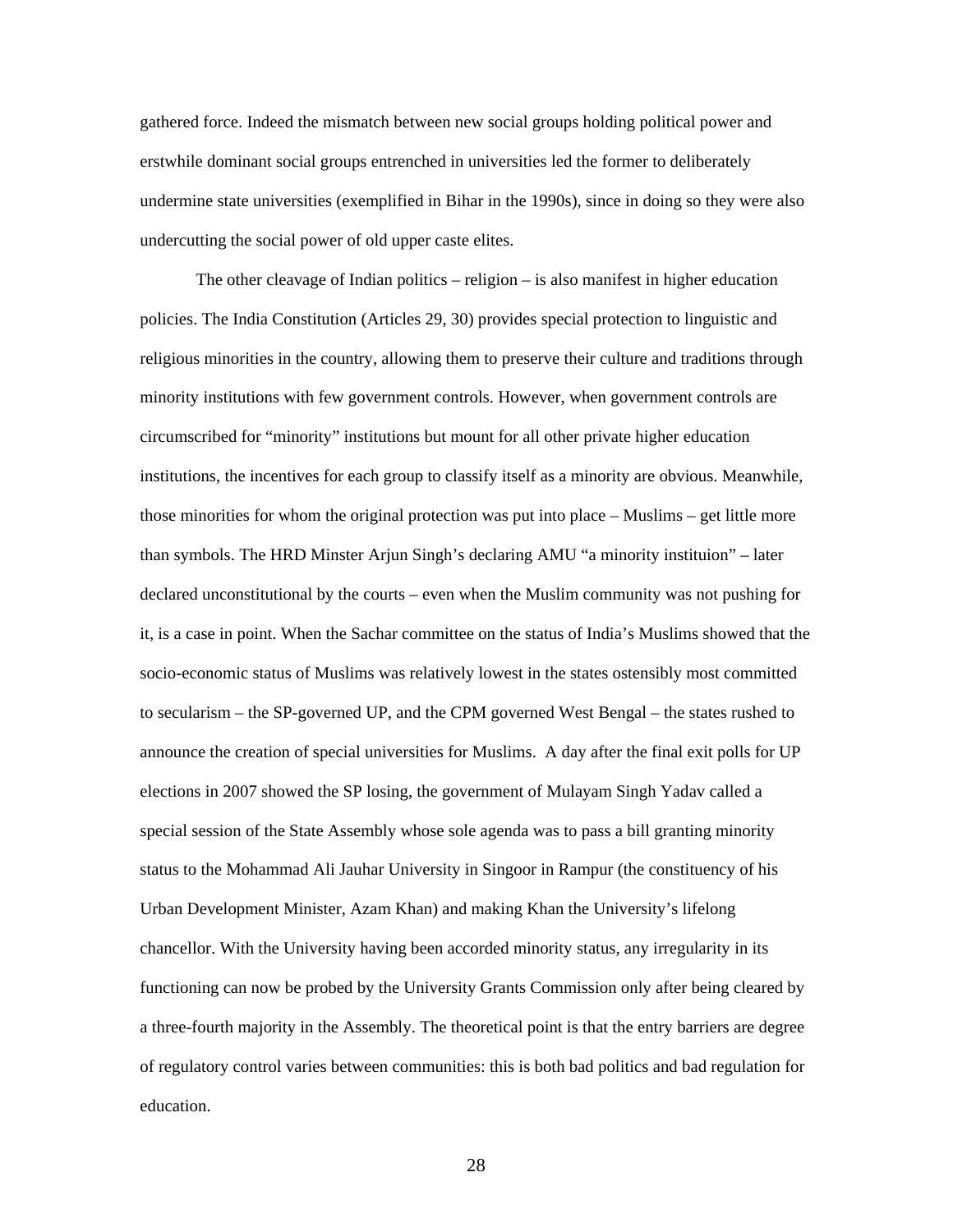gathered force. Indeed the mismatch between new social groups holding political power and erstwhile dominant social groups entrenched in universities led the former to deliberately undermine state universities (exemplified in Bihar in the 1990s), since in doing so they were also undercutting the social power of old upper caste elites.

The other cleavage of Indian politics – religion – is also manifest in higher education policies. The India Constitution (Articles 29, 30) provides special protection to linguistic and religious minorities in the country, allowing them to preserve their culture and traditions through minority institutions with few government controls. However, when government controls are circumscribed for "minority" institutions but mount for all other private higher education institutions, the incentives for each group to classify itself as a minority are obvious. Meanwhile, those minorities for whom the original protection was put into place – Muslims – get little more than symbols. The HRD Minster Arjun Singh's declaring AMU "a minority instituion" – later declared unconstitutional by the courts – even when the Muslim community was not pushing for it, is a case in point. When the Sachar committee on the status of India's Muslims showed that the socio-economic status of Muslims was relatively lowest in the states ostensibly most committed to secularism – the SP-governed UP, and the CPM governed West Bengal – the states rushed to announce the creation of special universities for Muslims. A day after the final exit polls for UP elections in 2007 showed the SP losing, the government of Mulayam Singh Yadav called a special session of the State Assembly whose sole agenda was to pass a bill granting minority status to the Mohammad Ali Jauhar University in Singoor in Rampur (the constituency of his Urban Development Minister, Azam Khan) and making Khan the University's lifelong chancellor. With the University having been accorded minority status, any irregularity in its functioning can now be probed by the University Grants Commission only after being cleared by a three-fourth majority in the Assembly. The theoretical point is that the entry barriers are degree of regulatory control varies between communities: this is both bad politics and bad regulation for education.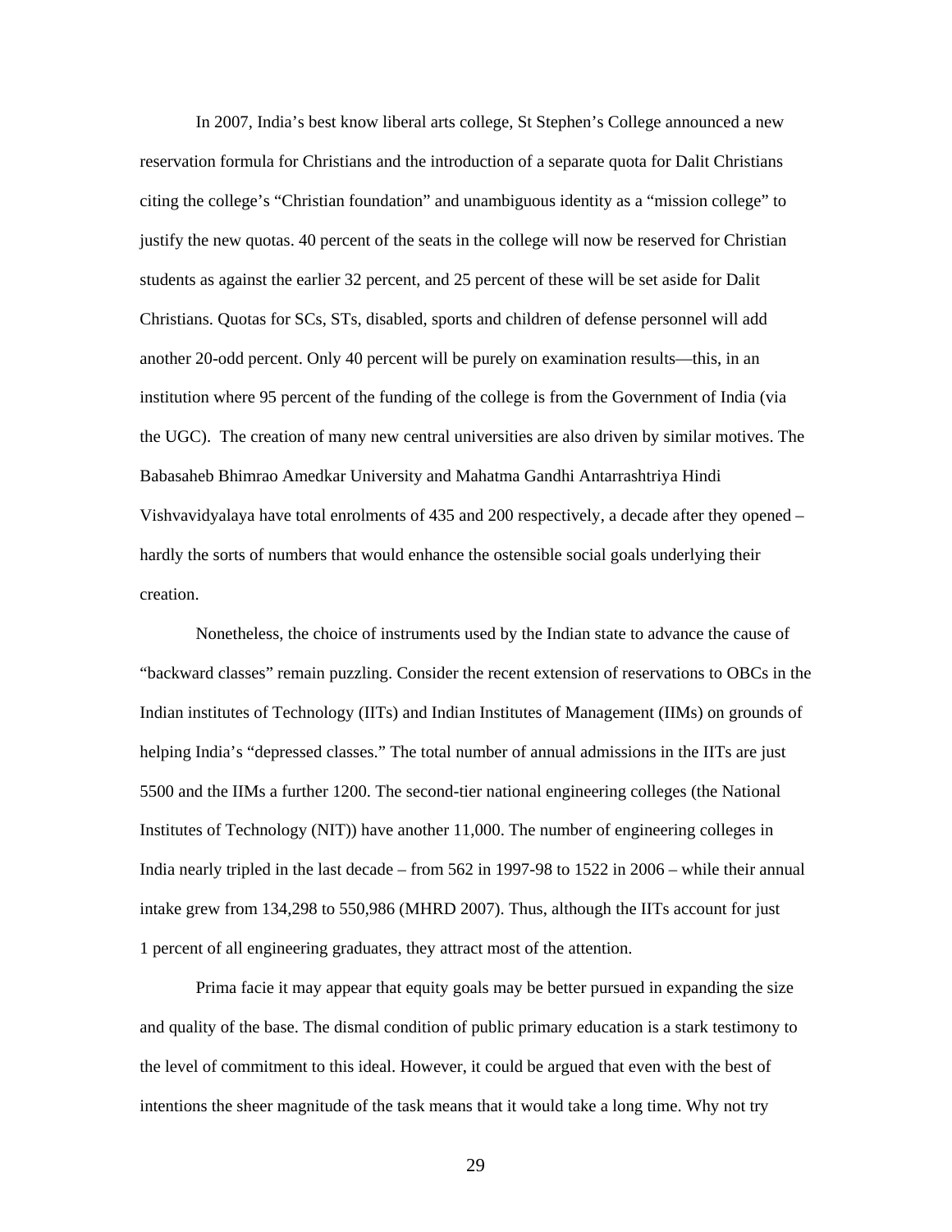In 2007, India's best know liberal arts college, St Stephen's College announced a new reservation formula for Christians and the introduction of a separate quota for Dalit Christians citing the college's "Christian foundation" and unambiguous identity as a "mission college" to justify the new quotas. 40 percent of the seats in the college will now be reserved for Christian students as against the earlier 32 percent, and 25 percent of these will be set aside for Dalit Christians. Quotas for SCs, STs, disabled, sports and children of defense personnel will add another 20-odd percent. Only 40 percent will be purely on examination results—this, in an institution where 95 percent of the funding of the college is from the Government of India (via the UGC). The creation of many new central universities are also driven by similar motives. The Babasaheb Bhimrao Amedkar University and Mahatma Gandhi Antarrashtriya Hindi Vishvavidyalaya have total enrolments of 435 and 200 respectively, a decade after they opened – hardly the sorts of numbers that would enhance the ostensible social goals underlying their creation.

Nonetheless, the choice of instruments used by the Indian state to advance the cause of "backward classes" remain puzzling. Consider the recent extension of reservations to OBCs in the Indian institutes of Technology (IITs) and Indian Institutes of Management (IIMs) on grounds of helping India's "depressed classes." The total number of annual admissions in the IITs are just 5500 and the IIMs a further 1200. The second-tier national engineering colleges (the National Institutes of Technology (NIT)) have another 11,000. The number of engineering colleges in India nearly tripled in the last decade – from 562 in 1997-98 to 1522 in 2006 – while their annual intake grew from 134,298 to 550,986 (MHRD 2007). Thus, although the IITs account for just 1 percent of all engineering graduates, they attract most of the attention.

Prima facie it may appear that equity goals may be better pursued in expanding the size and quality of the base. The dismal condition of public primary education is a stark testimony to the level of commitment to this ideal. However, it could be argued that even with the best of intentions the sheer magnitude of the task means that it would take a long time. Why not try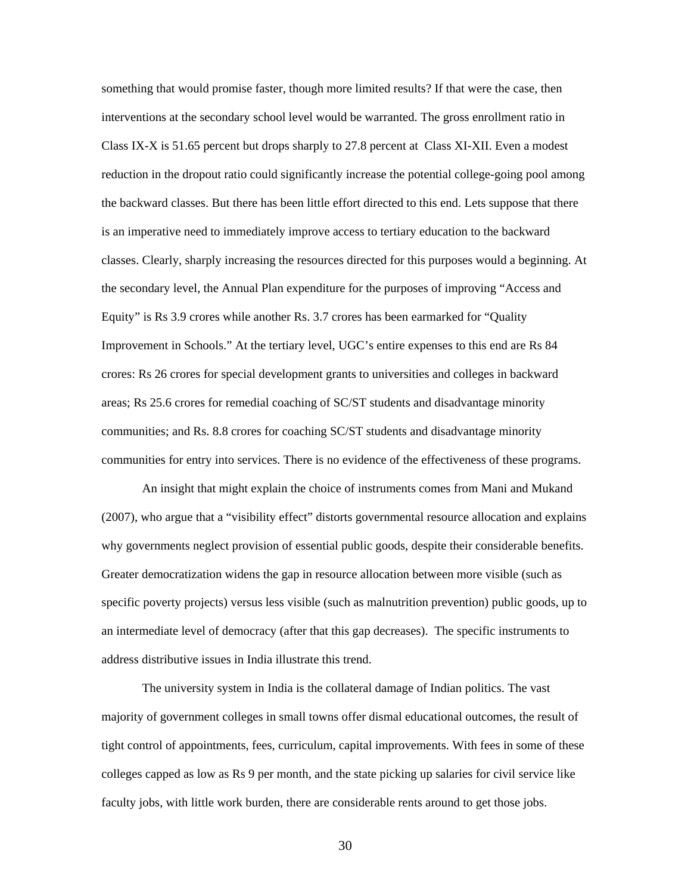something that would promise faster, though more limited results? If that were the case, then interventions at the secondary school level would be warranted. The gross enrollment ratio in Class IX-X is 51.65 percent but drops sharply to 27.8 percent at Class XI-XII. Even a modest reduction in the dropout ratio could significantly increase the potential college-going pool among the backward classes. But there has been little effort directed to this end. Lets suppose that there is an imperative need to immediately improve access to tertiary education to the backward classes. Clearly, sharply increasing the resources directed for this purposes would a beginning. At the secondary level, the Annual Plan expenditure for the purposes of improving "Access and Equity" is Rs 3.9 crores while another Rs. 3.7 crores has been earmarked for "Quality Improvement in Schools." At the tertiary level, UGC's entire expenses to this end are Rs 84 crores: Rs 26 crores for special development grants to universities and colleges in backward areas; Rs 25.6 crores for remedial coaching of SC/ST students and disadvantage minority communities; and Rs. 8.8 crores for coaching SC/ST students and disadvantage minority communities for entry into services. There is no evidence of the effectiveness of these programs.

An insight that might explain the choice of instruments comes from Mani and Mukand (2007), who argue that a "visibility effect" distorts governmental resource allocation and explains why governments neglect provision of essential public goods, despite their considerable benefits. Greater democratization widens the gap in resource allocation between more visible (such as specific poverty projects) versus less visible (such as malnutrition prevention) public goods, up to an intermediate level of democracy (after that this gap decreases). The specific instruments to address distributive issues in India illustrate this trend.

The university system in India is the collateral damage of Indian politics. The vast majority of government colleges in small towns offer dismal educational outcomes, the result of tight control of appointments, fees, curriculum, capital improvements. With fees in some of these colleges capped as low as Rs 9 per month, and the state picking up salaries for civil service like faculty jobs, with little work burden, there are considerable rents around to get those jobs.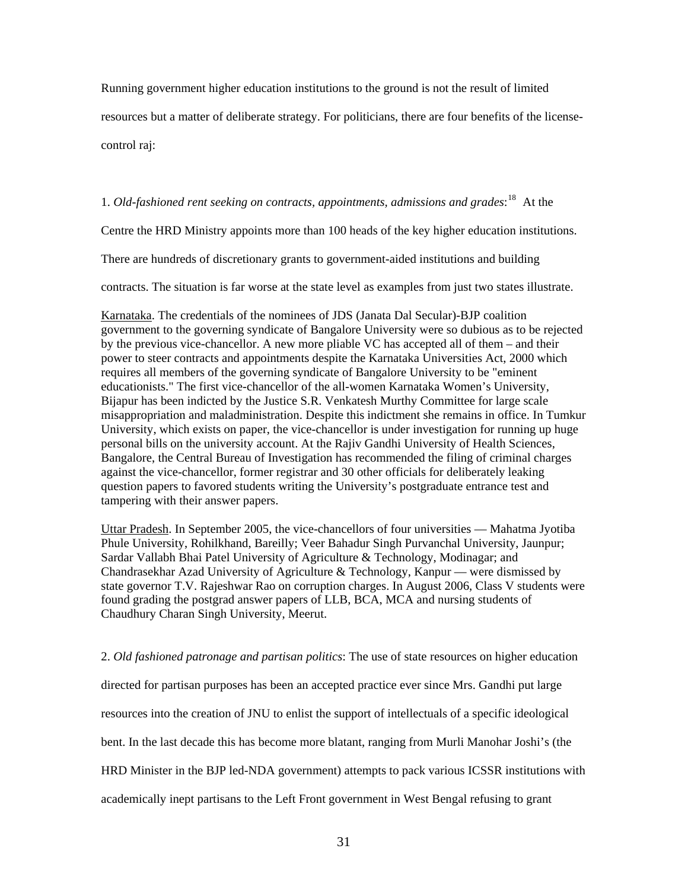Running government higher education institutions to the ground is not the result of limited resources but a matter of deliberate strategy. For politicians, there are four benefits of the license-control raj:

1. *Old-fashioned rent seeking on contracts, appointments, admissions and grades*:[18] At the Centre the HRD Ministry appoints more than 100 heads of the key higher education institutions. There are hundreds of discretionary grants to government-aided institutions and building contracts. The situation is far worse at the state level as examples from just two states illustrate.

Karnataka. The credentials of the nominees of JDS (Janata Dal Secular)-BJP coalition government to the governing syndicate of Bangalore University were so dubious as to be rejected by the previous vice-chancellor. A new more pliable VC has accepted all of them – and their power to steer contracts and appointments despite the Karnataka Universities Act, 2000 which requires all members of the governing syndicate of Bangalore University to be "eminent educationists." The first vice-chancellor of the all-women Karnataka Women's University, Bijapur has been indicted by the Justice S.R. Venkatesh Murthy Committee for large scale misappropriation and maladministration. Despite this indictment she remains in office. In Tumkur University, which exists on paper, the vice-chancellor is under investigation for running up huge personal bills on the university account. At the Rajiv Gandhi University of Health Sciences, Bangalore, the Central Bureau of Investigation has recommended the filing of criminal charges against the vice-chancellor, former registrar and 30 other officials for deliberately leaking question papers to favored students writing the University's postgraduate entrance test and tampering with their answer papers.

Uttar Pradesh. In September 2005, the vice-chancellors of four universities — Mahatma Jyotiba Phule University, Rohilkhand, Bareilly; Veer Bahadur Singh Purvanchal University, Jaunpur; Sardar Vallabh Bhai Patel University of Agriculture & Technology, Modinagar; and Chandrasekhar Azad University of Agriculture & Technology, Kanpur — were dismissed by state governor T.V. Rajeshwar Rao on corruption charges. In August 2006, Class V students were found grading the postgrad answer papers of LLB, BCA, MCA and nursing students of Chaudhury Charan Singh University, Meerut.

2. *Old fashioned patronage and partisan politics*: The use of state resources on higher education directed for partisan purposes has been an accepted practice ever since Mrs. Gandhi put large resources into the creation of JNU to enlist the support of intellectuals of a specific ideological bent. In the last decade this has become more blatant, ranging from Murli Manohar Joshi's (the HRD Minister in the BJP led-NDA government) attempts to pack various ICSSR institutions with academically inept partisans to the Left Front government in West Bengal refusing to grant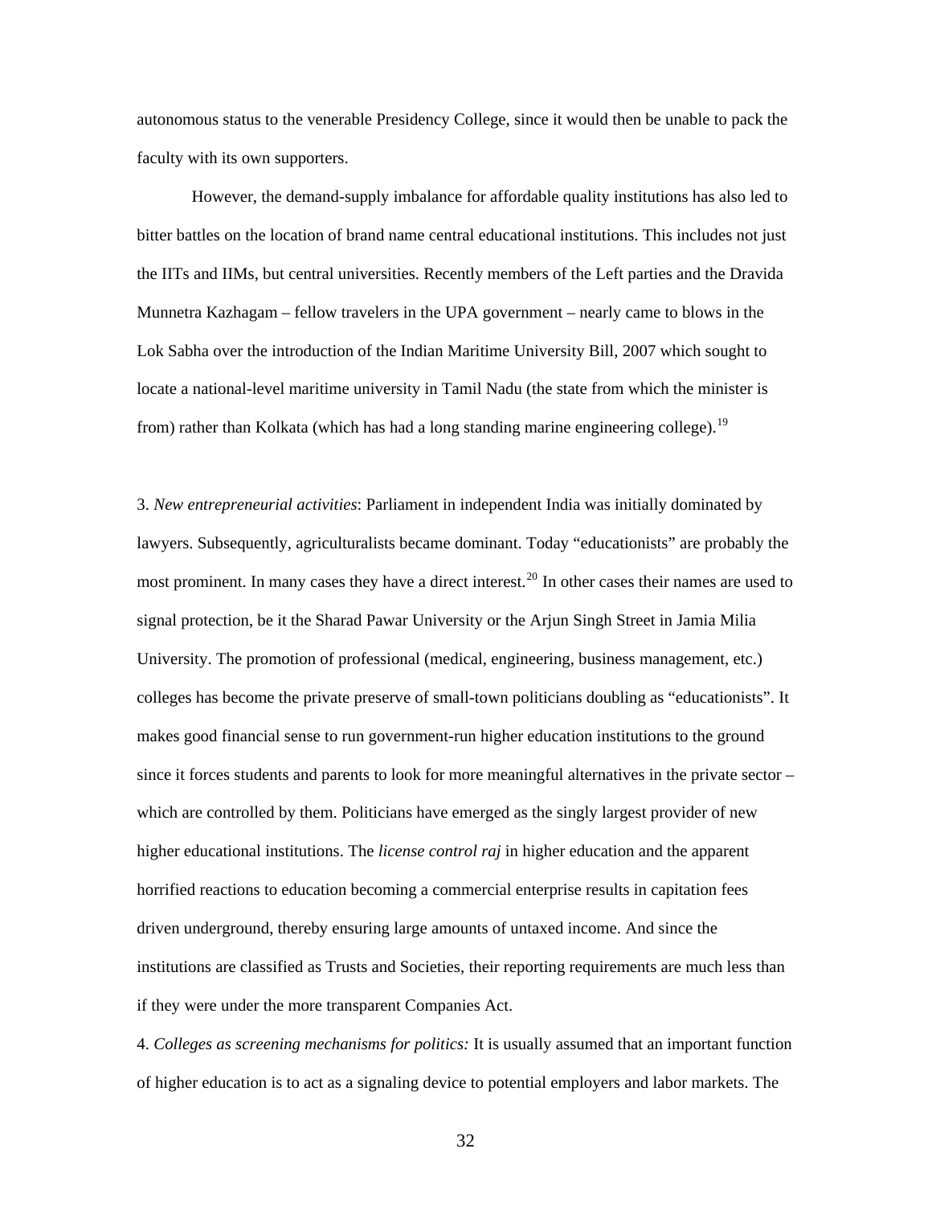autonomous status to the venerable Presidency College, since it would then be unable to pack the faculty with its own supporters.

However, the demand-supply imbalance for affordable quality institutions has also led to bitter battles on the location of brand name central educational institutions. This includes not just the IITs and IIMs, but central universities. Recently members of the Left parties and the Dravida Munnetra Kazhagam – fellow travelers in the UPA government – nearly came to blows in the Lok Sabha over the introduction of the Indian Maritime University Bill, 2007 which sought to locate a national-level maritime university in Tamil Nadu (the state from which the minister is from) rather than Kolkata (which has had a long standing marine engineering college).[19]

3. *New entrepreneurial activities*: Parliament in independent India was initially dominated by lawyers. Subsequently, agriculturalists became dominant. Today "educationists" are probably the most prominent. In many cases they have a direct interest.[20] In other cases their names are used to signal protection, be it the Sharad Pawar University or the Arjun Singh Street in Jamia Milia University. The promotion of professional (medical, engineering, business management, etc.) colleges has become the private preserve of small-town politicians doubling as "educationists". It makes good financial sense to run government-run higher education institutions to the ground since it forces students and parents to look for more meaningful alternatives in the private sector – which are controlled by them. Politicians have emerged as the singly largest provider of new higher educational institutions. The *license control raj* in higher education and the apparent horrified reactions to education becoming a commercial enterprise results in capitation fees driven underground, thereby ensuring large amounts of untaxed income. And since the institutions are classified as Trusts and Societies, their reporting requirements are much less than if they were under the more transparent Companies Act.

4. *Colleges as screening mechanisms for politics:* It is usually assumed that an important function of higher education is to act as a signaling device to potential employers and labor markets. The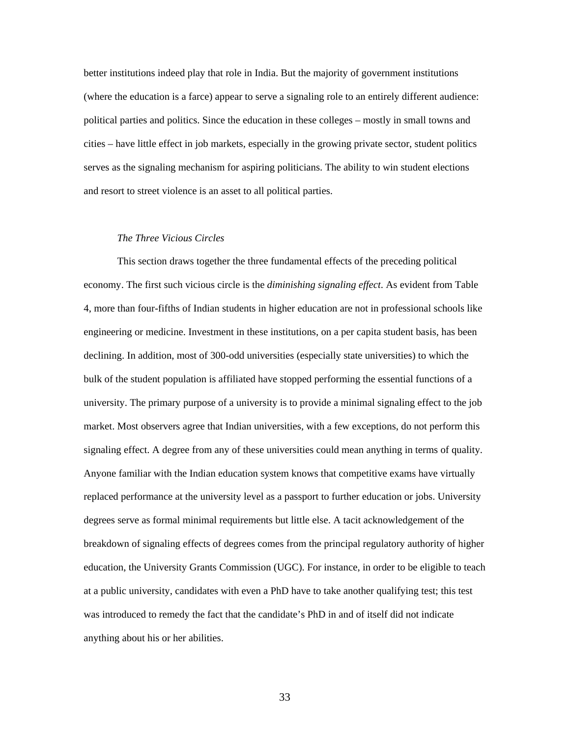better institutions indeed play that role in India. But the majority of government institutions (where the education is a farce) appear to serve a signaling role to an entirely different audience: political parties and politics. Since the education in these colleges – mostly in small towns and cities – have little effect in job markets, especially in the growing private sector, student politics serves as the signaling mechanism for aspiring politicians. The ability to win student elections and resort to street violence is an asset to all political parties.

*The Three Vicious Circles*

This section draws together the three fundamental effects of the preceding political economy. The first such vicious circle is the *diminishing signaling effect*. As evident from Table 4, more than four-fifths of Indian students in higher education are not in professional schools like engineering or medicine. Investment in these institutions, on a per capita student basis, has been declining. In addition, most of 300-odd universities (especially state universities) to which the bulk of the student population is affiliated have stopped performing the essential functions of a university. The primary purpose of a university is to provide a minimal signaling effect to the job market. Most observers agree that Indian universities, with a few exceptions, do not perform this signaling effect. A degree from any of these universities could mean anything in terms of quality. Anyone familiar with the Indian education system knows that competitive exams have virtually replaced performance at the university level as a passport to further education or jobs. University degrees serve as formal minimal requirements but little else. A tacit acknowledgement of the breakdown of signaling effects of degrees comes from the principal regulatory authority of higher education, the University Grants Commission (UGC). For instance, in order to be eligible to teach at a public university, candidates with even a PhD have to take another qualifying test; this test was introduced to remedy the fact that the candidate's PhD in and of itself did not indicate anything about his or her abilities.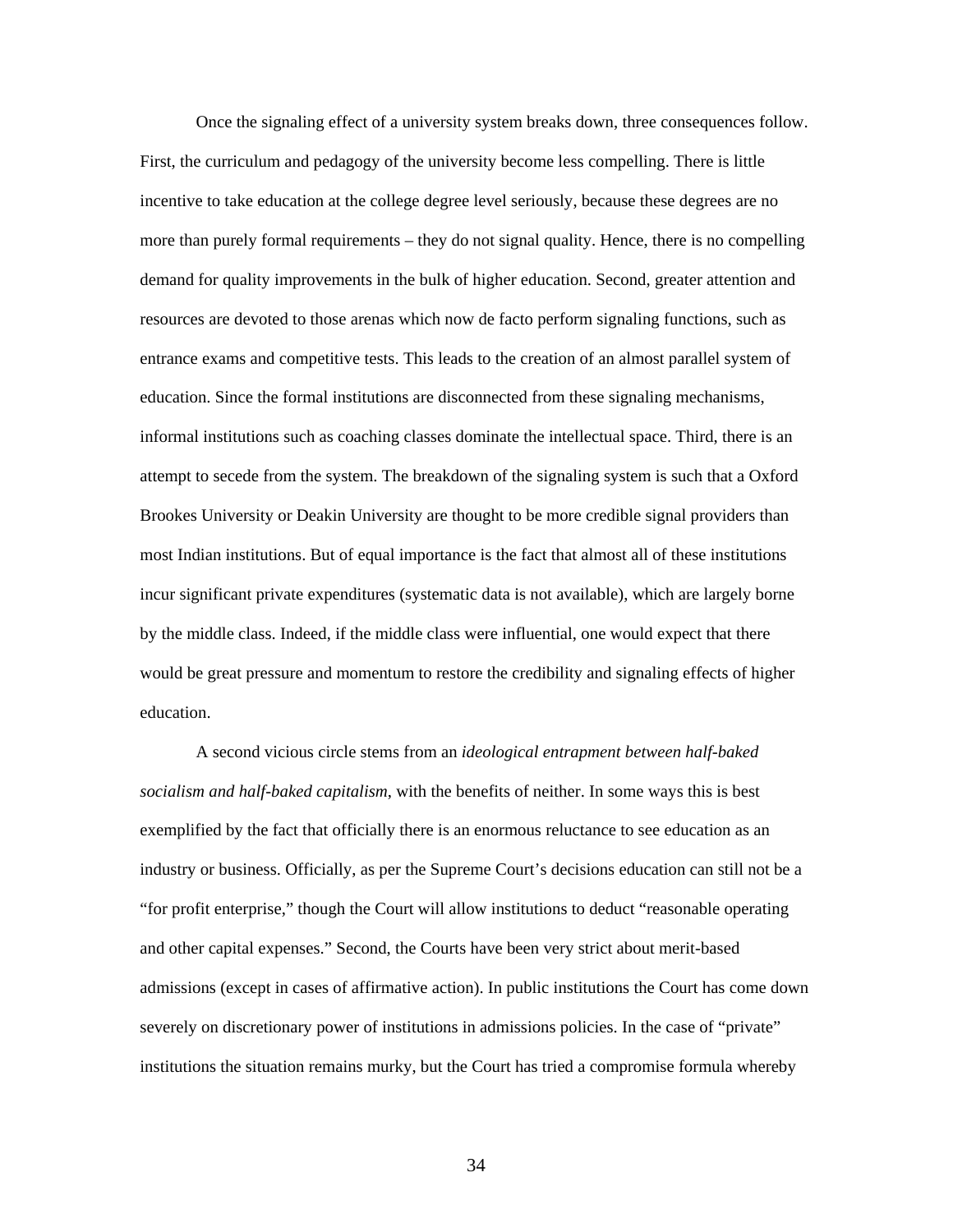Once the signaling effect of a university system breaks down, three consequences follow. First, the curriculum and pedagogy of the university become less compelling. There is little incentive to take education at the college degree level seriously, because these degrees are no more than purely formal requirements – they do not signal quality. Hence, there is no compelling demand for quality improvements in the bulk of higher education. Second, greater attention and resources are devoted to those arenas which now de facto perform signaling functions, such as entrance exams and competitive tests. This leads to the creation of an almost parallel system of education. Since the formal institutions are disconnected from these signaling mechanisms, informal institutions such as coaching classes dominate the intellectual space. Third, there is an attempt to secede from the system. The breakdown of the signaling system is such that a Oxford Brookes University or Deakin University are thought to be more credible signal providers than most Indian institutions. But of equal importance is the fact that almost all of these institutions incur significant private expenditures (systematic data is not available), which are largely borne by the middle class. Indeed, if the middle class were influential, one would expect that there would be great pressure and momentum to restore the credibility and signaling effects of higher education.

A second vicious circle stems from an *ideological entrapment between half-baked socialism and half-baked capitalism*, with the benefits of neither. In some ways this is best exemplified by the fact that officially there is an enormous reluctance to see education as an industry or business. Officially, as per the Supreme Court's decisions education can still not be a "for profit enterprise," though the Court will allow institutions to deduct "reasonable operating and other capital expenses." Second, the Courts have been very strict about merit-based admissions (except in cases of affirmative action). In public institutions the Court has come down severely on discretionary power of institutions in admissions policies. In the case of "private" institutions the situation remains murky, but the Court has tried a compromise formula whereby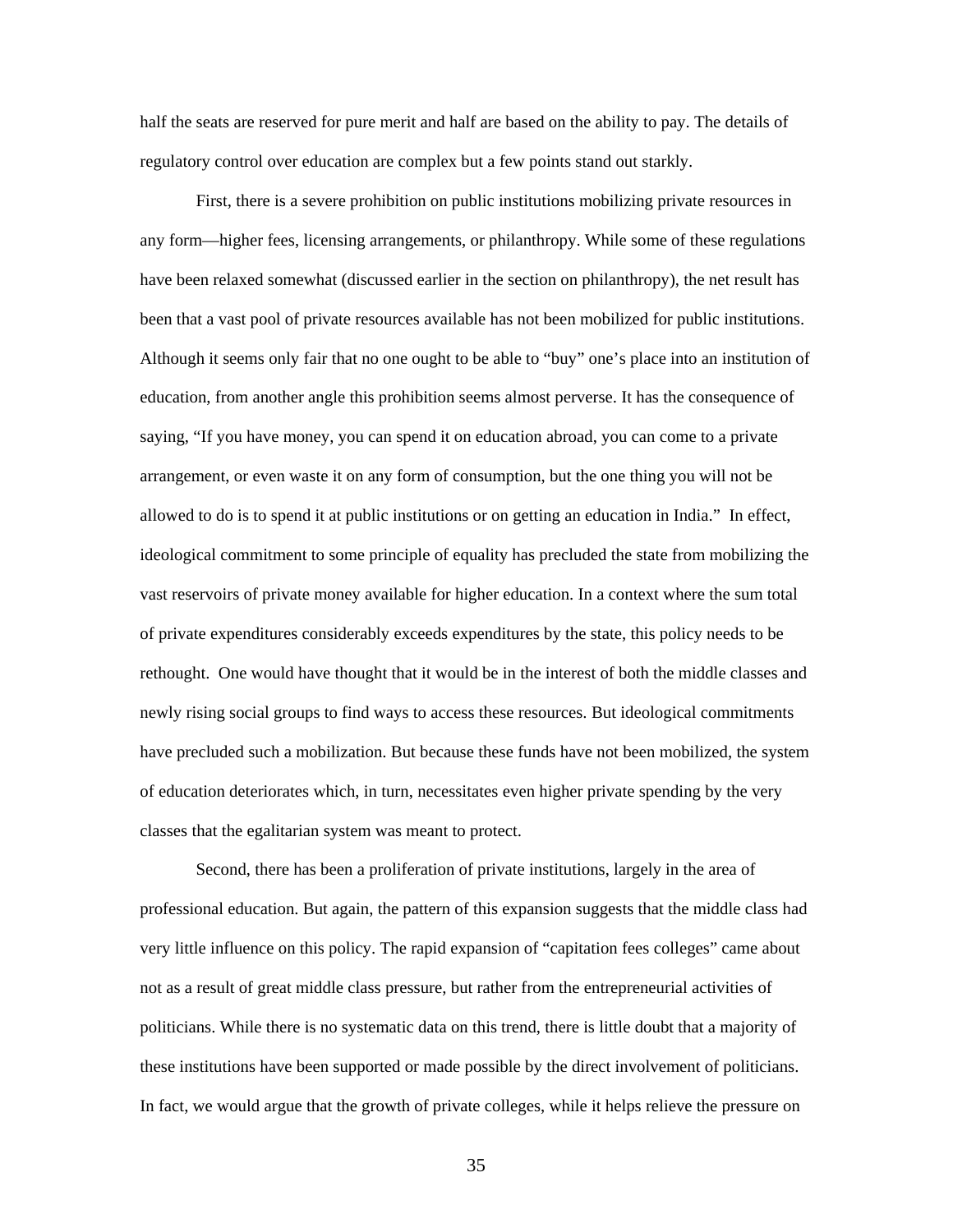half the seats are reserved for pure merit and half are based on the ability to pay. The details of regulatory control over education are complex but a few points stand out starkly.

First, there is a severe prohibition on public institutions mobilizing private resources in any form—higher fees, licensing arrangements, or philanthropy. While some of these regulations have been relaxed somewhat (discussed earlier in the section on philanthropy), the net result has been that a vast pool of private resources available has not been mobilized for public institutions. Although it seems only fair that no one ought to be able to "buy" one's place into an institution of education, from another angle this prohibition seems almost perverse. It has the consequence of saying, "If you have money, you can spend it on education abroad, you can come to a private arrangement, or even waste it on any form of consumption, but the one thing you will not be allowed to do is to spend it at public institutions or on getting an education in India." In effect, ideological commitment to some principle of equality has precluded the state from mobilizing the vast reservoirs of private money available for higher education. In a context where the sum total of private expenditures considerably exceeds expenditures by the state, this policy needs to be rethought. One would have thought that it would be in the interest of both the middle classes and newly rising social groups to find ways to access these resources. But ideological commitments have precluded such a mobilization. But because these funds have not been mobilized, the system of education deteriorates which, in turn, necessitates even higher private spending by the very classes that the egalitarian system was meant to protect.

Second, there has been a proliferation of private institutions, largely in the area of professional education. But again, the pattern of this expansion suggests that the middle class had very little influence on this policy. The rapid expansion of "capitation fees colleges" came about not as a result of great middle class pressure, but rather from the entrepreneurial activities of politicians. While there is no systematic data on this trend, there is little doubt that a majority of these institutions have been supported or made possible by the direct involvement of politicians. In fact, we would argue that the growth of private colleges, while it helps relieve the pressure on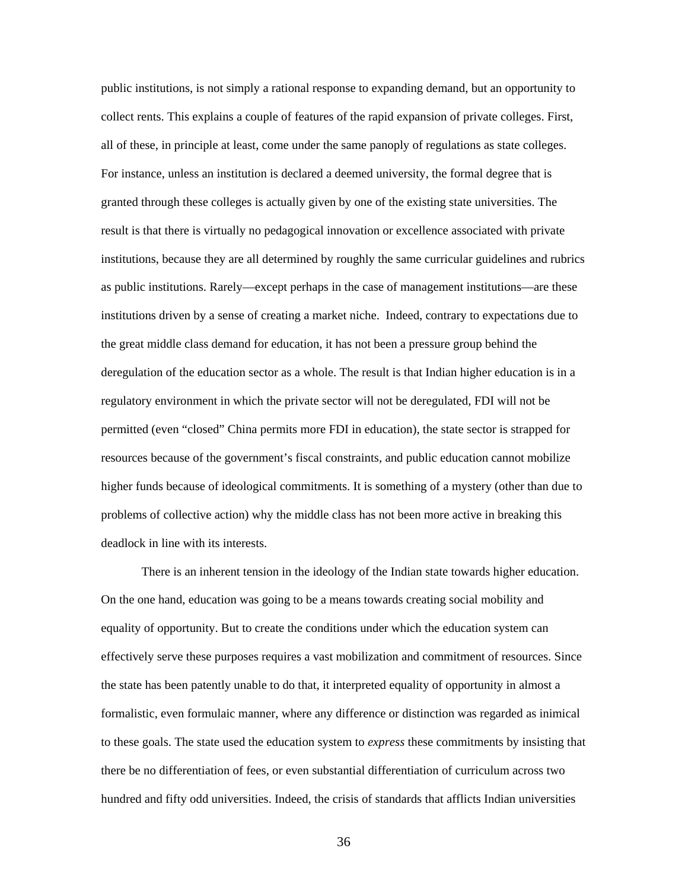public institutions, is not simply a rational response to expanding demand, but an opportunity to collect rents. This explains a couple of features of the rapid expansion of private colleges. First, all of these, in principle at least, come under the same panoply of regulations as state colleges. For instance, unless an institution is declared a deemed university, the formal degree that is granted through these colleges is actually given by one of the existing state universities. The result is that there is virtually no pedagogical innovation or excellence associated with private institutions, because they are all determined by roughly the same curricular guidelines and rubrics as public institutions. Rarely—except perhaps in the case of management institutions—are these institutions driven by a sense of creating a market niche. Indeed, contrary to expectations due to the great middle class demand for education, it has not been a pressure group behind the deregulation of the education sector as a whole. The result is that Indian higher education is in a regulatory environment in which the private sector will not be deregulated, FDI will not be permitted (even "closed" China permits more FDI in education), the state sector is strapped for resources because of the government's fiscal constraints, and public education cannot mobilize higher funds because of ideological commitments. It is something of a mystery (other than due to problems of collective action) why the middle class has not been more active in breaking this deadlock in line with its interests.

There is an inherent tension in the ideology of the Indian state towards higher education. On the one hand, education was going to be a means towards creating social mobility and equality of opportunity. But to create the conditions under which the education system can effectively serve these purposes requires a vast mobilization and commitment of resources. Since the state has been patently unable to do that, it interpreted equality of opportunity in almost a formalistic, even formulaic manner, where any difference or distinction was regarded as inimical to these goals. The state used the education system to *express* these commitments by insisting that there be no differentiation of fees, or even substantial differentiation of curriculum across two hundred and fifty odd universities. Indeed, the crisis of standards that afflicts Indian universities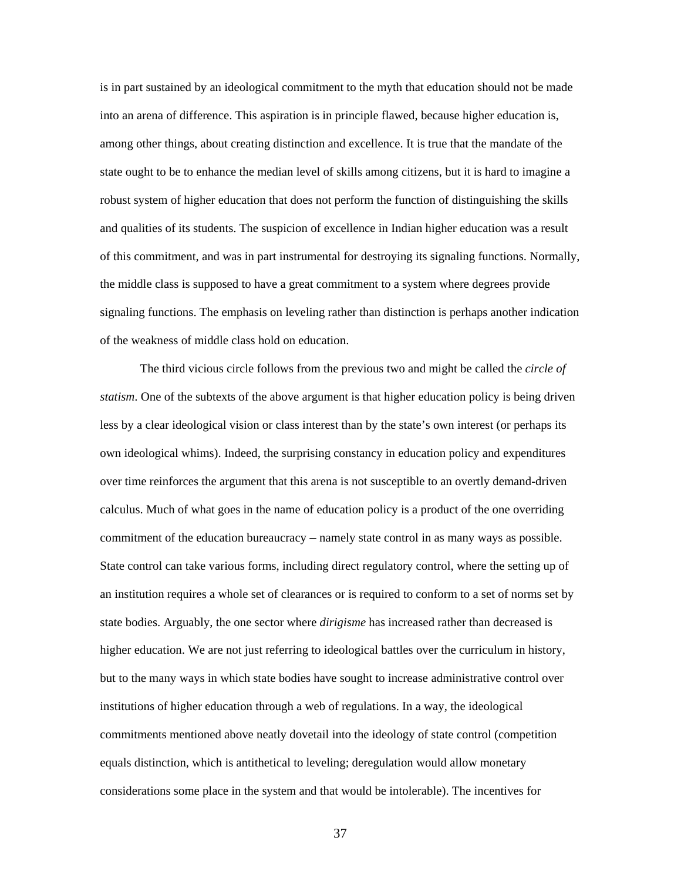is in part sustained by an ideological commitment to the myth that education should not be made into an arena of difference. This aspiration is in principle flawed, because higher education is, among other things, about creating distinction and excellence. It is true that the mandate of the state ought to be to enhance the median level of skills among citizens, but it is hard to imagine a robust system of higher education that does not perform the function of distinguishing the skills and qualities of its students. The suspicion of excellence in Indian higher education was a result of this commitment, and was in part instrumental for destroying its signaling functions. Normally, the middle class is supposed to have a great commitment to a system where degrees provide signaling functions. The emphasis on leveling rather than distinction is perhaps another indication of the weakness of middle class hold on education.

The third vicious circle follows from the previous two and might be called the *circle of statism*. One of the subtexts of the above argument is that higher education policy is being driven less by a clear ideological vision or class interest than by the state's own interest (or perhaps its own ideological whims). Indeed, the surprising constancy in education policy and expenditures over time reinforces the argument that this arena is not susceptible to an overtly demand-driven calculus. Much of what goes in the name of education policy is a product of the one overriding commitment of the education bureaucracy – namely state control in as many ways as possible. State control can take various forms, including direct regulatory control, where the setting up of an institution requires a whole set of clearances or is required to conform to a set of norms set by state bodies. Arguably, the one sector where *dirigisme* has increased rather than decreased is higher education. We are not just referring to ideological battles over the curriculum in history, but to the many ways in which state bodies have sought to increase administrative control over institutions of higher education through a web of regulations. In a way, the ideological commitments mentioned above neatly dovetail into the ideology of state control (competition equals distinction, which is antithetical to leveling; deregulation would allow monetary considerations some place in the system and that would be intolerable). The incentives for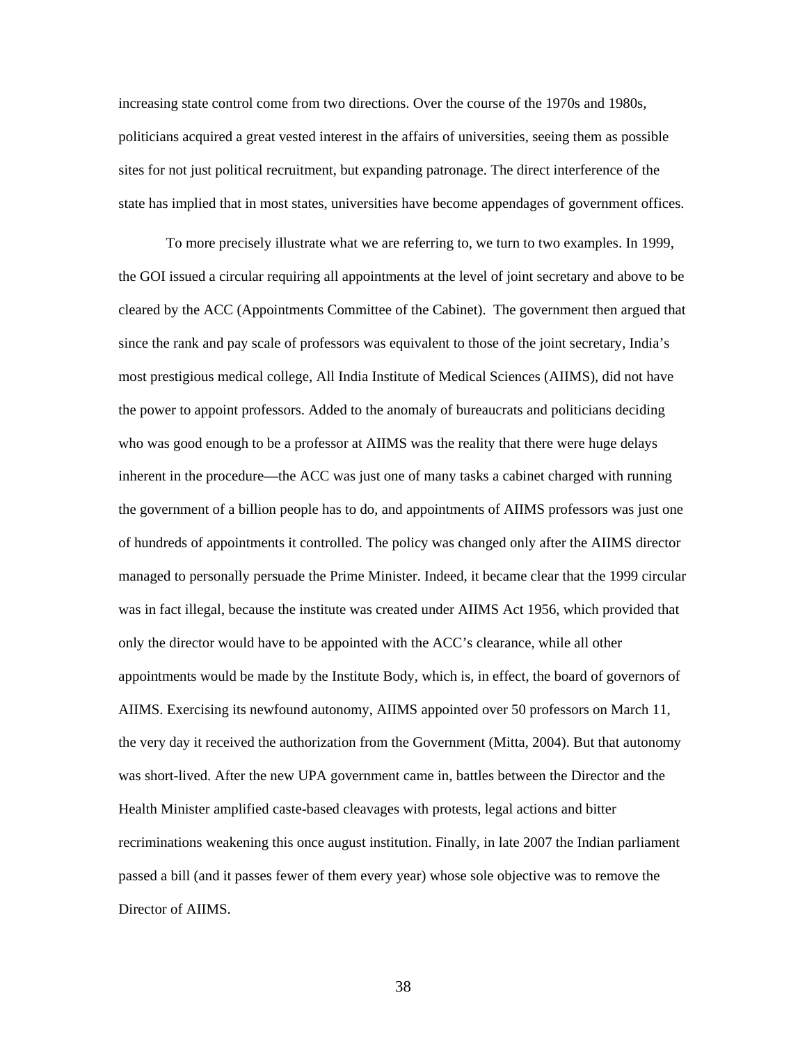increasing state control come from two directions. Over the course of the 1970s and 1980s, politicians acquired a great vested interest in the affairs of universities, seeing them as possible sites for not just political recruitment, but expanding patronage. The direct interference of the state has implied that in most states, universities have become appendages of government offices.

To more precisely illustrate what we are referring to, we turn to two examples. In 1999, the GOI issued a circular requiring all appointments at the level of joint secretary and above to be cleared by the ACC (Appointments Committee of the Cabinet). The government then argued that since the rank and pay scale of professors was equivalent to those of the joint secretary, India's most prestigious medical college, All India Institute of Medical Sciences (AIIMS), did not have the power to appoint professors. Added to the anomaly of bureaucrats and politicians deciding who was good enough to be a professor at AIIMS was the reality that there were huge delays inherent in the procedure—the ACC was just one of many tasks a cabinet charged with running the government of a billion people has to do, and appointments of AIIMS professors was just one of hundreds of appointments it controlled. The policy was changed only after the AIIMS director managed to personally persuade the Prime Minister. Indeed, it became clear that the 1999 circular was in fact illegal, because the institute was created under AIIMS Act 1956, which provided that only the director would have to be appointed with the ACC's clearance, while all other appointments would be made by the Institute Body, which is, in effect, the board of governors of AIIMS. Exercising its newfound autonomy, AIIMS appointed over 50 professors on March 11, the very day it received the authorization from the Government (Mitta, 2004). But that autonomy was short-lived. After the new UPA government came in, battles between the Director and the Health Minister amplified caste-based cleavages with protests, legal actions and bitter recriminations weakening this once august institution. Finally, in late 2007 the Indian parliament passed a bill (and it passes fewer of them every year) whose sole objective was to remove the Director of AIIMS.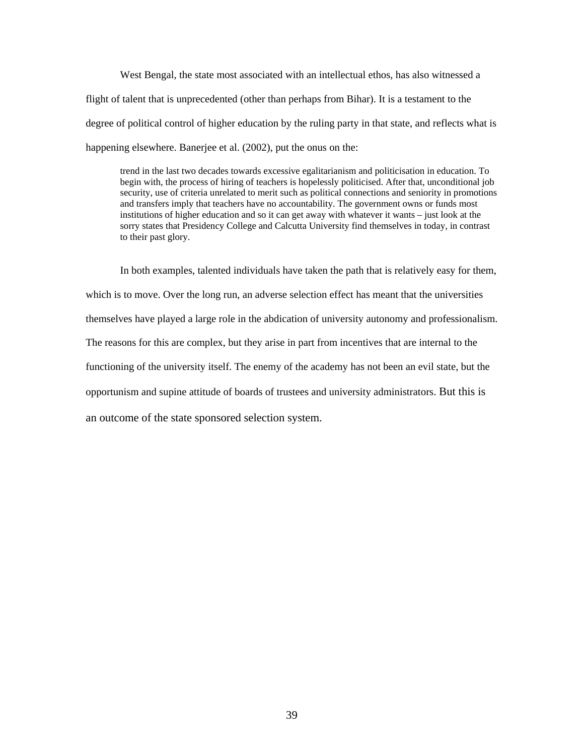West Bengal, the state most associated with an intellectual ethos, has also witnessed a flight of talent that is unprecedented (other than perhaps from Bihar). It is a testament to the degree of political control of higher education by the ruling party in that state, and reflects what is happening elsewhere. Banerjee et al. (2002), put the onus on the:

> trend in the last two decades towards excessive egalitarianism and politicisation in education. To begin with, the process of hiring of teachers is hopelessly politicised. After that, unconditional job security, use of criteria unrelated to merit such as political connections and seniority in promotions and transfers imply that teachers have no accountability. The government owns or funds most institutions of higher education and so it can get away with whatever it wants – just look at the sorry states that Presidency College and Calcutta University find themselves in today, in contrast to their past glory.

In both examples, talented individuals have taken the path that is relatively easy for them, which is to move. Over the long run, an adverse selection effect has meant that the universities themselves have played a large role in the abdication of university autonomy and professionalism. The reasons for this are complex, but they arise in part from incentives that are internal to the functioning of the university itself. The enemy of the academy has not been an evil state, but the opportunism and supine attitude of boards of trustees and university administrators. But this is an outcome of the state sponsored selection system.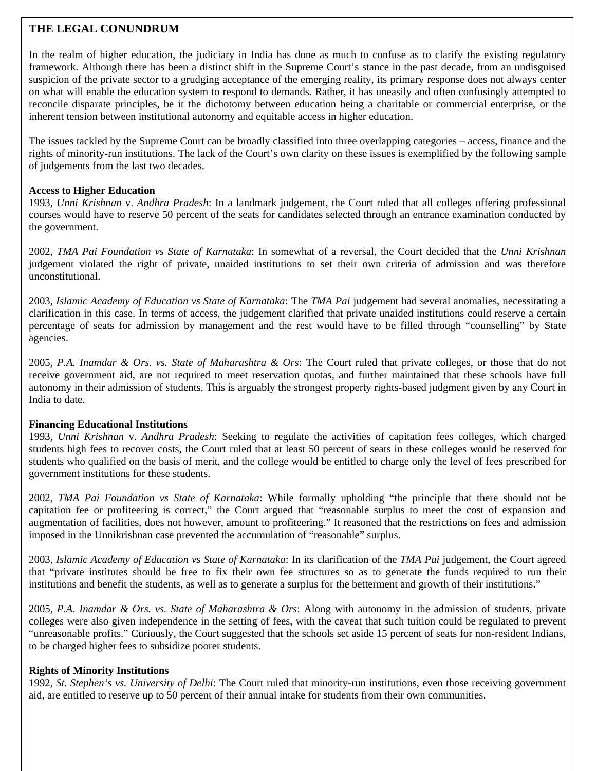## THE LEGAL CONUNDRUM

In the realm of higher education, the judiciary in India has done as much to confuse as to clarify the existing regulatory framework. Although there has been a distinct shift in the Supreme Court's stance in the past decade, from an undisguised suspicion of the private sector to a grudging acceptance of the emerging reality, its primary response does not always center on what will enable the education system to respond to demands. Rather, it has uneasily and often confusingly attempted to reconcile disparate principles, be it the dichotomy between education being a charitable or commercial enterprise, or the inherent tension between institutional autonomy and equitable access in higher education.

The issues tackled by the Supreme Court can be broadly classified into three overlapping categories – access, finance and the rights of minority-run institutions. The lack of the Court's own clarity on these issues is exemplified by the following sample of judgements from the last two decades.

**Access to Higher Education**

1993, *Unni Krishnan* v. *Andhra Pradesh*: In a landmark judgement, the Court ruled that all colleges offering professional courses would have to reserve 50 percent of the seats for candidates selected through an entrance examination conducted by the government.

2002, *TMA Pai Foundation vs State of Karnataka*: In somewhat of a reversal, the Court decided that the *Unni Krishnan* judgement violated the right of private, unaided institutions to set their own criteria of admission and was therefore unconstitutional.

2003, *Islamic Academy of Education vs State of Karnataka*: The *TMA Pai* judgement had several anomalies, necessitating a clarification in this case. In terms of access, the judgement clarified that private unaided institutions could reserve a certain percentage of seats for admission by management and the rest would have to be filled through "counselling" by State agencies.

2005, *P.A. Inamdar & Ors. vs. State of Maharashtra & Ors*: The Court ruled that private colleges, or those that do not receive government aid, are not required to meet reservation quotas, and further maintained that these schools have full autonomy in their admission of students. This is arguably the strongest property rights-based judgment given by any Court in India to date.

**Financing Educational Institutions**

1993, *Unni Krishnan* v. *Andhra Pradesh*: Seeking to regulate the activities of capitation fees colleges, which charged students high fees to recover costs, the Court ruled that at least 50 percent of seats in these colleges would be reserved for students who qualified on the basis of merit, and the college would be entitled to charge only the level of fees prescribed for government institutions for these students.

2002, *TMA Pai Foundation vs State of Karnataka*: While formally upholding "the principle that there should not be capitation fee or profiteering is correct," the Court argued that "reasonable surplus to meet the cost of expansion and augmentation of facilities, does not however, amount to profiteering." It reasoned that the restrictions on fees and admission imposed in the Unnikrishnan case prevented the accumulation of "reasonable" surplus.

2003, *Islamic Academy of Education vs State of Karnataka*: In its clarification of the *TMA Pai* judgement, the Court agreed that "private institutes should be free to fix their own fee structures so as to generate the funds required to run their institutions and benefit the students, as well as to generate a surplus for the betterment and growth of their institutions."

2005, *P.A. Inamdar & Ors. vs. State of Maharashtra & Ors*: Along with autonomy in the admission of students, private colleges were also given independence in the setting of fees, with the caveat that such tuition could be regulated to prevent "unreasonable profits." Curiously, the Court suggested that the schools set aside 15 percent of seats for non-resident Indians, to be charged higher fees to subsidize poorer students.

**Rights of Minority Institutions**

1992, *St. Stephen's vs. University of Delhi*: The Court ruled that minority-run institutions, even those receiving government aid, are entitled to reserve up to 50 percent of their annual intake for students from their own communities.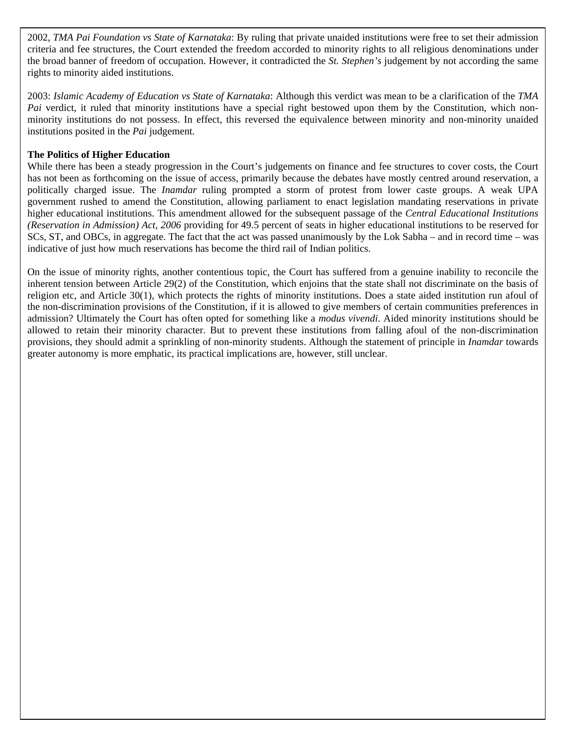2002, *TMA Pai Foundation vs State of Karnataka*: By ruling that private unaided institutions were free to set their admission criteria and fee structures, the Court extended the freedom accorded to minority rights to all religious denominations under the broad banner of freedom of occupation. However, it contradicted the *St. Stephen's* judgement by not according the same rights to minority aided institutions.

2003: *Islamic Academy of Education vs State of Karnataka*: Although this verdict was mean to be a clarification of the *TMA Pai* verdict, it ruled that minority institutions have a special right bestowed upon them by the Constitution, which non-minority institutions do not possess. In effect, this reversed the equivalence between minority and non-minority unaided institutions posited in the *Pai* judgement.

**The Politics of Higher Education**

While there has been a steady progression in the Court's judgements on finance and fee structures to cover costs, the Court has not been as forthcoming on the issue of access, primarily because the debates have mostly centred around reservation, a politically charged issue. The *Inamdar* ruling prompted a storm of protest from lower caste groups. A weak UPA government rushed to amend the Constitution, allowing parliament to enact legislation mandating reservations in private higher educational institutions. This amendment allowed for the subsequent passage of the *Central Educational Institutions (Reservation in Admission) Act, 2006* providing for 49.5 percent of seats in higher educational institutions to be reserved for SCs, ST, and OBCs, in aggregate. The fact that the act was passed unanimously by the Lok Sabha – and in record time – was indicative of just how much reservations has become the third rail of Indian politics.

On the issue of minority rights, another contentious topic, the Court has suffered from a genuine inability to reconcile the inherent tension between Article 29(2) of the Constitution, which enjoins that the state shall not discriminate on the basis of religion etc, and Article 30(1), which protects the rights of minority institutions. Does a state aided institution run afoul of the non-discrimination provisions of the Constitution, if it is allowed to give members of certain communities preferences in admission? Ultimately the Court has often opted for something like a *modus vivendi*. Aided minority institutions should be allowed to retain their minority character. But to prevent these institutions from falling afoul of the non-discrimination provisions, they should admit a sprinkling of non-minority students. Although the statement of principle in *Inamdar* towards greater autonomy is more emphatic, its practical implications are, however, still unclear.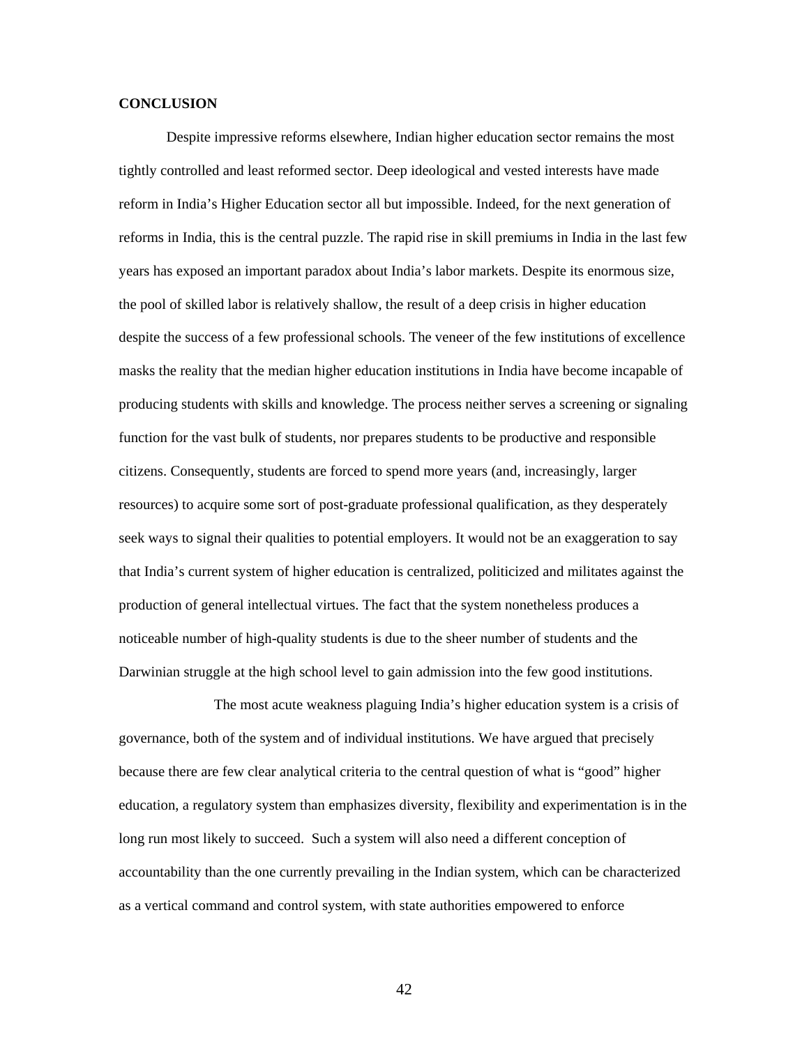**CONCLUSION**

Despite impressive reforms elsewhere, Indian higher education sector remains the most tightly controlled and least reformed sector. Deep ideological and vested interests have made reform in India's Higher Education sector all but impossible. Indeed, for the next generation of reforms in India, this is the central puzzle. The rapid rise in skill premiums in India in the last few years has exposed an important paradox about India's labor markets. Despite its enormous size, the pool of skilled labor is relatively shallow, the result of a deep crisis in higher education despite the success of a few professional schools. The veneer of the few institutions of excellence masks the reality that the median higher education institutions in India have become incapable of producing students with skills and knowledge. The process neither serves a screening or signaling function for the vast bulk of students, nor prepares students to be productive and responsible citizens. Consequently, students are forced to spend more years (and, increasingly, larger resources) to acquire some sort of post-graduate professional qualification, as they desperately seek ways to signal their qualities to potential employers. It would not be an exaggeration to say that India's current system of higher education is centralized, politicized and militates against the production of general intellectual virtues. The fact that the system nonetheless produces a noticeable number of high-quality students is due to the sheer number of students and the Darwinian struggle at the high school level to gain admission into the few good institutions.

The most acute weakness plaguing India's higher education system is a crisis of governance, both of the system and of individual institutions. We have argued that precisely because there are few clear analytical criteria to the central question of what is "good" higher education, a regulatory system than emphasizes diversity, flexibility and experimentation is in the long run most likely to succeed. Such a system will also need a different conception of accountability than the one currently prevailing in the Indian system, which can be characterized as a vertical command and control system, with state authorities empowered to enforce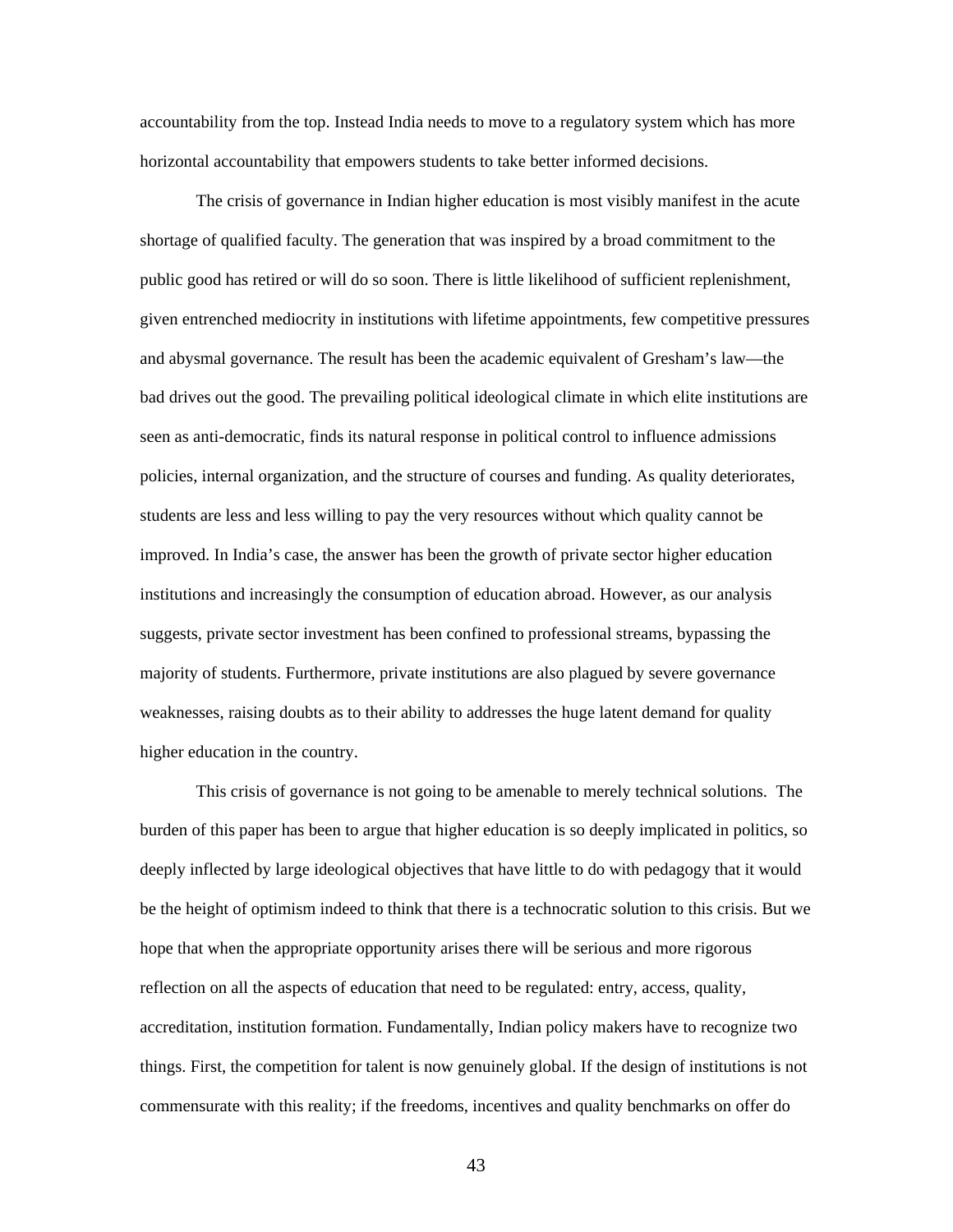accountability from the top. Instead India needs to move to a regulatory system which has more horizontal accountability that empowers students to take better informed decisions.

The crisis of governance in Indian higher education is most visibly manifest in the acute shortage of qualified faculty. The generation that was inspired by a broad commitment to the public good has retired or will do so soon. There is little likelihood of sufficient replenishment, given entrenched mediocrity in institutions with lifetime appointments, few competitive pressures and abysmal governance. The result has been the academic equivalent of Gresham's law—the bad drives out the good. The prevailing political ideological climate in which elite institutions are seen as anti-democratic, finds its natural response in political control to influence admissions policies, internal organization, and the structure of courses and funding. As quality deteriorates, students are less and less willing to pay the very resources without which quality cannot be improved. In India's case, the answer has been the growth of private sector higher education institutions and increasingly the consumption of education abroad. However, as our analysis suggests, private sector investment has been confined to professional streams, bypassing the majority of students. Furthermore, private institutions are also plagued by severe governance weaknesses, raising doubts as to their ability to addresses the huge latent demand for quality higher education in the country.

This crisis of governance is not going to be amenable to merely technical solutions. The burden of this paper has been to argue that higher education is so deeply implicated in politics, so deeply inflected by large ideological objectives that have little to do with pedagogy that it would be the height of optimism indeed to think that there is a technocratic solution to this crisis. But we hope that when the appropriate opportunity arises there will be serious and more rigorous reflection on all the aspects of education that need to be regulated: entry, access, quality, accreditation, institution formation. Fundamentally, Indian policy makers have to recognize two things. First, the competition for talent is now genuinely global. If the design of institutions is not commensurate with this reality; if the freedoms, incentives and quality benchmarks on offer do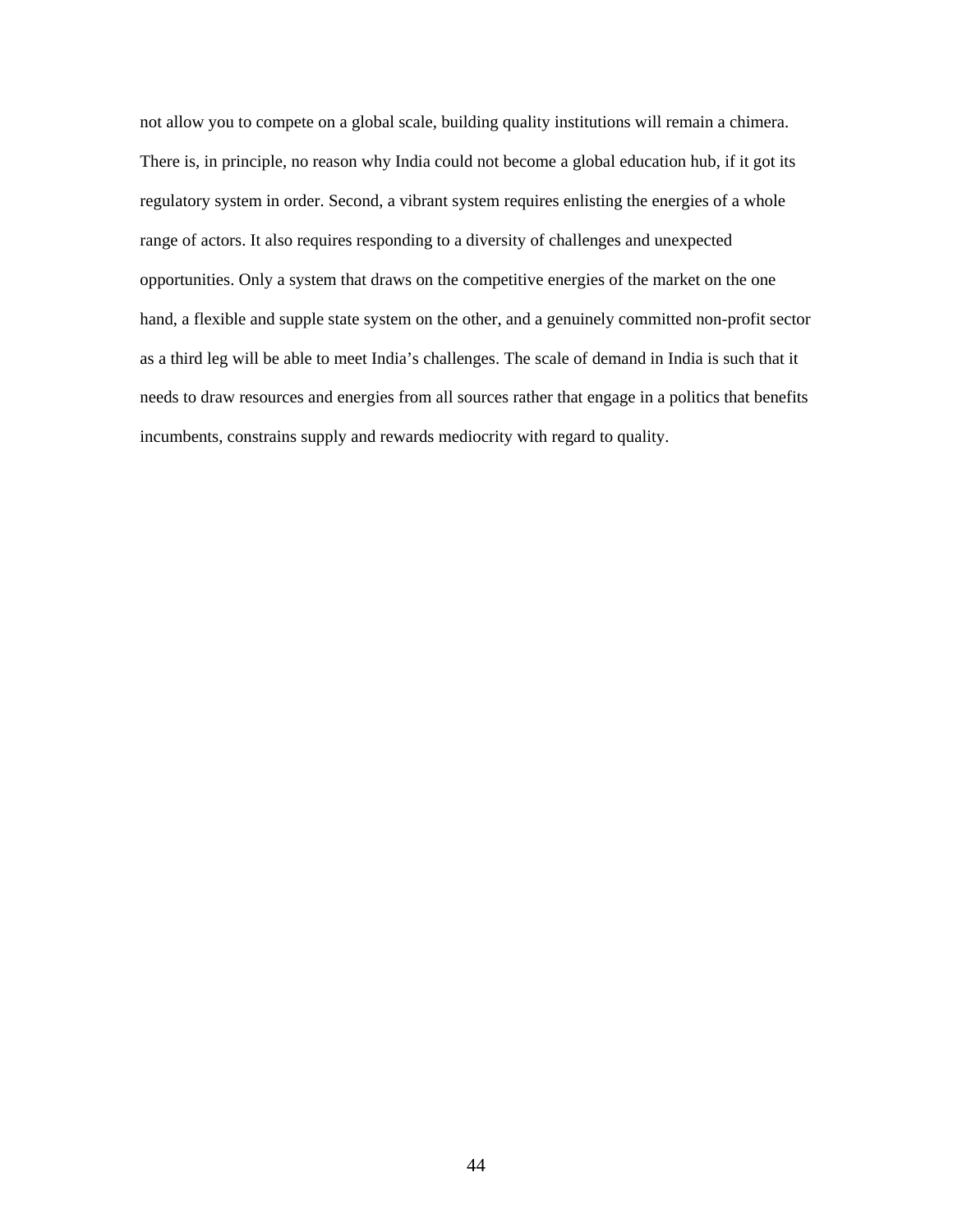not allow you to compete on a global scale, building quality institutions will remain a chimera. There is, in principle, no reason why India could not become a global education hub, if it got its regulatory system in order. Second, a vibrant system requires enlisting the energies of a whole range of actors. It also requires responding to a diversity of challenges and unexpected opportunities. Only a system that draws on the competitive energies of the market on the one hand, a flexible and supple state system on the other, and a genuinely committed non-profit sector as a third leg will be able to meet India's challenges. The scale of demand in India is such that it needs to draw resources and energies from all sources rather that engage in a politics that benefits incumbents, constrains supply and rewards mediocrity with regard to quality.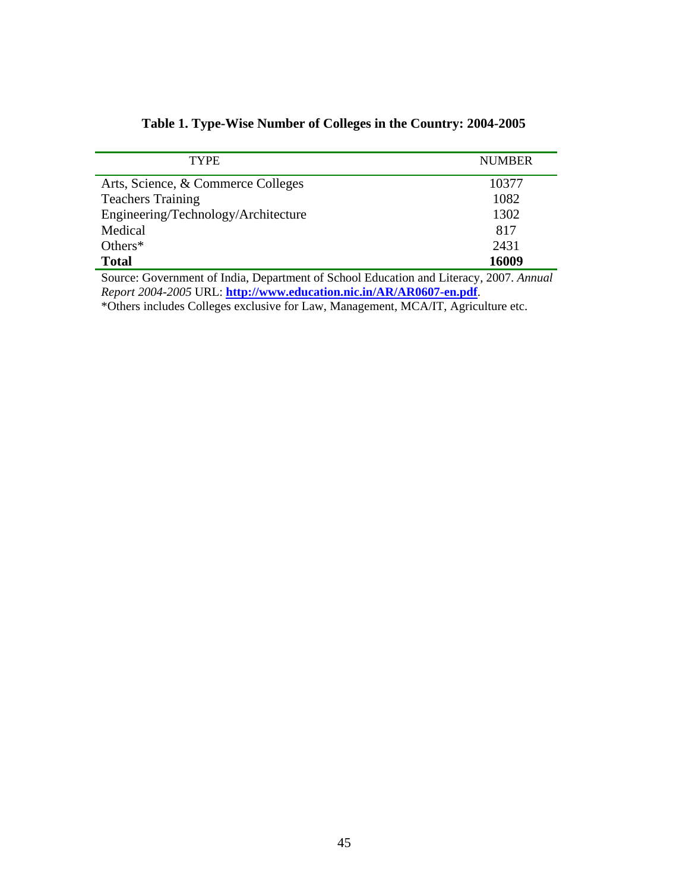**Table 1. Type-Wise Number of Colleges in the Country: 2004-2005**

| TYPE | NUMBER |
|---|---|
| Arts, Science, & Commerce Colleges | 10377 |
| Teachers Training | 1082 |
| Engineering/Technology/Architecture | 1302 |
| Medical | 817 |
| Others* | 2431 |
| **Total** | **16009** |

Source: Government of India, Department of School Education and Literacy, 2007. *Annual Report 2004-2005* URL: **http://www.education.nic.in/AR/AR0607-en.pdf**.

*Others includes Colleges exclusive for Law, Management, MCA/IT, Agriculture etc.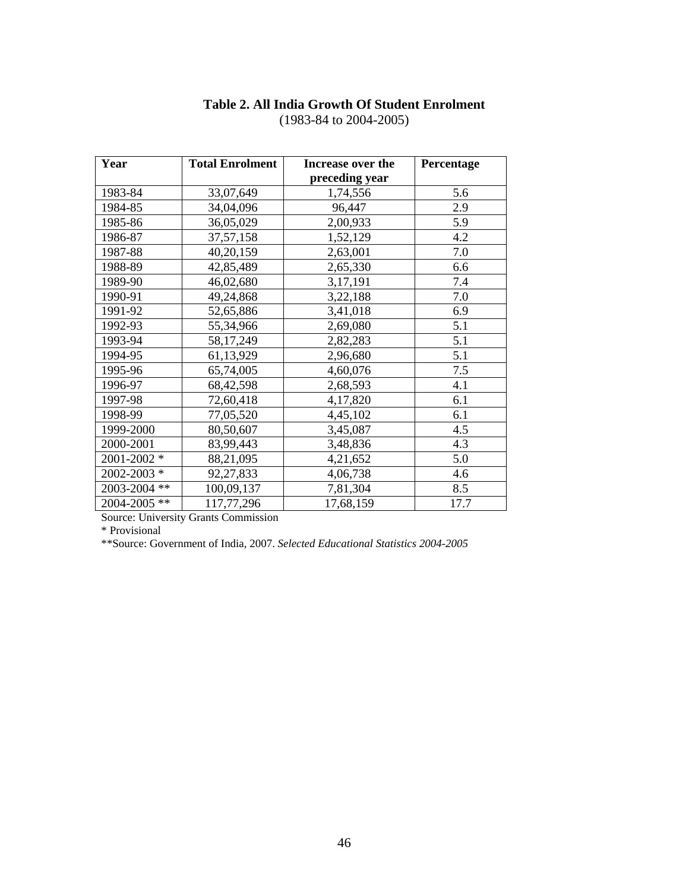**Table 2. All India Growth Of Student Enrolment**
(1983-84 to 2004-2005)

| Year | Total Enrolment | Increase over the preceding year | Percentage |
|---|---|---|---|
| 1983-84 | 33,07,649 | 1,74,556 | 5.6 |
| 1984-85 | 34,04,096 | 96,447 | 2.9 |
| 1985-86 | 36,05,029 | 2,00,933 | 5.9 |
| 1986-87 | 37,57,158 | 1,52,129 | 4.2 |
| 1987-88 | 40,20,159 | 2,63,001 | 7.0 |
| 1988-89 | 42,85,489 | 2,65,330 | 6.6 |
| 1989-90 | 46,02,680 | 3,17,191 | 7.4 |
| 1990-91 | 49,24,868 | 3,22,188 | 7.0 |
| 1991-92 | 52,65,886 | 3,41,018 | 6.9 |
| 1992-93 | 55,34,966 | 2,69,080 | 5.1 |
| 1993-94 | 58,17,249 | 2,82,283 | 5.1 |
| 1994-95 | 61,13,929 | 2,96,680 | 5.1 |
| 1995-96 | 65,74,005 | 4,60,076 | 7.5 |
| 1996-97 | 68,42,598 | 2,68,593 | 4.1 |
| 1997-98 | 72,60,418 | 4,17,820 | 6.1 |
| 1998-99 | 77,05,520 | 4,45,102 | 6.1 |
| 1999-2000 | 80,50,607 | 3,45,087 | 4.5 |
| 2000-2001 | 83,99,443 | 3,48,836 | 4.3 |
| 2001-2002 * | 88,21,095 | 4,21,652 | 5.0 |
| 2002-2003 * | 92,27,833 | 4,06,738 | 4.6 |
| 2003-2004 ** | 100,09,137 | 7,81,304 | 8.5 |
| 2004-2005 ** | 117,77,296 | 17,68,159 | 17.7 |

Source: University Grants Commission

* Provisional

**Source: Government of India, 2007. *Selected Educational Statistics 2004-2005*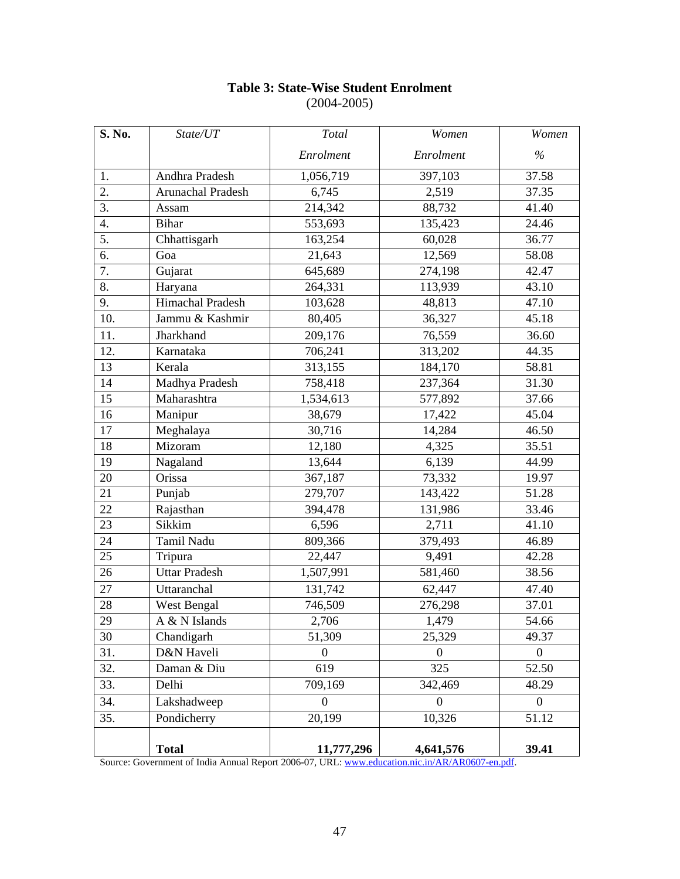**Table 3: State-Wise Student Enrolment**
(2004-2005)

| S. No. | *State/UT* | *Total Enrolment* | *Women Enrolment* | *Women %* |
|---|---|---|---|---|
| 1. | Andhra Pradesh | 1,056,719 | 397,103 | 37.58 |
| 2. | Arunachal Pradesh | 6,745 | 2,519 | 37.35 |
| 3. | Assam | 214,342 | 88,732 | 41.40 |
| 4. | Bihar | 553,693 | 135,423 | 24.46 |
| 5. | Chhattisgarh | 163,254 | 60,028 | 36.77 |
| 6. | Goa | 21,643 | 12,569 | 58.08 |
| 7. | Gujarat | 645,689 | 274,198 | 42.47 |
| 8. | Haryana | 264,331 | 113,939 | 43.10 |
| 9. | Himachal Pradesh | 103,628 | 48,813 | 47.10 |
| 10. | Jammu & Kashmir | 80,405 | 36,327 | 45.18 |
| 11. | Jharkhand | 209,176 | 76,559 | 36.60 |
| 12. | Karnataka | 706,241 | 313,202 | 44.35 |
| 13 | Kerala | 313,155 | 184,170 | 58.81 |
| 14 | Madhya Pradesh | 758,418 | 237,364 | 31.30 |
| 15 | Maharashtra | 1,534,613 | 577,892 | 37.66 |
| 16 | Manipur | 38,679 | 17,422 | 45.04 |
| 17 | Meghalaya | 30,716 | 14,284 | 46.50 |
| 18 | Mizoram | 12,180 | 4,325 | 35.51 |
| 19 | Nagaland | 13,644 | 6,139 | 44.99 |
| 20 | Orissa | 367,187 | 73,332 | 19.97 |
| 21 | Punjab | 279,707 | 143,422 | 51.28 |
| 22 | Rajasthan | 394,478 | 131,986 | 33.46 |
| 23 | Sikkim | 6,596 | 2,711 | 41.10 |
| 24 | Tamil Nadu | 809,366 | 379,493 | 46.89 |
| 25 | Tripura | 22,447 | 9,491 | 42.28 |
| 26 | Uttar Pradesh | 1,507,991 | 581,460 | 38.56 |
| 27 | Uttaranchal | 131,742 | 62,447 | 47.40 |
| 28 | West Bengal | 746,509 | 276,298 | 37.01 |
| 29 | A & N Islands | 2,706 | 1,479 | 54.66 |
| 30 | Chandigarh | 51,309 | 25,329 | 49.37 |
| 31. | D&N Haveli | 0 | 0 | 0 |
| 32. | Daman & Diu | 619 | 325 | 52.50 |
| 33. | Delhi | 709,169 | 342,469 | 48.29 |
| 34. | Lakshadweep | 0 | 0 | 0 |
| 35. | Pondicherry | 20,199 | 10,326 | 51.12 |
| | **Total** | **11,777,296** | **4,641,576** | **39.41** |

Source: Government of India Annual Report 2006-07, URL: www.education.nic.in/AR/AR0607-en.pdf.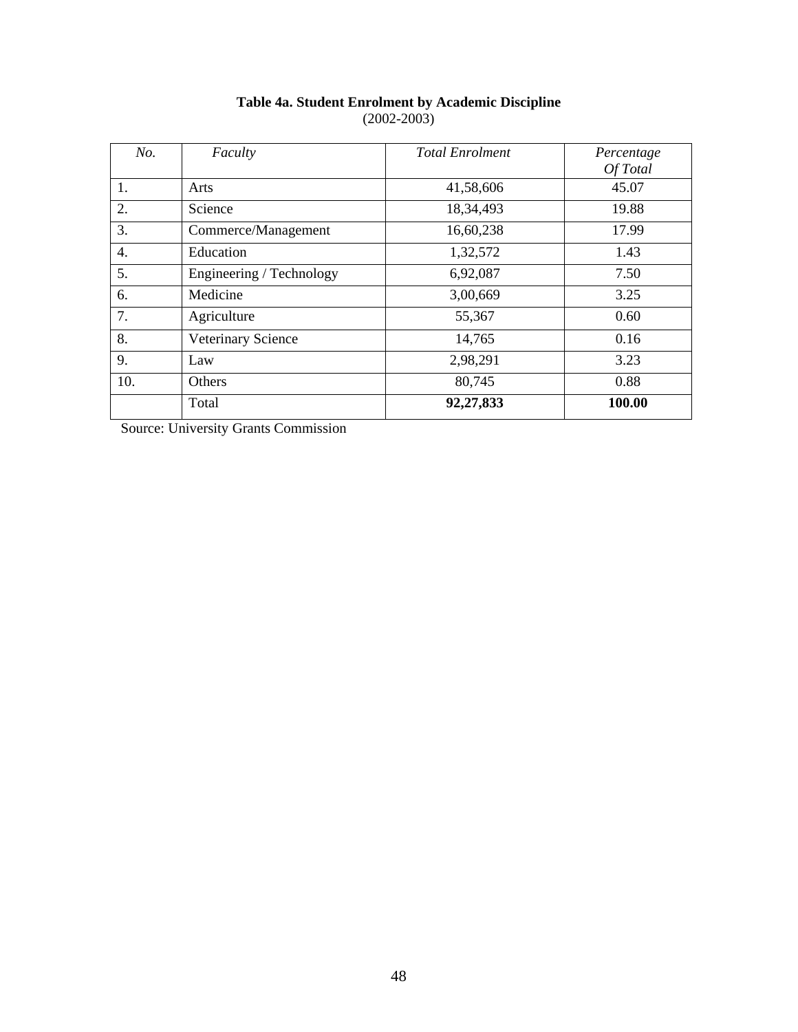**Table 4a. Student Enrolment by Academic Discipline**
(2002-2003)

| *No.* | *Faculty* | *Total Enrolment* | *Percentage Of Total* |
|---|---|---|---|
| 1. | Arts | 41,58,606 | 45.07 |
| 2. | Science | 18,34,493 | 19.88 |
| 3. | Commerce/Management | 16,60,238 | 17.99 |
| 4. | Education | 1,32,572 | 1.43 |
| 5. | Engineering / Technology | 6,92,087 | 7.50 |
| 6. | Medicine | 3,00,669 | 3.25 |
| 7. | Agriculture | 55,367 | 0.60 |
| 8. | Veterinary Science | 14,765 | 0.16 |
| 9. | Law | 2,98,291 | 3.23 |
| 10. | Others | 80,745 | 0.88 |
| | Total | **92,27,833** | **100.00** |

Source: University Grants Commission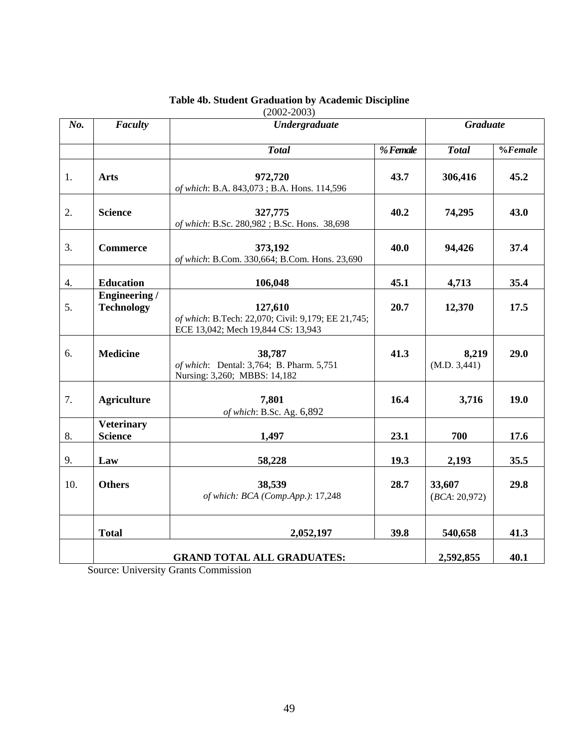**Table 4b. Student Graduation by Academic Discipline**
(2002-2003)

| *No.* | *Faculty* | *Undergraduate* | | *Graduate* | |
|---|---|---|---|---|---|
| | | ***Total*** | ***% Female*** | ***Total*** | ***%Female*** |
| 1. | **Arts** | **972,720** *of which*: B.A. 843,073 ; B.A. Hons. 114,596 | **43.7** | **306,416** | **45.2** |
| 2. | **Science** | **327,775** *of which*: B.Sc. 280,982 ; B.Sc. Hons. 38,698 | **40.2** | **74,295** | **43.0** |
| 3. | **Commerce** | **373,192** *of which*: B.Com. 330,664; B.Com. Hons. 23,690 | **40.0** | **94,426** | **37.4** |
| 4. | **Education** | **106,048** | **45.1** | **4,713** | **35.4** |
| 5. | **Engineering / Technology** | **127,610** *of which*: B.Tech: 22,070; Civil: 9,179; EE 21,745; ECE 13,042; Mech 19,844 CS: 13,943 | **20.7** | **12,370** | **17.5** |
| 6. | **Medicine** | **38,787** *of which*: Dental: 3,764; B. Pharm. 5,751 Nursing: 3,260; MBBS: 14,182 | **41.3** | **8,219** (M.D. 3,441) | **29.0** |
| 7. | **Agriculture** | **7,801** *of which*: B.Sc. Ag. 6,892 | **16.4** | **3,716** | **19.0** |
| 8. | **Veterinary Science** | **1,497** | **23.1** | **700** | **17.6** |
| 9. | **Law** | **58,228** | **19.3** | **2,193** | **35.5** |
| 10. | **Others** | **38,539** *of which: BCA (Comp.App.)*: 17,248 | **28.7** | **33,607** (*BCA*: 20,972) | **29.8** |
| | **Total** | **2,052,197** | **39.8** | **540,658** | **41.3** |
| | **GRAND TOTAL ALL GRADUATES:** | | | **2,592,855** | **40.1** |

Source: University Grants Commission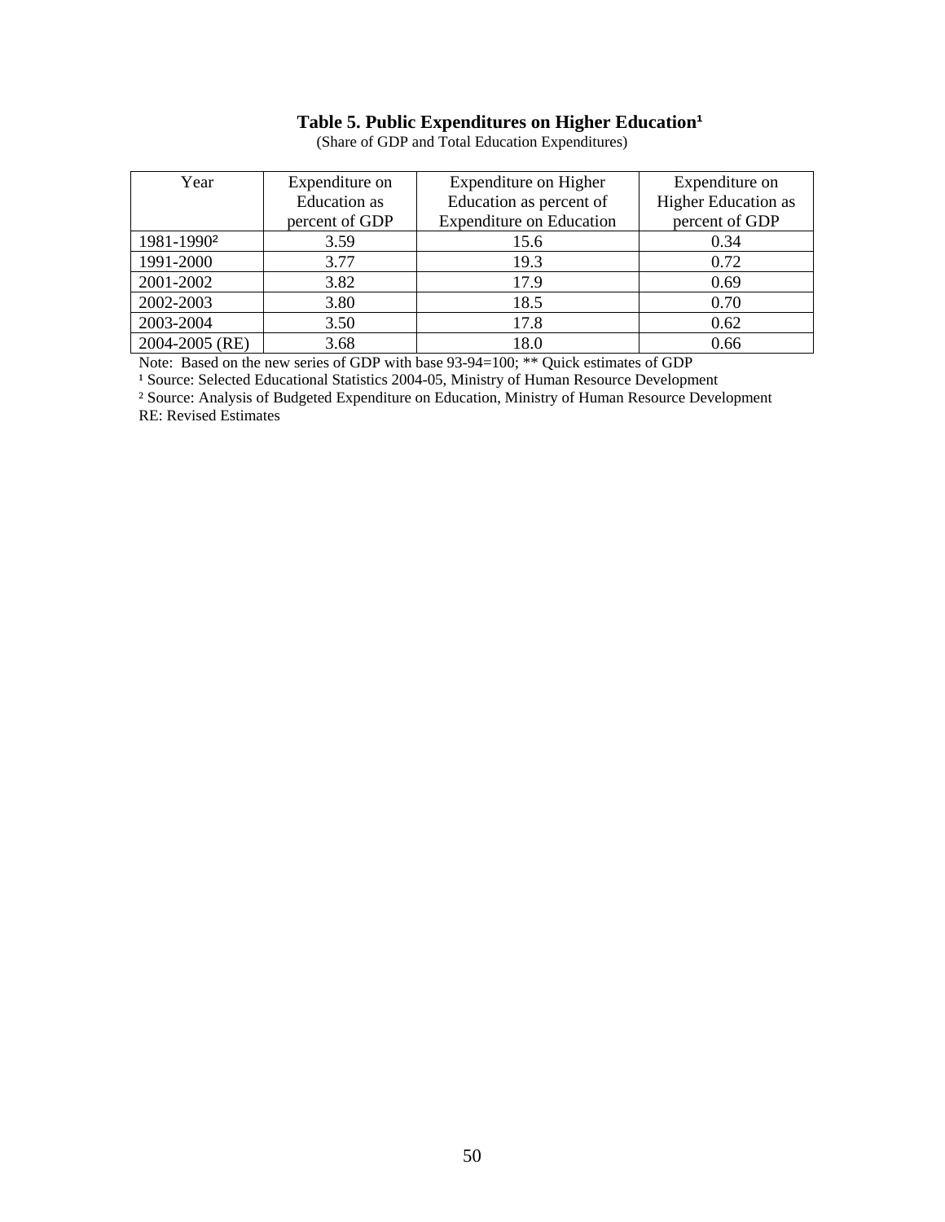**Table 5. Public Expenditures on Higher Education[1]**

(Share of GDP and Total Education Expenditures)

| Year | Expenditure on Education as percent of GDP | Expenditure on Higher Education as percent of Expenditure on Education | Expenditure on Higher Education as percent of GDP |
|---|---|---|---|
| 1981-1990[2] | 3.59 | 15.6 | 0.34 |
| 1991-2000 | 3.77 | 19.3 | 0.72 |
| 2001-2002 | 3.82 | 17.9 | 0.69 |
| 2002-2003 | 3.80 | 18.5 | 0.70 |
| 2003-2004 | 3.50 | 17.8 | 0.62 |
| 2004-2005 (RE) | 3.68 | 18.0 | 0.66 |

Note: Based on the new series of GDP with base 93-94=100; ** Quick estimates of GDP

[1] Source: Selected Educational Statistics 2004-05, Ministry of Human Resource Development

[2] Source: Analysis of Budgeted Expenditure on Education, Ministry of Human Resource Development

RE: Revised Estimates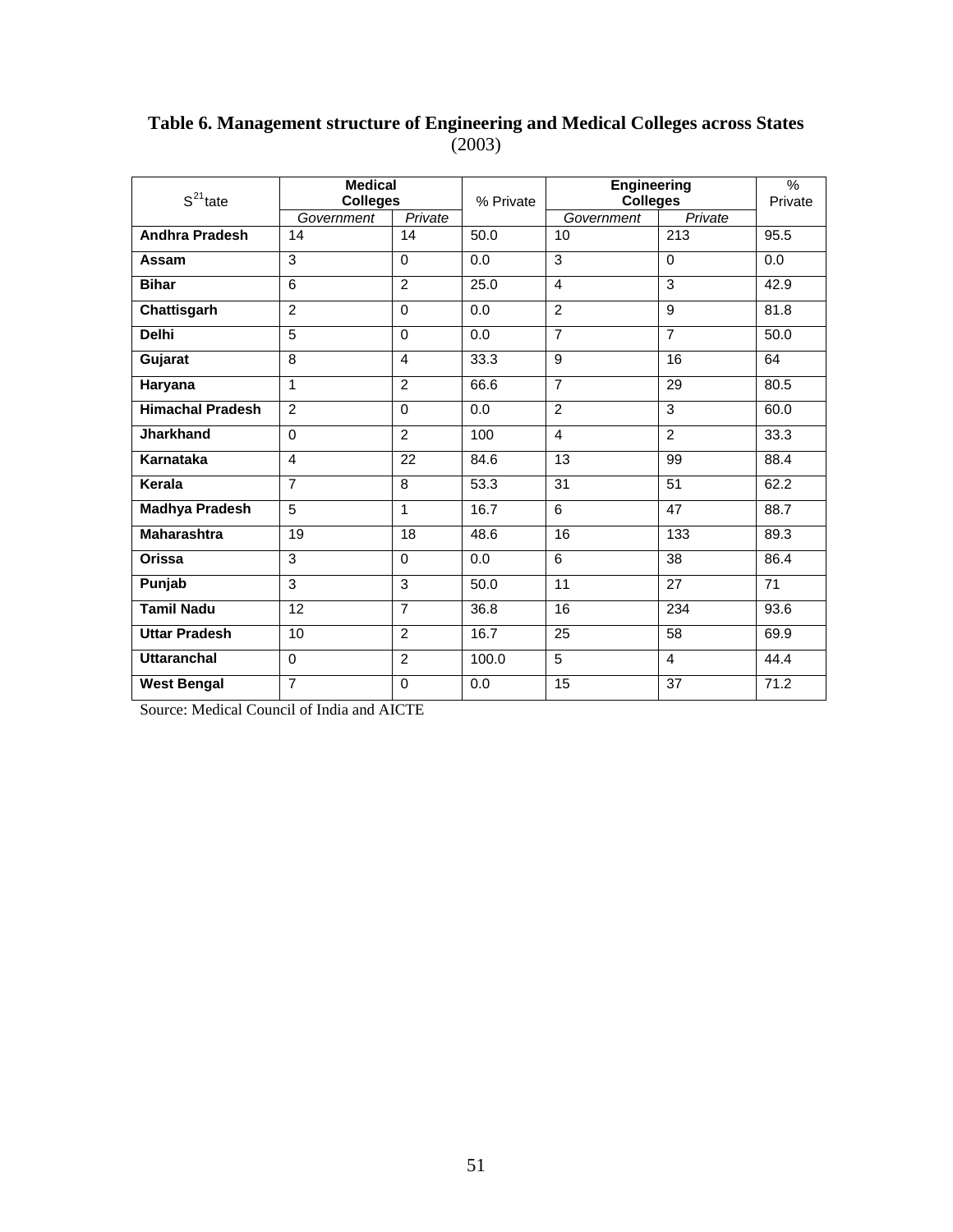**Table 6. Management structure of Engineering and Medical Colleges across States** (2003)

| S[21]tate | Medical Colleges | | % Private | Engineering Colleges | | % Private |
|---|---|---|---|---|---|---|
| | *Government* | *Private* | | *Government* | *Private* | |
| **Andhra Pradesh** | 14 | 14 | 50.0 | 10 | 213 | 95.5 |
| **Assam** | 3 | 0 | 0.0 | 3 | 0 | 0.0 |
| **Bihar** | 6 | 2 | 25.0 | 4 | 3 | 42.9 |
| **Chattisgarh** | 2 | 0 | 0.0 | 2 | 9 | 81.8 |
| **Delhi** | 5 | 0 | 0.0 | 7 | 7 | 50.0 |
| **Gujarat** | 8 | 4 | 33.3 | 9 | 16 | 64 |
| **Haryana** | 1 | 2 | 66.6 | 7 | 29 | 80.5 |
| **Himachal Pradesh** | 2 | 0 | 0.0 | 2 | 3 | 60.0 |
| **Jharkhand** | 0 | 2 | 100 | 4 | 2 | 33.3 |
| **Karnataka** | 4 | 22 | 84.6 | 13 | 99 | 88.4 |
| **Kerala** | 7 | 8 | 53.3 | 31 | 51 | 62.2 |
| **Madhya Pradesh** | 5 | 1 | 16.7 | 6 | 47 | 88.7 |
| **Maharashtra** | 19 | 18 | 48.6 | 16 | 133 | 89.3 |
| **Orissa** | 3 | 0 | 0.0 | 6 | 38 | 86.4 |
| **Punjab** | 3 | 3 | 50.0 | 11 | 27 | 71 |
| **Tamil Nadu** | 12 | 7 | 36.8 | 16 | 234 | 93.6 |
| **Uttar Pradesh** | 10 | 2 | 16.7 | 25 | 58 | 69.9 |
| **Uttaranchal** | 0 | 2 | 100.0 | 5 | 4 | 44.4 |
| **West Bengal** | 7 | 0 | 0.0 | 15 | 37 | 71.2 |

Source: Medical Council of India and AICTE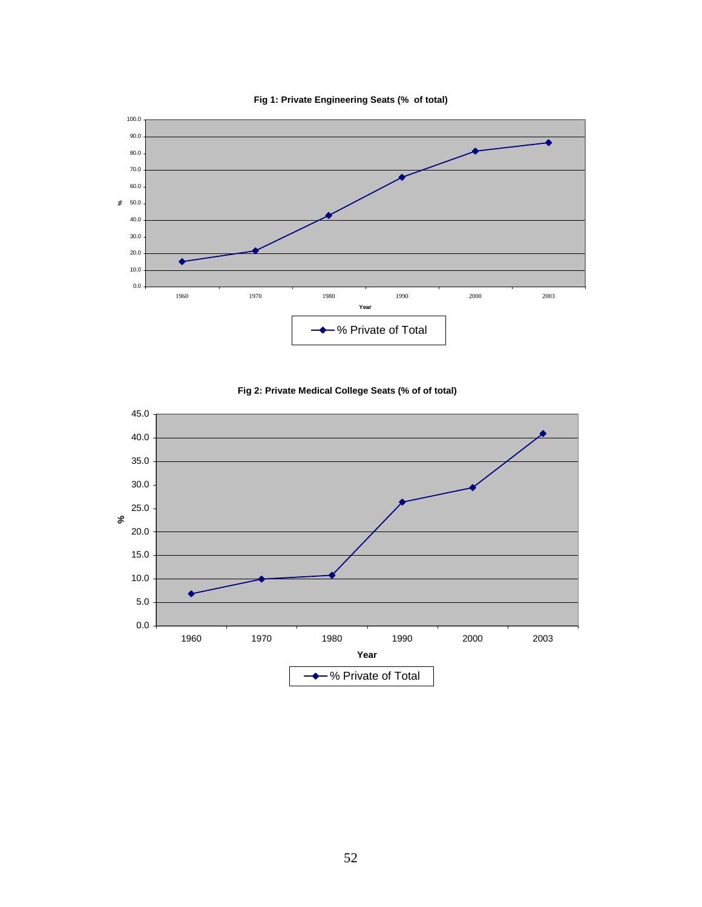**Fig 1: Private Engineering Seats (% of total)**

**Fig 2: Private Medical College Seats (% of of total)**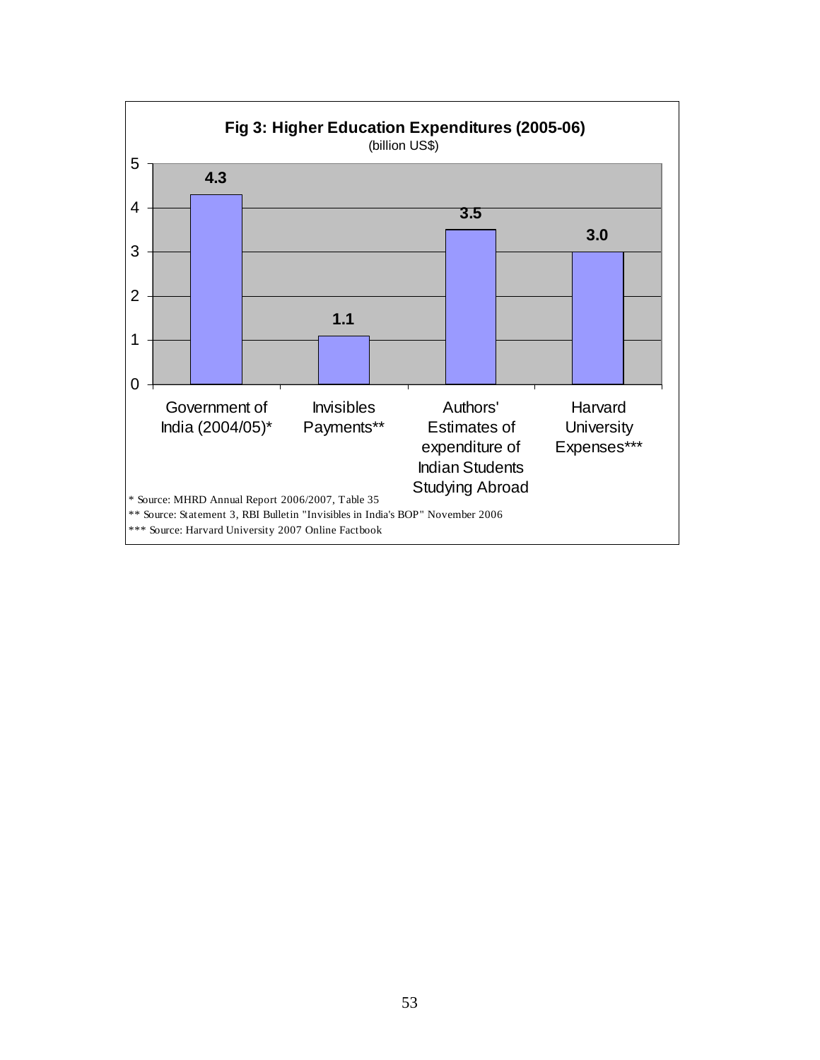**Fig 3: Higher Education Expenditures (2005-06)**

(billion US$)

| Category | Value |
|---|---|
| Government of India (2004/05)* | 4.3 |
| Invisibles Payments** | 1.1 |
| Authors' Estimates of expenditure of Indian Students Studying Abroad | 3.5 |
| Harvard University Expenses*** | 3.0 |

\* Source: MHRD Annual Report 2006/2007, Table 35

\*\* Source: Statement 3, RBI Bulletin "Invisibles in India's BOP" November 2006

\*\*\* Source: Harvard University 2007 Online Factbook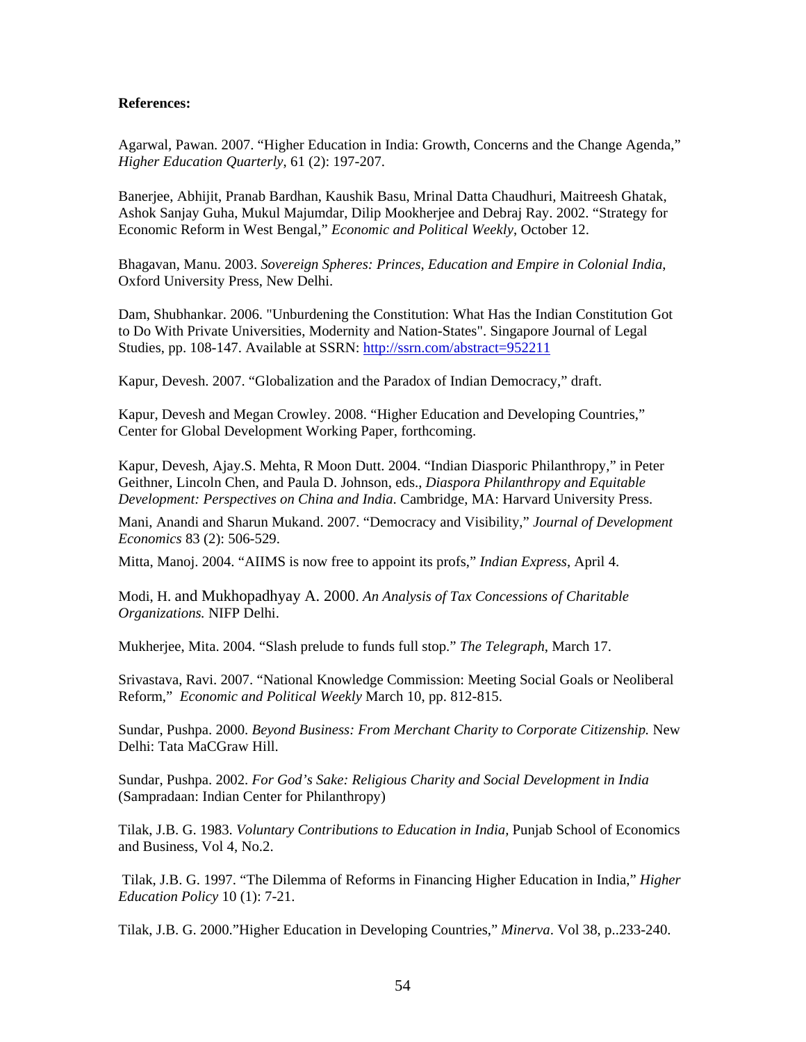**References:**

Agarwal, Pawan. 2007. "Higher Education in India: Growth, Concerns and the Change Agenda," *Higher Education Quarterly*, 61 (2): 197-207.

Banerjee, Abhijit, Pranab Bardhan, Kaushik Basu, Mrinal Datta Chaudhuri, Maitreesh Ghatak, Ashok Sanjay Guha, Mukul Majumdar, Dilip Mookherjee and Debraj Ray. 2002. "Strategy for Economic Reform in West Bengal," *Economic and Political Weekly*, October 12.

Bhagavan, Manu. 2003. *Sovereign Spheres: Princes, Education and Empire in Colonial India*, Oxford University Press, New Delhi.

Dam, Shubhankar. 2006. "Unburdening the Constitution: What Has the Indian Constitution Got to Do With Private Universities, Modernity and Nation-States". Singapore Journal of Legal Studies, pp. 108-147. Available at SSRN: http://ssrn.com/abstract=952211

Kapur, Devesh. 2007. "Globalization and the Paradox of Indian Democracy," draft.

Kapur, Devesh and Megan Crowley. 2008. "Higher Education and Developing Countries," Center for Global Development Working Paper, forthcoming.

Kapur, Devesh, Ajay.S. Mehta, R Moon Dutt. 2004. "Indian Diasporic Philanthropy," in Peter Geithner, Lincoln Chen, and Paula D. Johnson, eds., *Diaspora Philanthropy and Equitable Development: Perspectives on China and India*. Cambridge, MA: Harvard University Press.

Mani, Anandi and Sharun Mukand. 2007. "Democracy and Visibility," *Journal of Development Economics* 83 (2): 506-529.

Mitta, Manoj. 2004. "AIIMS is now free to appoint its profs," *Indian Express*, April 4.

Modi, H. and Mukhopadhyay A. 2000. *An Analysis of Tax Concessions of Charitable Organizations.* NIFP Delhi.

Mukherjee, Mita. 2004. "Slash prelude to funds full stop." *The Telegraph*, March 17.

Srivastava, Ravi. 2007. "National Knowledge Commission: Meeting Social Goals or Neoliberal Reform," *Economic and Political Weekly* March 10, pp. 812-815.

Sundar, Pushpa. 2000. *Beyond Business: From Merchant Charity to Corporate Citizenship.* New Delhi: Tata MaCGraw Hill.

Sundar, Pushpa. 2002. *For God's Sake: Religious Charity and Social Development in India* (Sampradaan: Indian Center for Philanthropy)

Tilak, J.B. G. 1983. *Voluntary Contributions to Education in India*, Punjab School of Economics and Business, Vol 4, No.2.

Tilak, J.B. G. 1997. "The Dilemma of Reforms in Financing Higher Education in India," *Higher Education Policy* 10 (1): 7-21.

Tilak, J.B. G. 2000."Higher Education in Developing Countries," *Minerva*. Vol 38, p..233-240.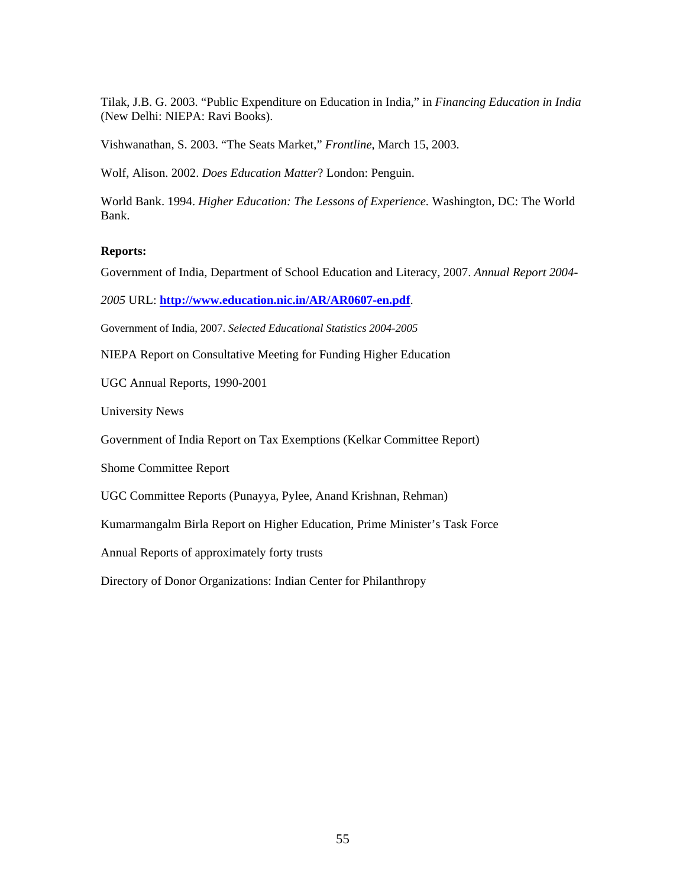Tilak, J.B. G. 2003. "Public Expenditure on Education in India," in *Financing Education in India* (New Delhi: NIEPA: Ravi Books).

Vishwanathan, S. 2003. "The Seats Market," *Frontline*, March 15, 2003.

Wolf, Alison. 2002. *Does Education Matter*? London: Penguin.

World Bank. 1994. *Higher Education: The Lessons of Experience*. Washington, DC: The World Bank.

**Reports:**

Government of India, Department of School Education and Literacy, 2007. *Annual Report 2004-2005* URL: **http://www.education.nic.in/AR/AR0607-en.pdf**.

Government of India, 2007. *Selected Educational Statistics 2004-2005*

NIEPA Report on Consultative Meeting for Funding Higher Education

UGC Annual Reports, 1990-2001

University News

Government of India Report on Tax Exemptions (Kelkar Committee Report)

Shome Committee Report

UGC Committee Reports (Punayya, Pylee, Anand Krishnan, Rehman)

Kumarmangalm Birla Report on Higher Education, Prime Minister's Task Force

Annual Reports of approximately forty trusts

Directory of Donor Organizations: Indian Center for Philanthropy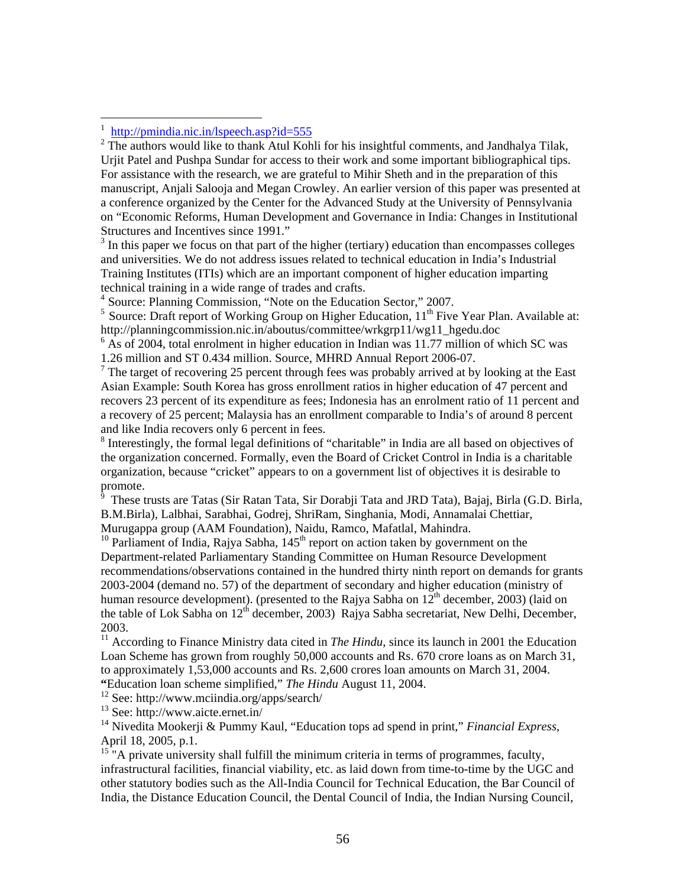[1] http://pmindia.nic.in/lspeech.asp?id=555

[2] The authors would like to thank Atul Kohli for his insightful comments, and Jandhalya Tilak, Urjit Patel and Pushpa Sundar for access to their work and some important bibliographical tips. For assistance with the research, we are grateful to Mihir Sheth and in the preparation of this manuscript, Anjali Salooja and Megan Crowley. An earlier version of this paper was presented at a conference organized by the Center for the Advanced Study at the University of Pennsylvania on "Economic Reforms, Human Development and Governance in India: Changes in Institutional Structures and Incentives since 1991."

[3] In this paper we focus on that part of the higher (tertiary) education than encompasses colleges and universities. We do not address issues related to technical education in India's Industrial Training Institutes (ITIs) which are an important component of higher education imparting technical training in a wide range of trades and crafts.

[4] Source: Planning Commission, "Note on the Education Sector," 2007.

[5] Source: Draft report of Working Group on Higher Education, 11th Five Year Plan. Available at: http://planningcommission.nic.in/aboutus/committee/wrkgrp11/wg11_hgedu.doc

[6] As of 2004, total enrolment in higher education in Indian was 11.77 million of which SC was 1.26 million and ST 0.434 million. Source, MHRD Annual Report 2006-07.

[7] The target of recovering 25 percent through fees was probably arrived at by looking at the East Asian Example: South Korea has gross enrollment ratios in higher education of 47 percent and recovers 23 percent of its expenditure as fees; Indonesia has an enrolment ratio of 11 percent and a recovery of 25 percent; Malaysia has an enrollment comparable to India's of around 8 percent and like India recovers only 6 percent in fees.

[8] Interestingly, the formal legal definitions of "charitable" in India are all based on objectives of the organization concerned. Formally, even the Board of Cricket Control in India is a charitable organization, because "cricket" appears to on a government list of objectives it is desirable to promote.

[9] These trusts are Tatas (Sir Ratan Tata, Sir Dorabji Tata and JRD Tata), Bajaj, Birla (G.D. Birla, B.M.Birla), Lalbhai, Sarabhai, Godrej, ShriRam, Singhania, Modi, Annamalai Chettiar, Murugappa group (AAM Foundation), Naidu, Ramco, Mafatlal, Mahindra.

[10] Parliament of India, Rajya Sabha, 145th report on action taken by government on the Department-related Parliamentary Standing Committee on Human Resource Development recommendations/observations contained in the hundred thirty ninth report on demands for grants 2003-2004 (demand no. 57) of the department of secondary and higher education (ministry of human resource development). (presented to the Rajya Sabha on 12th december, 2003) (laid on the table of Lok Sabha on 12th december, 2003) Rajya Sabha secretariat, New Delhi, December, 2003.

[11] According to Finance Ministry data cited in *The Hindu*, since its launch in 2001 the Education Loan Scheme has grown from roughly 50,000 accounts and Rs. 670 crore loans as on March 31, to approximately 1,53,000 accounts and Rs. 2,600 crores loan amounts on March 31, 2004. **"**Education loan scheme simplified," *The Hindu* August 11, 2004.

[12] See: http://www.mciindia.org/apps/search/

[13] See: http://www.aicte.ernet.in/

[14] Nivedita Mookerji & Pummy Kaul, "Education tops ad spend in print," *Financial Express*, April 18, 2005, p.1.

[15] "A private university shall fulfill the minimum criteria in terms of programmes, faculty, infrastructural facilities, financial viability, etc. as laid down from time-to-time by the UGC and other statutory bodies such as the All-India Council for Technical Education, the Bar Council of India, the Distance Education Council, the Dental Council of India, the Indian Nursing Council,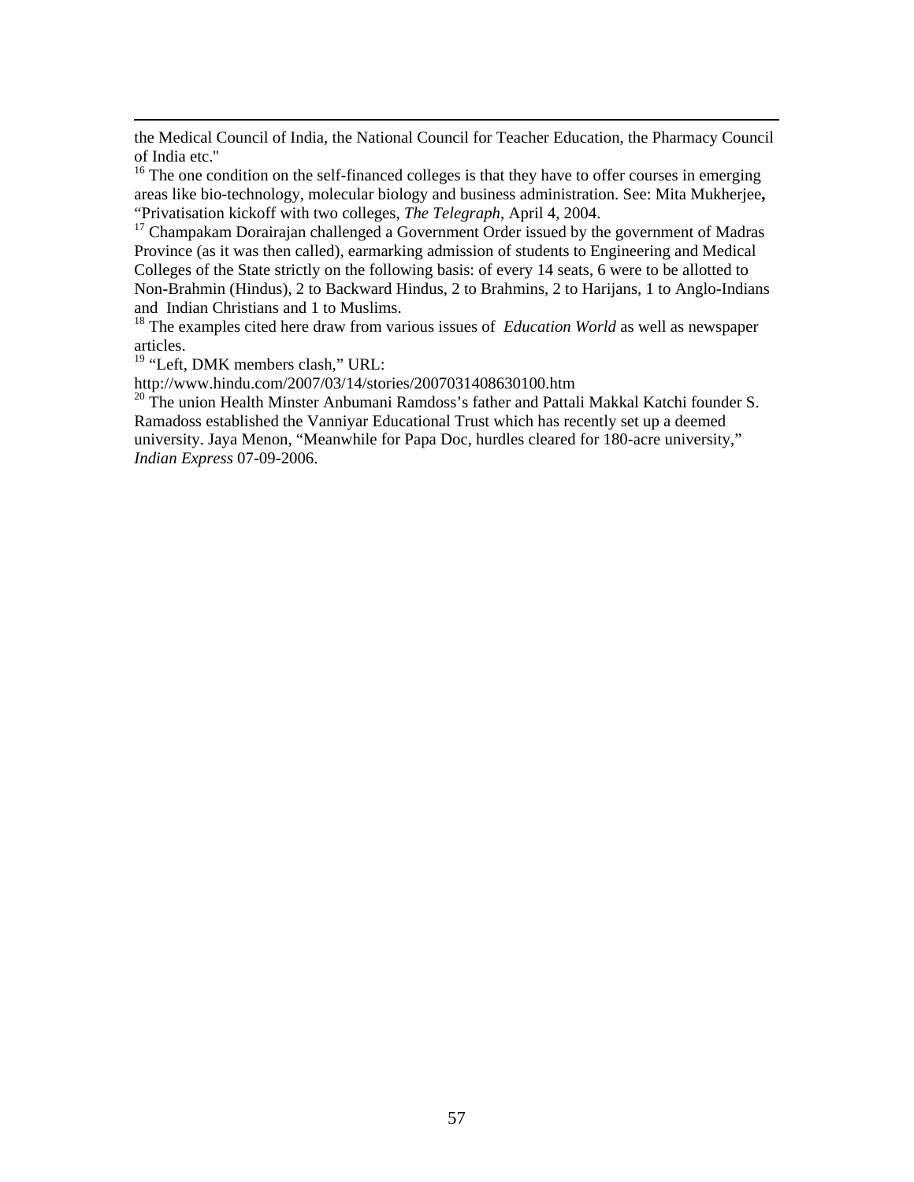the Medical Council of India, the National Council for Teacher Education, the Pharmacy Council of India etc."

[16] The one condition on the self-financed colleges is that they have to offer courses in emerging areas like bio-technology, molecular biology and business administration. See: Mita Mukherjee**,** "Privatisation kickoff with two colleges, *The Telegraph*, April 4, 2004.

[17] Champakam Dorairajan challenged a Government Order issued by the government of Madras Province (as it was then called), earmarking admission of students to Engineering and Medical Colleges of the State strictly on the following basis: of every 14 seats, 6 were to be allotted to Non-Brahmin (Hindus), 2 to Backward Hindus, 2 to Brahmins, 2 to Harijans, 1 to Anglo-Indians and Indian Christians and 1 to Muslims.

[18] The examples cited here draw from various issues of *Education World* as well as newspaper articles.

[19] "Left, DMK members clash," URL: http://www.hindu.com/2007/03/14/stories/2007031408630100.htm

[20] The union Health Minster Anbumani Ramdoss's father and Pattali Makkal Katchi founder S. Ramadoss established the Vanniyar Educational Trust which has recently set up a deemed university. Jaya Menon, "Meanwhile for Papa Doc, hurdles cleared for 180-acre university," *Indian Express* 07-09-2006.